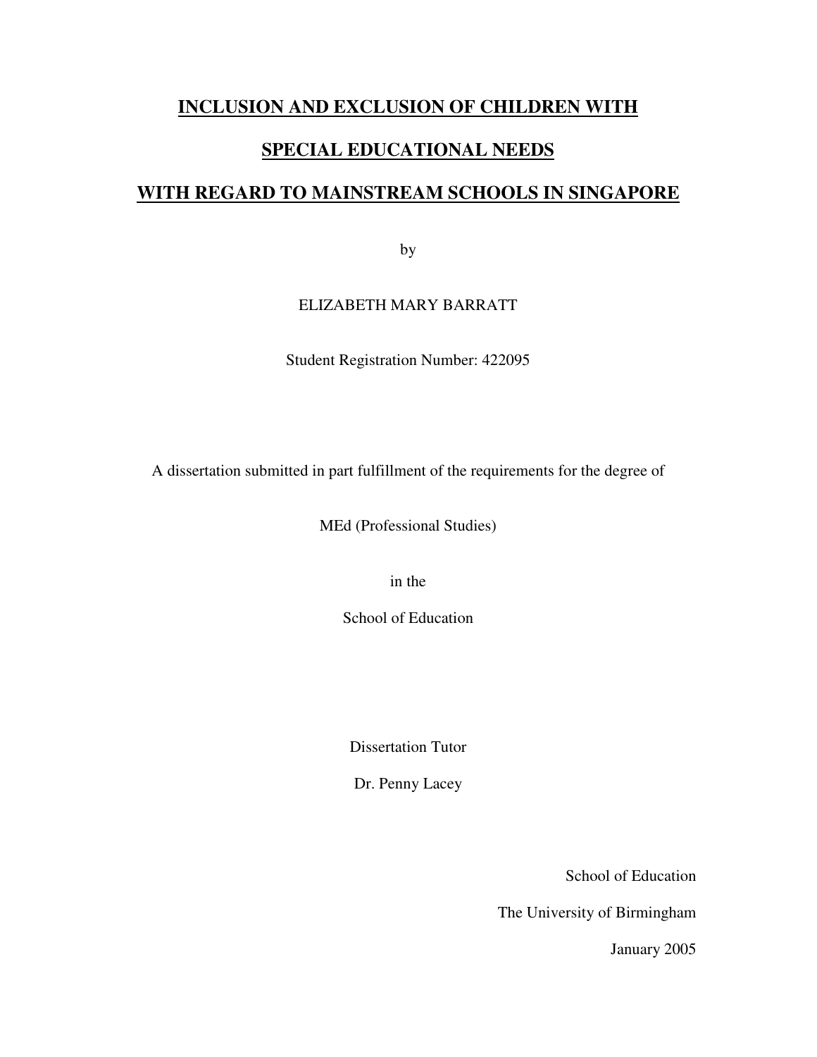# INCLUSION AND EXCLUSION OF CHILDREN WITH SPECIAL EDUCATIONAL NEEDS WITH REGARD TO MAINSTREAM SCHOOLS IN SINGAPORE

by

ELIZABETH MARY BARRATT

Student Registration Number: 422095

A dissertation submitted in part fulfillment of the requirements for the degree of

MEd (Professional Studies)

in the

School of Education

Dissertation Tutor

Dr. Penny Lacey

School of Education

The University of Birmingham

January 2005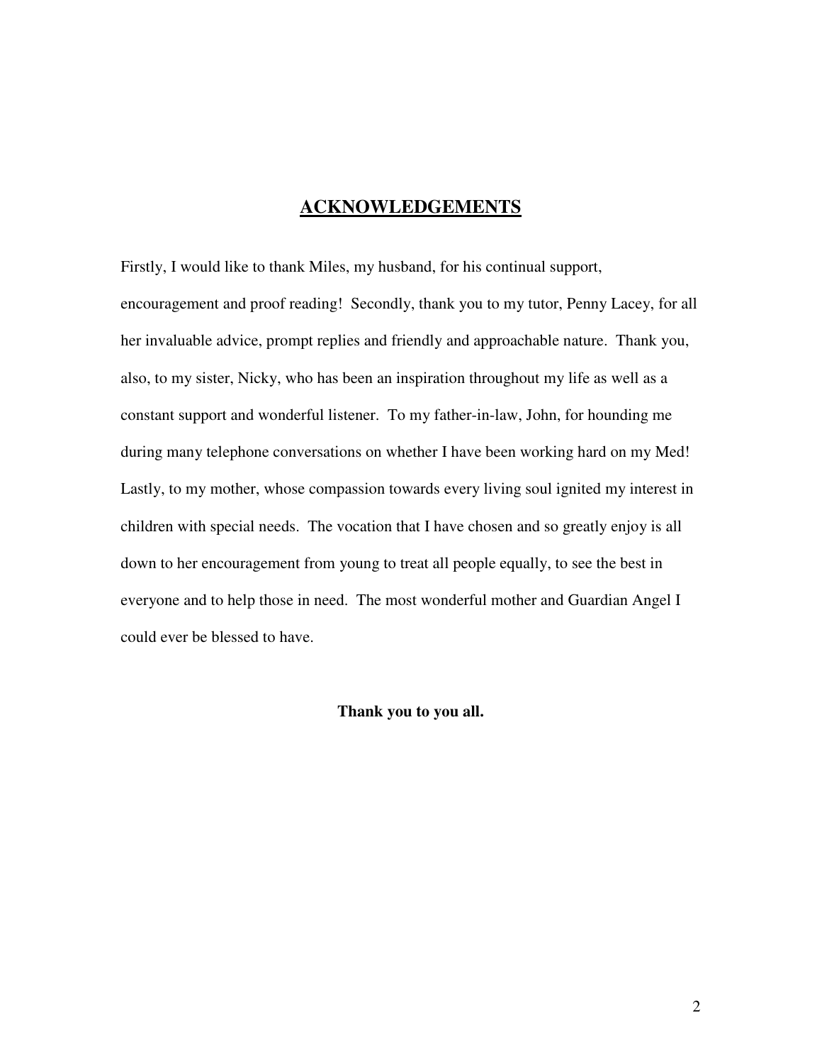# ACKNOWLEDGEMENTS

Firstly, I would like to thank Miles, my husband, for his continual support, encouragement and proof reading! Secondly, thank you to my tutor, Penny Lacey, for all her invaluable advice, prompt replies and friendly and approachable nature. Thank you, also, to my sister, Nicky, who has been an inspiration throughout my life as well as a constant support and wonderful listener. To my father-in-law, John, for hounding me during many telephone conversations on whether I have been working hard on my Med! Lastly, to my mother, whose compassion towards every living soul ignited my interest in children with special needs. The vocation that I have chosen and so greatly enjoy is all down to her encouragement from young to treat all people equally, to see the best in everyone and to help those in need. The most wonderful mother and Guardian Angel I could ever be blessed to have.

**Thank you to you all.**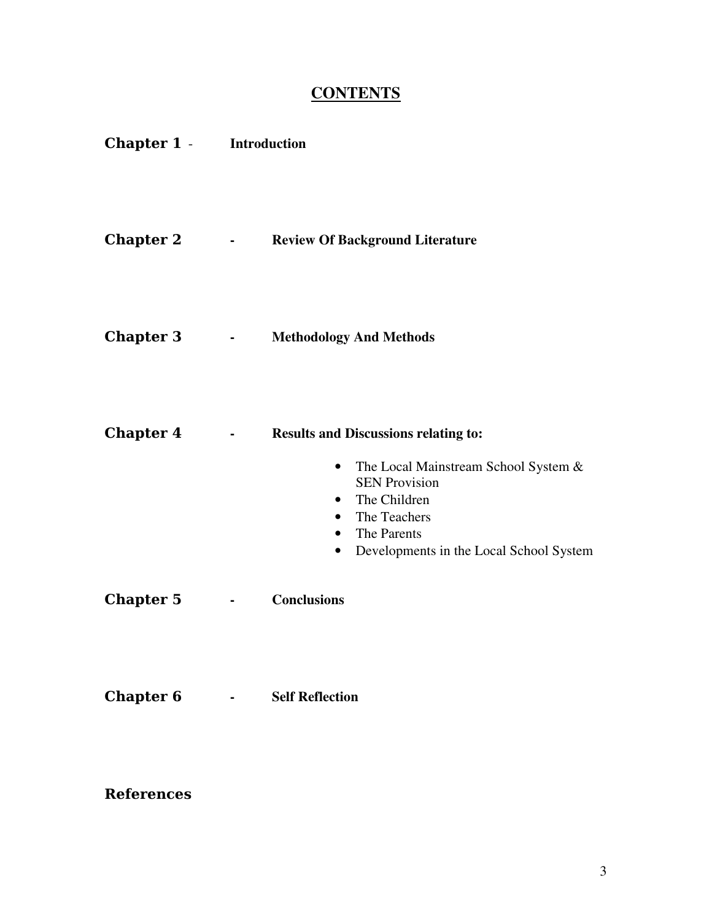# CONTENTS

**Chapter 1** - **Introduction**

**Chapter 2** - **Review Of Background Literature**

**Chapter 3** - **Methodology And Methods**

**Chapter 4** - **Results and Discussions relating to:**

- The Local Mainstream School System & SEN Provision
- The Children
- The Teachers
- The Parents
- Developments in the Local School System

**Chapter 5** - **Conclusions**

**Chapter 6** - **Self Reflection**

**References**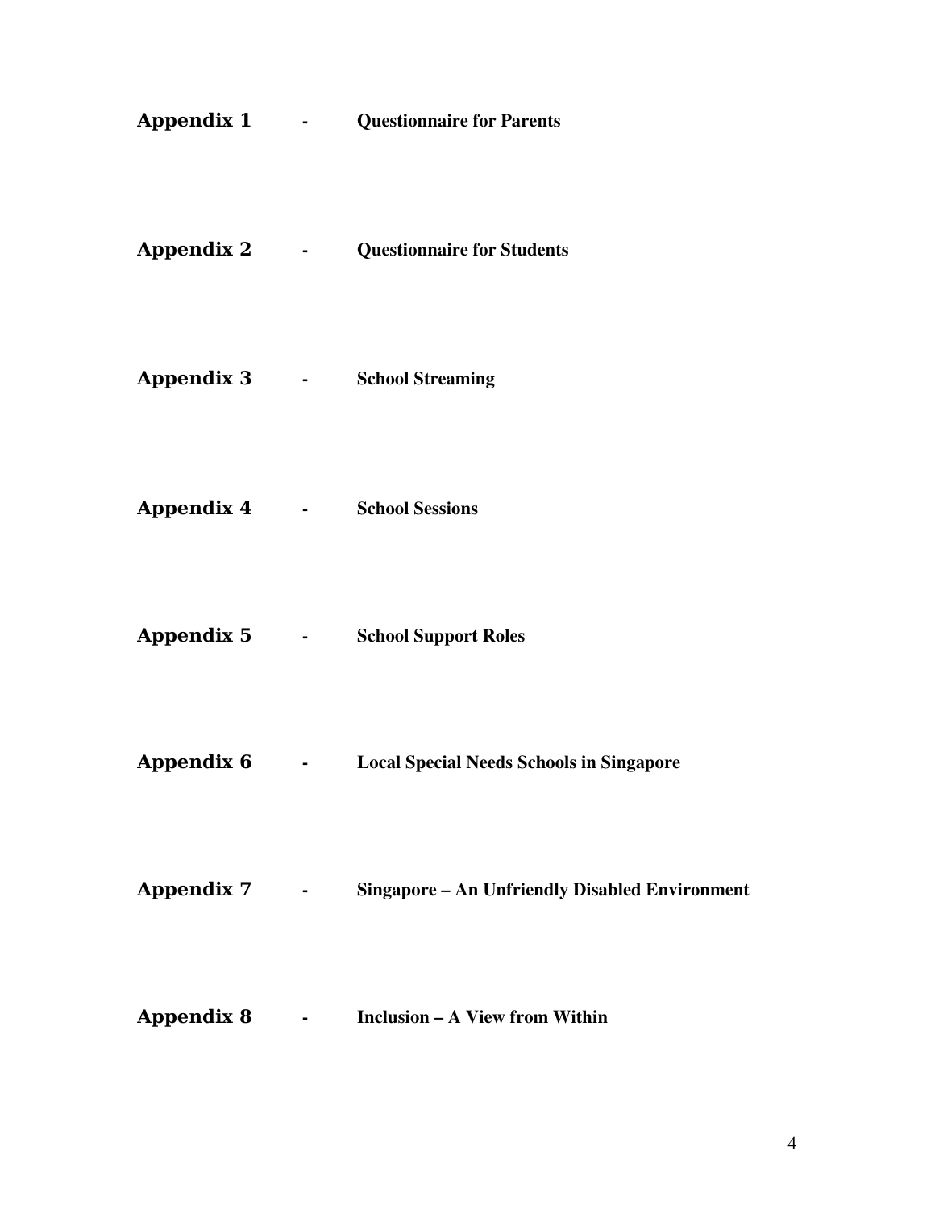**Appendix 1** - **Questionnaire for Parents**

**Appendix 2** - **Questionnaire for Students**

**Appendix 3** - **School Streaming**

**Appendix 4** - **School Sessions**

**Appendix 5** - **School Support Roles**

**Appendix 6** - **Local Special Needs Schools in Singapore**

**Appendix 7** - **Singapore – An Unfriendly Disabled Environment**

**Appendix 8** - **Inclusion – A View from Within**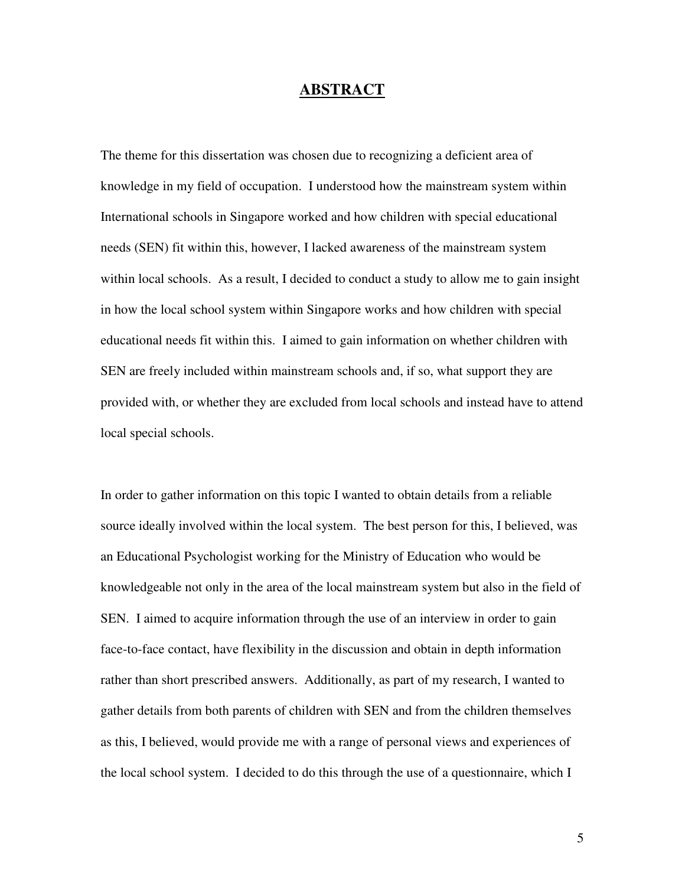# ABSTRACT

The theme for this dissertation was chosen due to recognizing a deficient area of knowledge in my field of occupation. I understood how the mainstream system within International schools in Singapore worked and how children with special educational needs (SEN) fit within this, however, I lacked awareness of the mainstream system within local schools. As a result, I decided to conduct a study to allow me to gain insight in how the local school system within Singapore works and how children with special educational needs fit within this. I aimed to gain information on whether children with SEN are freely included within mainstream schools and, if so, what support they are provided with, or whether they are excluded from local schools and instead have to attend local special schools.

In order to gather information on this topic I wanted to obtain details from a reliable source ideally involved within the local system. The best person for this, I believed, was an Educational Psychologist working for the Ministry of Education who would be knowledgeable not only in the area of the local mainstream system but also in the field of SEN. I aimed to acquire information through the use of an interview in order to gain face-to-face contact, have flexibility in the discussion and obtain in depth information rather than short prescribed answers. Additionally, as part of my research, I wanted to gather details from both parents of children with SEN and from the children themselves as this, I believed, would provide me with a range of personal views and experiences of the local school system. I decided to do this through the use of a questionnaire, which I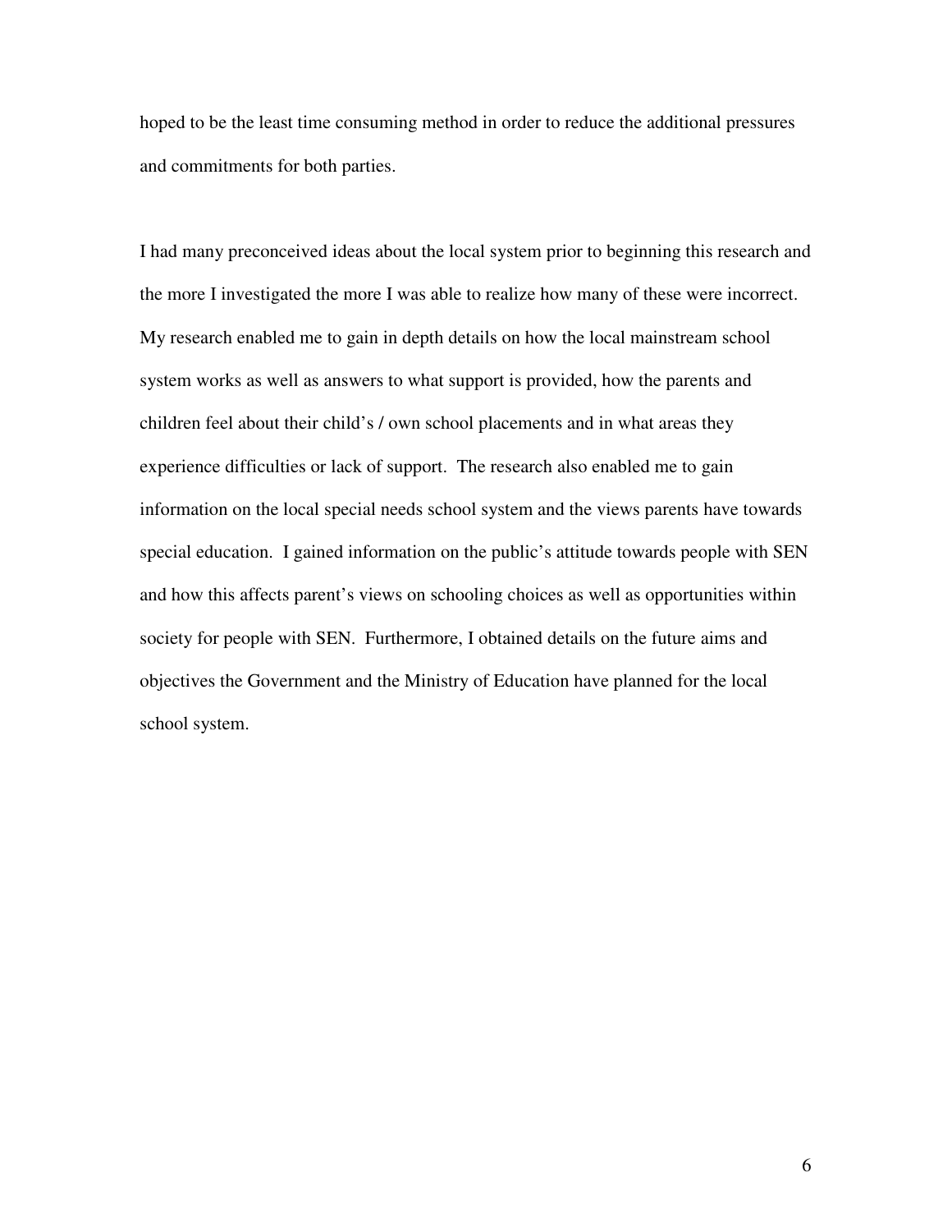hoped to be the least time consuming method in order to reduce the additional pressures and commitments for both parties.

I had many preconceived ideas about the local system prior to beginning this research and the more I investigated the more I was able to realize how many of these were incorrect. My research enabled me to gain in depth details on how the local mainstream school system works as well as answers to what support is provided, how the parents and children feel about their child's / own school placements and in what areas they experience difficulties or lack of support. The research also enabled me to gain information on the local special needs school system and the views parents have towards special education. I gained information on the public's attitude towards people with SEN and how this affects parent's views on schooling choices as well as opportunities within society for people with SEN. Furthermore, I obtained details on the future aims and objectives the Government and the Ministry of Education have planned for the local school system.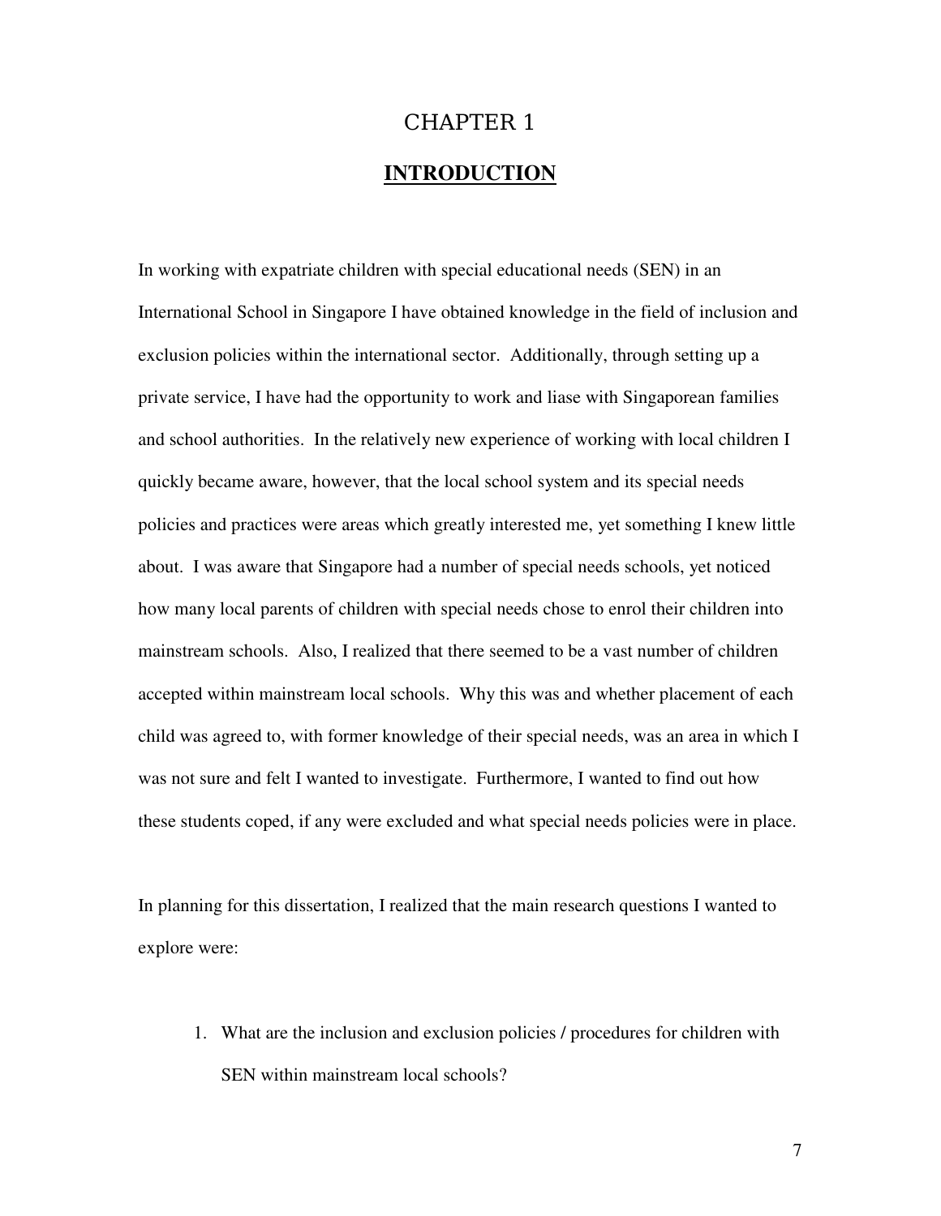# CHAPTER 1

## INTRODUCTION

In working with expatriate children with special educational needs (SEN) in an International School in Singapore I have obtained knowledge in the field of inclusion and exclusion policies within the international sector. Additionally, through setting up a private service, I have had the opportunity to work and liase with Singaporean families and school authorities. In the relatively new experience of working with local children I quickly became aware, however, that the local school system and its special needs policies and practices were areas which greatly interested me, yet something I knew little about. I was aware that Singapore had a number of special needs schools, yet noticed how many local parents of children with special needs chose to enrol their children into mainstream schools. Also, I realized that there seemed to be a vast number of children accepted within mainstream local schools. Why this was and whether placement of each child was agreed to, with former knowledge of their special needs, was an area in which I was not sure and felt I wanted to investigate. Furthermore, I wanted to find out how these students coped, if any were excluded and what special needs policies were in place.

In planning for this dissertation, I realized that the main research questions I wanted to explore were:

1. What are the inclusion and exclusion policies / procedures for children with SEN within mainstream local schools?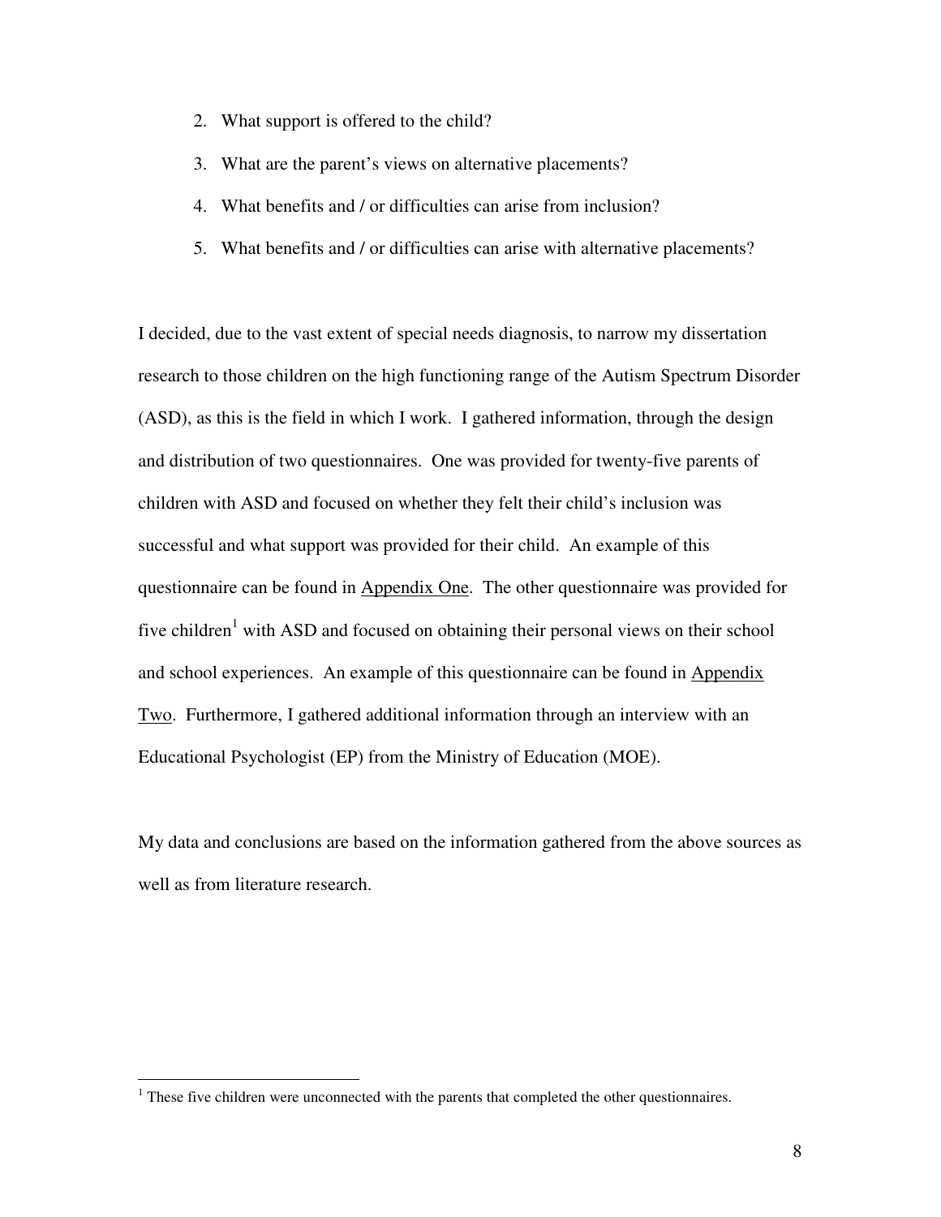2. What support is offered to the child?
3. What are the parent's views on alternative placements?
4. What benefits and / or difficulties can arise from inclusion?
5. What benefits and / or difficulties can arise with alternative placements?

I decided, due to the vast extent of special needs diagnosis, to narrow my dissertation research to those children on the high functioning range of the Autism Spectrum Disorder (ASD), as this is the field in which I work. I gathered information, through the design and distribution of two questionnaires. One was provided for twenty-five parents of children with ASD and focused on whether they felt their child's inclusion was successful and what support was provided for their child. An example of this questionnaire can be found in Appendix One. The other questionnaire was provided for five children[1] with ASD and focused on obtaining their personal views on their school and school experiences. An example of this questionnaire can be found in Appendix Two. Furthermore, I gathered additional information through an interview with an Educational Psychologist (EP) from the Ministry of Education (MOE).

My data and conclusions are based on the information gathered from the above sources as well as from literature research.

[1] These five children were unconnected with the parents that completed the other questionnaires.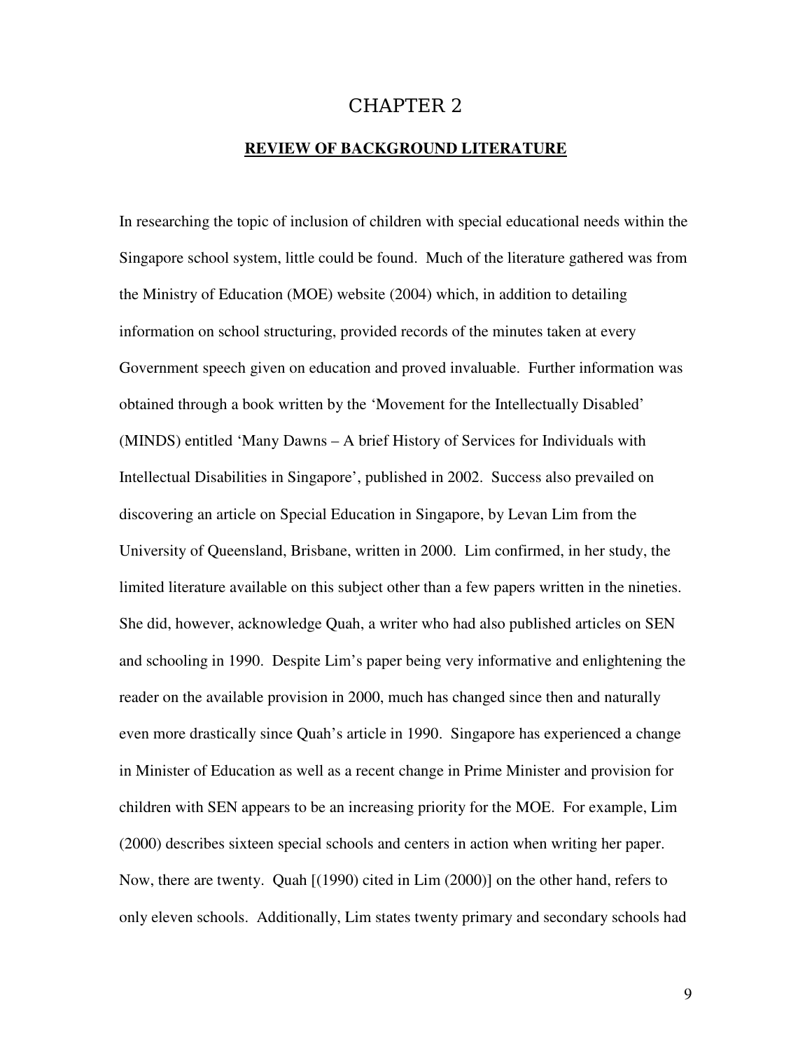# CHAPTER 2

## REVIEW OF BACKGROUND LITERATURE

In researching the topic of inclusion of children with special educational needs within the Singapore school system, little could be found. Much of the literature gathered was from the Ministry of Education (MOE) website (2004) which, in addition to detailing information on school structuring, provided records of the minutes taken at every Government speech given on education and proved invaluable. Further information was obtained through a book written by the 'Movement for the Intellectually Disabled' (MINDS) entitled 'Many Dawns – A brief History of Services for Individuals with Intellectual Disabilities in Singapore', published in 2002. Success also prevailed on discovering an article on Special Education in Singapore, by Levan Lim from the University of Queensland, Brisbane, written in 2000. Lim confirmed, in her study, the limited literature available on this subject other than a few papers written in the nineties. She did, however, acknowledge Quah, a writer who had also published articles on SEN and schooling in 1990. Despite Lim's paper being very informative and enlightening the reader on the available provision in 2000, much has changed since then and naturally even more drastically since Quah's article in 1990. Singapore has experienced a change in Minister of Education as well as a recent change in Prime Minister and provision for children with SEN appears to be an increasing priority for the MOE. For example, Lim (2000) describes sixteen special schools and centers in action when writing her paper. Now, there are twenty. Quah [(1990) cited in Lim (2000)] on the other hand, refers to only eleven schools. Additionally, Lim states twenty primary and secondary schools had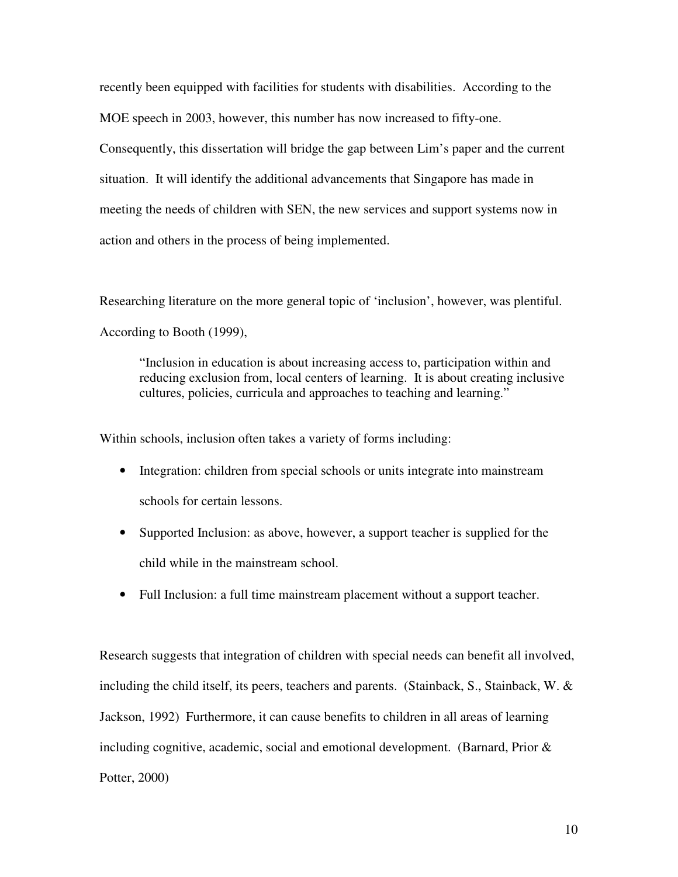recently been equipped with facilities for students with disabilities. According to the MOE speech in 2003, however, this number has now increased to fifty-one. Consequently, this dissertation will bridge the gap between Lim's paper and the current situation. It will identify the additional advancements that Singapore has made in meeting the needs of children with SEN, the new services and support systems now in action and others in the process of being implemented.

Researching literature on the more general topic of 'inclusion', however, was plentiful. According to Booth (1999),

> "Inclusion in education is about increasing access to, participation within and reducing exclusion from, local centers of learning. It is about creating inclusive cultures, policies, curricula and approaches to teaching and learning."

Within schools, inclusion often takes a variety of forms including:

- Integration: children from special schools or units integrate into mainstream schools for certain lessons.
- Supported Inclusion: as above, however, a support teacher is supplied for the child while in the mainstream school.
- Full Inclusion: a full time mainstream placement without a support teacher.

Research suggests that integration of children with special needs can benefit all involved, including the child itself, its peers, teachers and parents. (Stainback, S., Stainback, W. & Jackson, 1992) Furthermore, it can cause benefits to children in all areas of learning including cognitive, academic, social and emotional development. (Barnard, Prior & Potter, 2000)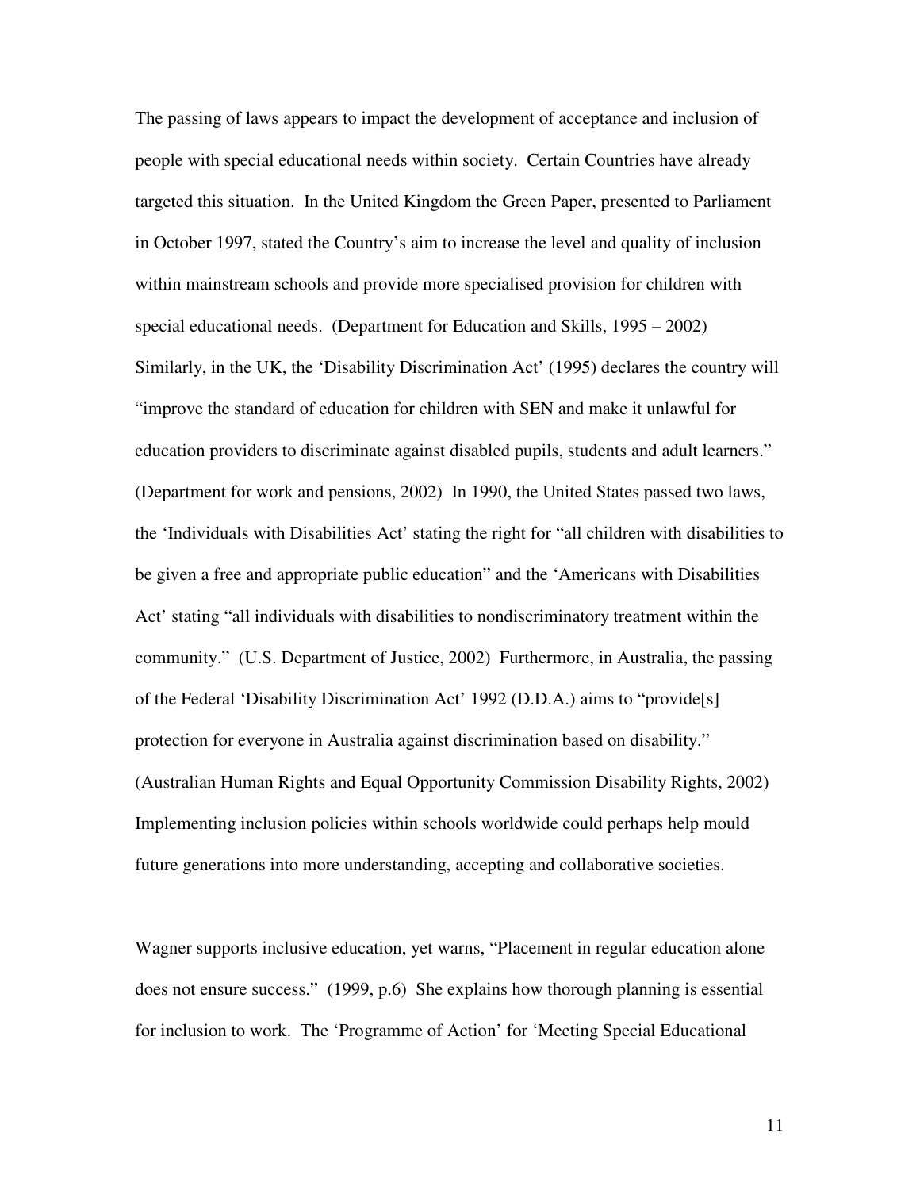The passing of laws appears to impact the development of acceptance and inclusion of people with special educational needs within society. Certain Countries have already targeted this situation. In the United Kingdom the Green Paper, presented to Parliament in October 1997, stated the Country's aim to increase the level and quality of inclusion within mainstream schools and provide more specialised provision for children with special educational needs. (Department for Education and Skills, 1995 – 2002) Similarly, in the UK, the 'Disability Discrimination Act' (1995) declares the country will "improve the standard of education for children with SEN and make it unlawful for education providers to discriminate against disabled pupils, students and adult learners." (Department for work and pensions, 2002) In 1990, the United States passed two laws, the 'Individuals with Disabilities Act' stating the right for "all children with disabilities to be given a free and appropriate public education" and the 'Americans with Disabilities Act' stating "all individuals with disabilities to nondiscriminatory treatment within the community." (U.S. Department of Justice, 2002) Furthermore, in Australia, the passing of the Federal 'Disability Discrimination Act' 1992 (D.D.A.) aims to "provide[s] protection for everyone in Australia against discrimination based on disability." (Australian Human Rights and Equal Opportunity Commission Disability Rights, 2002) Implementing inclusion policies within schools worldwide could perhaps help mould future generations into more understanding, accepting and collaborative societies.

Wagner supports inclusive education, yet warns, "Placement in regular education alone does not ensure success." (1999, p.6) She explains how thorough planning is essential for inclusion to work. The 'Programme of Action' for 'Meeting Special Educational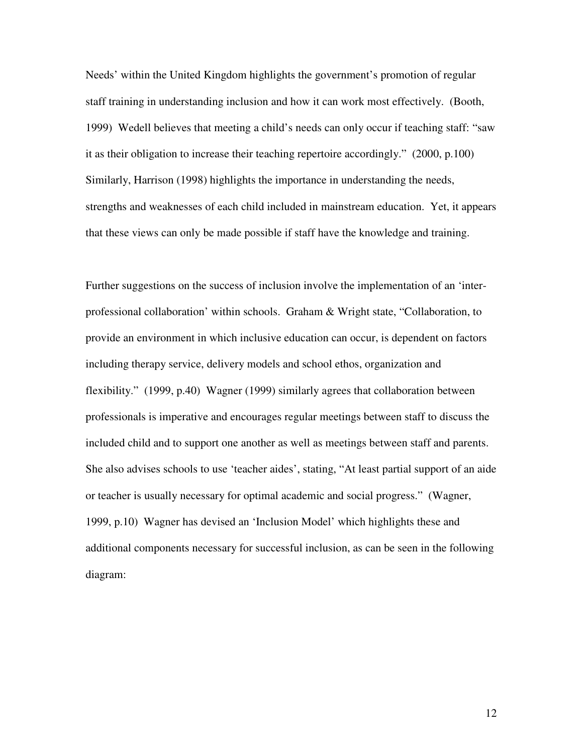Needs' within the United Kingdom highlights the government's promotion of regular staff training in understanding inclusion and how it can work most effectively. (Booth, 1999) Wedell believes that meeting a child's needs can only occur if teaching staff: "saw it as their obligation to increase their teaching repertoire accordingly." (2000, p.100) Similarly, Harrison (1998) highlights the importance in understanding the needs, strengths and weaknesses of each child included in mainstream education. Yet, it appears that these views can only be made possible if staff have the knowledge and training.

Further suggestions on the success of inclusion involve the implementation of an 'inter-professional collaboration' within schools. Graham & Wright state, "Collaboration, to provide an environment in which inclusive education can occur, is dependent on factors including therapy service, delivery models and school ethos, organization and flexibility." (1999, p.40) Wagner (1999) similarly agrees that collaboration between professionals is imperative and encourages regular meetings between staff to discuss the included child and to support one another as well as meetings between staff and parents. She also advises schools to use 'teacher aides', stating, "At least partial support of an aide or teacher is usually necessary for optimal academic and social progress." (Wagner, 1999, p.10) Wagner has devised an 'Inclusion Model' which highlights these and additional components necessary for successful inclusion, as can be seen in the following diagram: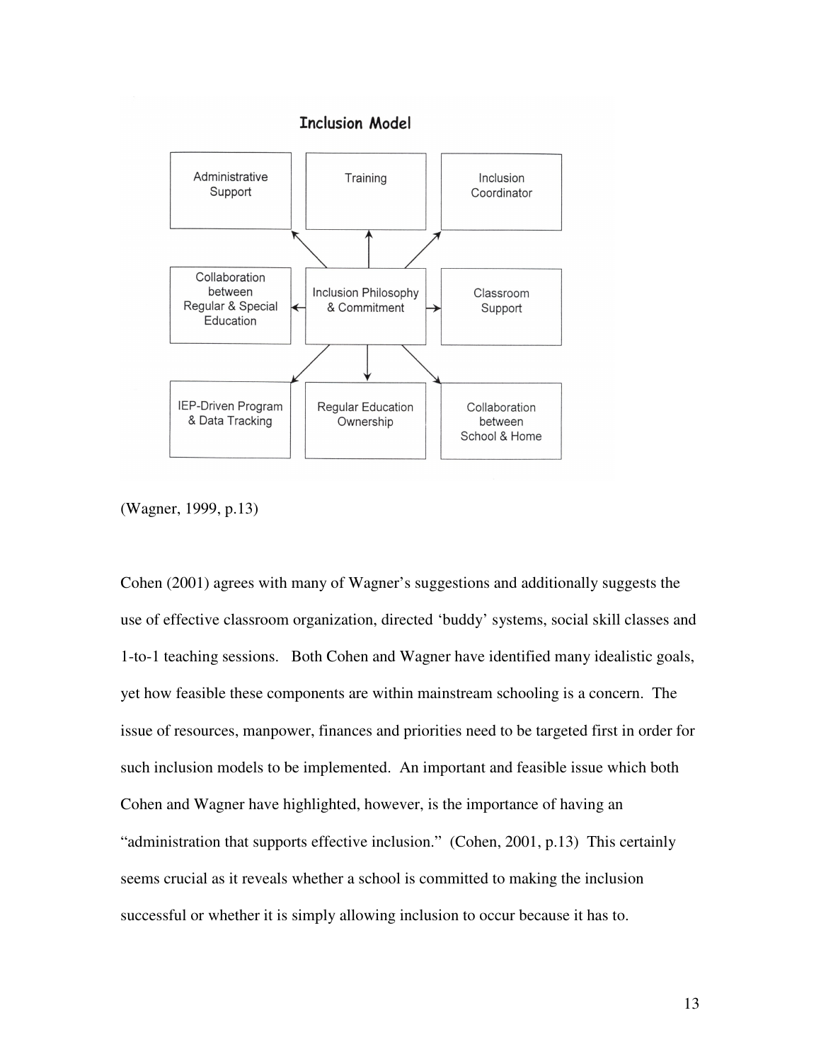**Inclusion Model**

| Administrative Support | Training | Inclusion Coordinator |
| --- | --- | --- |
| Collaboration between Regular & Special Education | Inclusion Philosophy & Commitment | Classroom Support |
| IEP-Driven Program & Data Tracking | Regular Education Ownership | Collaboration between School & Home |

(Wagner, 1999, p.13)

Cohen (2001) agrees with many of Wagner's suggestions and additionally suggests the use of effective classroom organization, directed 'buddy' systems, social skill classes and 1-to-1 teaching sessions. Both Cohen and Wagner have identified many idealistic goals, yet how feasible these components are within mainstream schooling is a concern. The issue of resources, manpower, finances and priorities need to be targeted first in order for such inclusion models to be implemented. An important and feasible issue which both Cohen and Wagner have highlighted, however, is the importance of having an "administration that supports effective inclusion." (Cohen, 2001, p.13) This certainly seems crucial as it reveals whether a school is committed to making the inclusion successful or whether it is simply allowing inclusion to occur because it has to.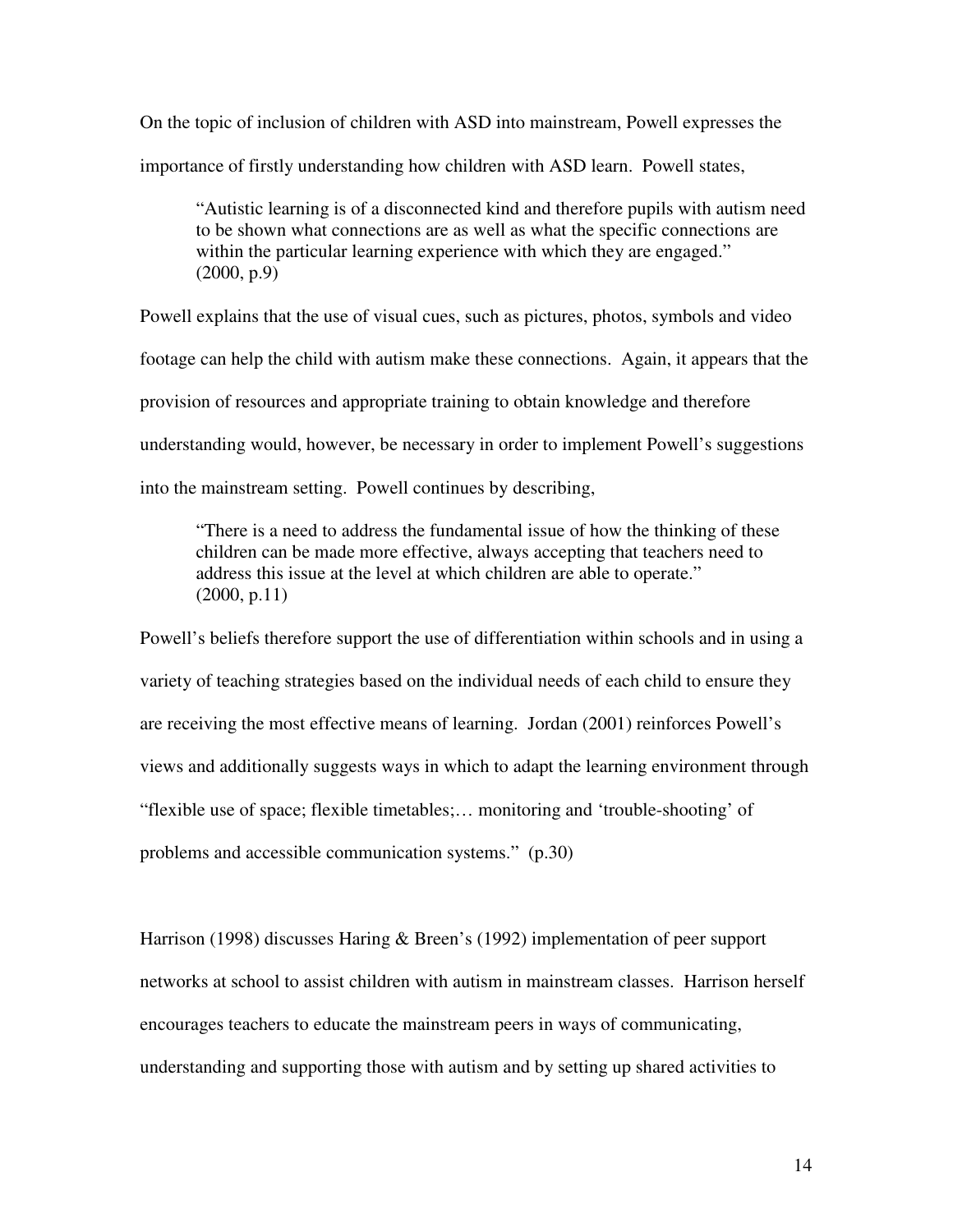On the topic of inclusion of children with ASD into mainstream, Powell expresses the importance of firstly understanding how children with ASD learn. Powell states,

> "Autistic learning is of a disconnected kind and therefore pupils with autism need to be shown what connections are as well as what the specific connections are within the particular learning experience with which they are engaged."
> (2000, p.9)

Powell explains that the use of visual cues, such as pictures, photos, symbols and video footage can help the child with autism make these connections. Again, it appears that the provision of resources and appropriate training to obtain knowledge and therefore understanding would, however, be necessary in order to implement Powell's suggestions into the mainstream setting. Powell continues by describing,

> "There is a need to address the fundamental issue of how the thinking of these children can be made more effective, always accepting that teachers need to address this issue at the level at which children are able to operate."
> (2000, p.11)

Powell's beliefs therefore support the use of differentiation within schools and in using a variety of teaching strategies based on the individual needs of each child to ensure they are receiving the most effective means of learning. Jordan (2001) reinforces Powell's views and additionally suggests ways in which to adapt the learning environment through "flexible use of space; flexible timetables;… monitoring and 'trouble-shooting' of problems and accessible communication systems." (p.30)

Harrison (1998) discusses Haring & Breen's (1992) implementation of peer support networks at school to assist children with autism in mainstream classes. Harrison herself encourages teachers to educate the mainstream peers in ways of communicating, understanding and supporting those with autism and by setting up shared activities to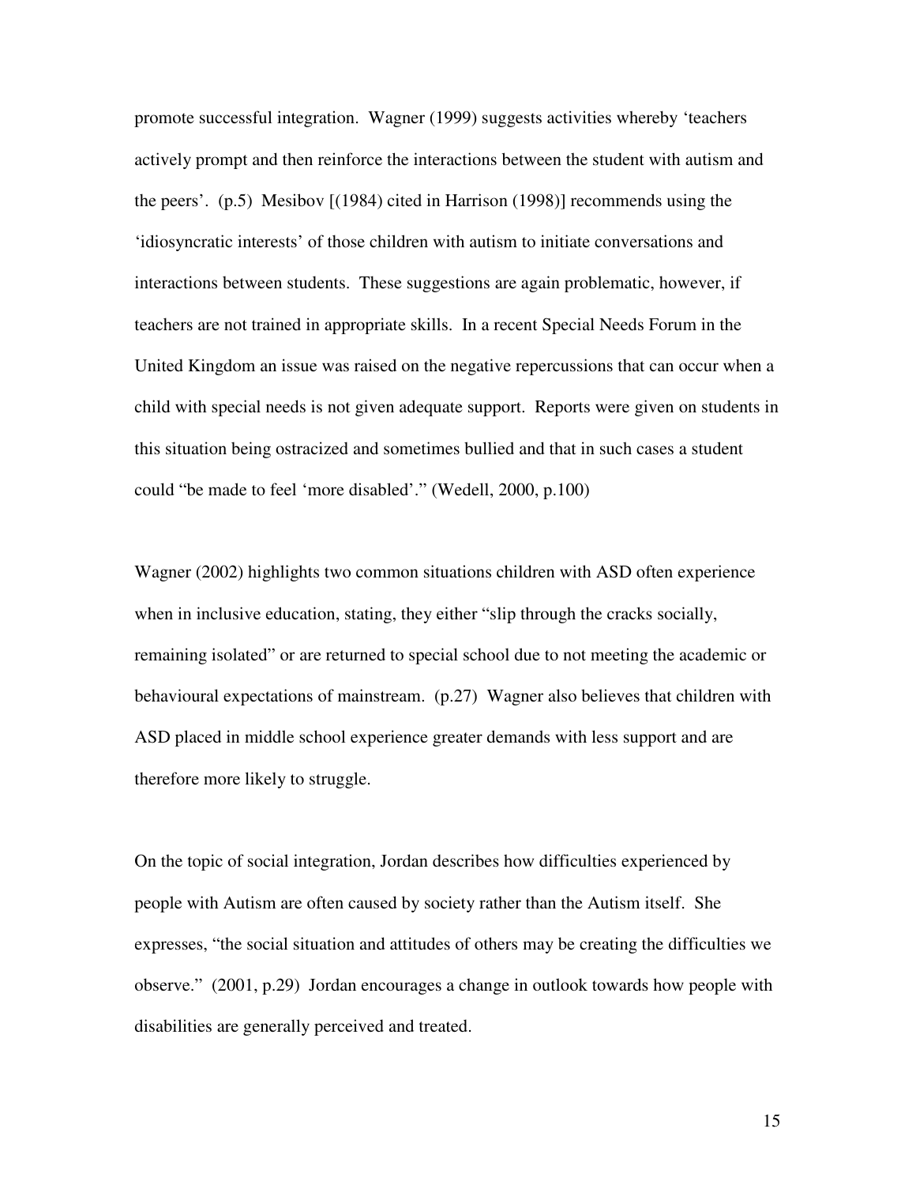promote successful integration. Wagner (1999) suggests activities whereby 'teachers actively prompt and then reinforce the interactions between the student with autism and the peers'. (p.5) Mesibov [(1984) cited in Harrison (1998)] recommends using the 'idiosyncratic interests' of those children with autism to initiate conversations and interactions between students. These suggestions are again problematic, however, if teachers are not trained in appropriate skills. In a recent Special Needs Forum in the United Kingdom an issue was raised on the negative repercussions that can occur when a child with special needs is not given adequate support. Reports were given on students in this situation being ostracized and sometimes bullied and that in such cases a student could "be made to feel 'more disabled'." (Wedell, 2000, p.100)

Wagner (2002) highlights two common situations children with ASD often experience when in inclusive education, stating, they either "slip through the cracks socially, remaining isolated" or are returned to special school due to not meeting the academic or behavioural expectations of mainstream. (p.27) Wagner also believes that children with ASD placed in middle school experience greater demands with less support and are therefore more likely to struggle.

On the topic of social integration, Jordan describes how difficulties experienced by people with Autism are often caused by society rather than the Autism itself. She expresses, "the social situation and attitudes of others may be creating the difficulties we observe." (2001, p.29) Jordan encourages a change in outlook towards how people with disabilities are generally perceived and treated.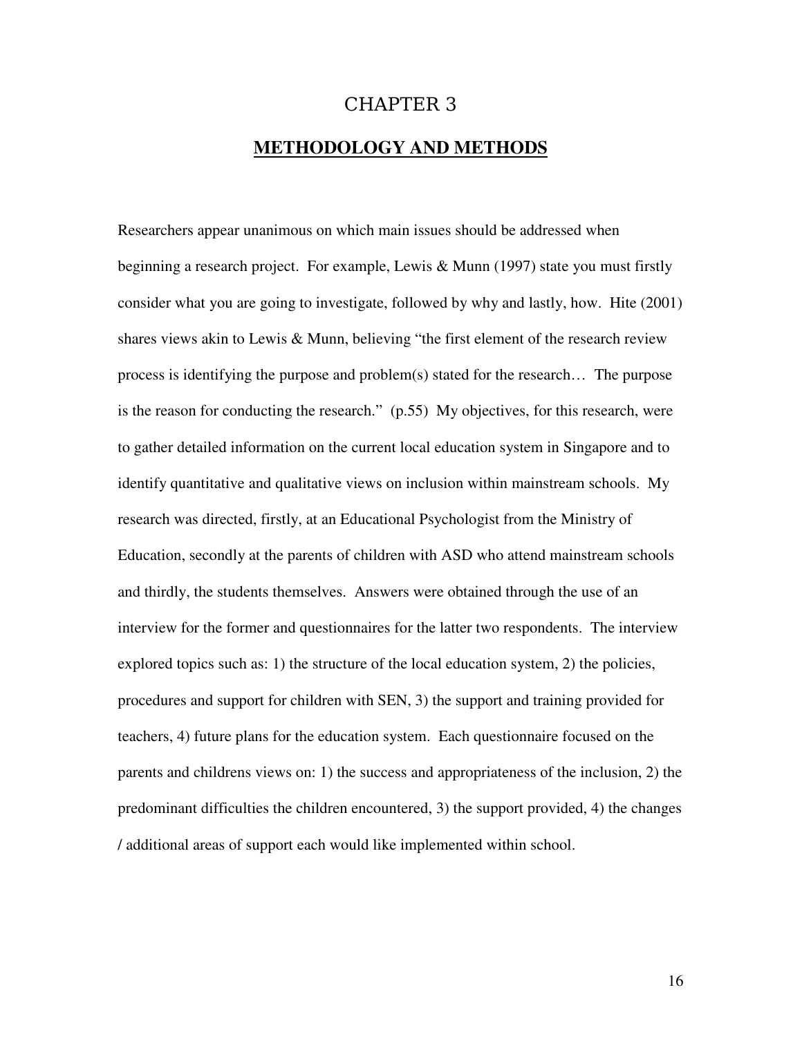# CHAPTER 3

## METHODOLOGY AND METHODS

Researchers appear unanimous on which main issues should be addressed when beginning a research project. For example, Lewis & Munn (1997) state you must firstly consider what you are going to investigate, followed by why and lastly, how. Hite (2001) shares views akin to Lewis & Munn, believing "the first element of the research review process is identifying the purpose and problem(s) stated for the research… The purpose is the reason for conducting the research." (p.55) My objectives, for this research, were to gather detailed information on the current local education system in Singapore and to identify quantitative and qualitative views on inclusion within mainstream schools. My research was directed, firstly, at an Educational Psychologist from the Ministry of Education, secondly at the parents of children with ASD who attend mainstream schools and thirdly, the students themselves. Answers were obtained through the use of an interview for the former and questionnaires for the latter two respondents. The interview explored topics such as: 1) the structure of the local education system, 2) the policies, procedures and support for children with SEN, 3) the support and training provided for teachers, 4) future plans for the education system. Each questionnaire focused on the parents and childrens views on: 1) the success and appropriateness of the inclusion, 2) the predominant difficulties the children encountered, 3) the support provided, 4) the changes / additional areas of support each would like implemented within school.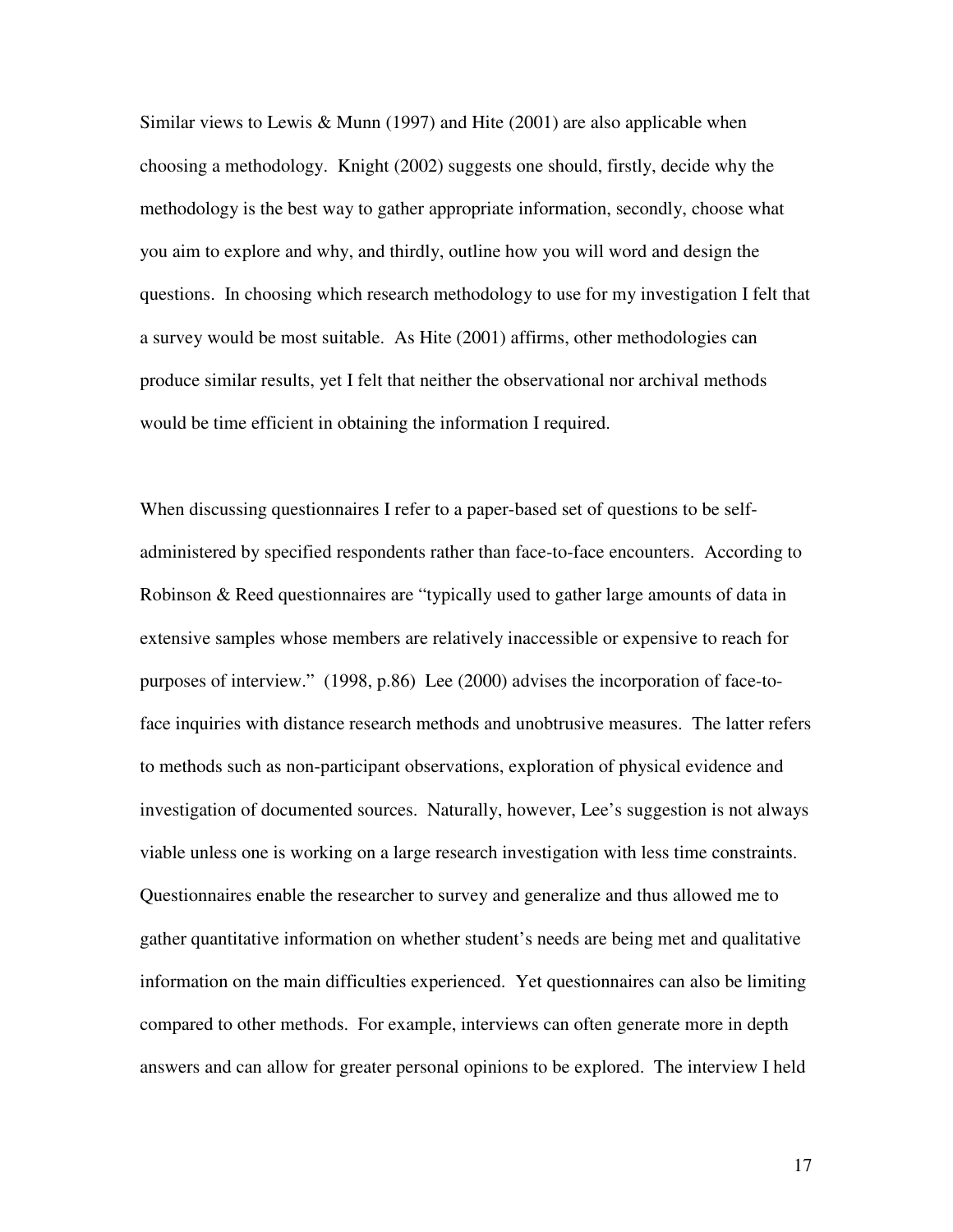Similar views to Lewis & Munn (1997) and Hite (2001) are also applicable when choosing a methodology. Knight (2002) suggests one should, firstly, decide why the methodology is the best way to gather appropriate information, secondly, choose what you aim to explore and why, and thirdly, outline how you will word and design the questions. In choosing which research methodology to use for my investigation I felt that a survey would be most suitable. As Hite (2001) affirms, other methodologies can produce similar results, yet I felt that neither the observational nor archival methods would be time efficient in obtaining the information I required.

When discussing questionnaires I refer to a paper-based set of questions to be self-administered by specified respondents rather than face-to-face encounters. According to Robinson & Reed questionnaires are "typically used to gather large amounts of data in extensive samples whose members are relatively inaccessible or expensive to reach for purposes of interview." (1998, p.86) Lee (2000) advises the incorporation of face-to-face inquiries with distance research methods and unobtrusive measures. The latter refers to methods such as non-participant observations, exploration of physical evidence and investigation of documented sources. Naturally, however, Lee's suggestion is not always viable unless one is working on a large research investigation with less time constraints. Questionnaires enable the researcher to survey and generalize and thus allowed me to gather quantitative information on whether student's needs are being met and qualitative information on the main difficulties experienced. Yet questionnaires can also be limiting compared to other methods. For example, interviews can often generate more in depth answers and can allow for greater personal opinions to be explored. The interview I held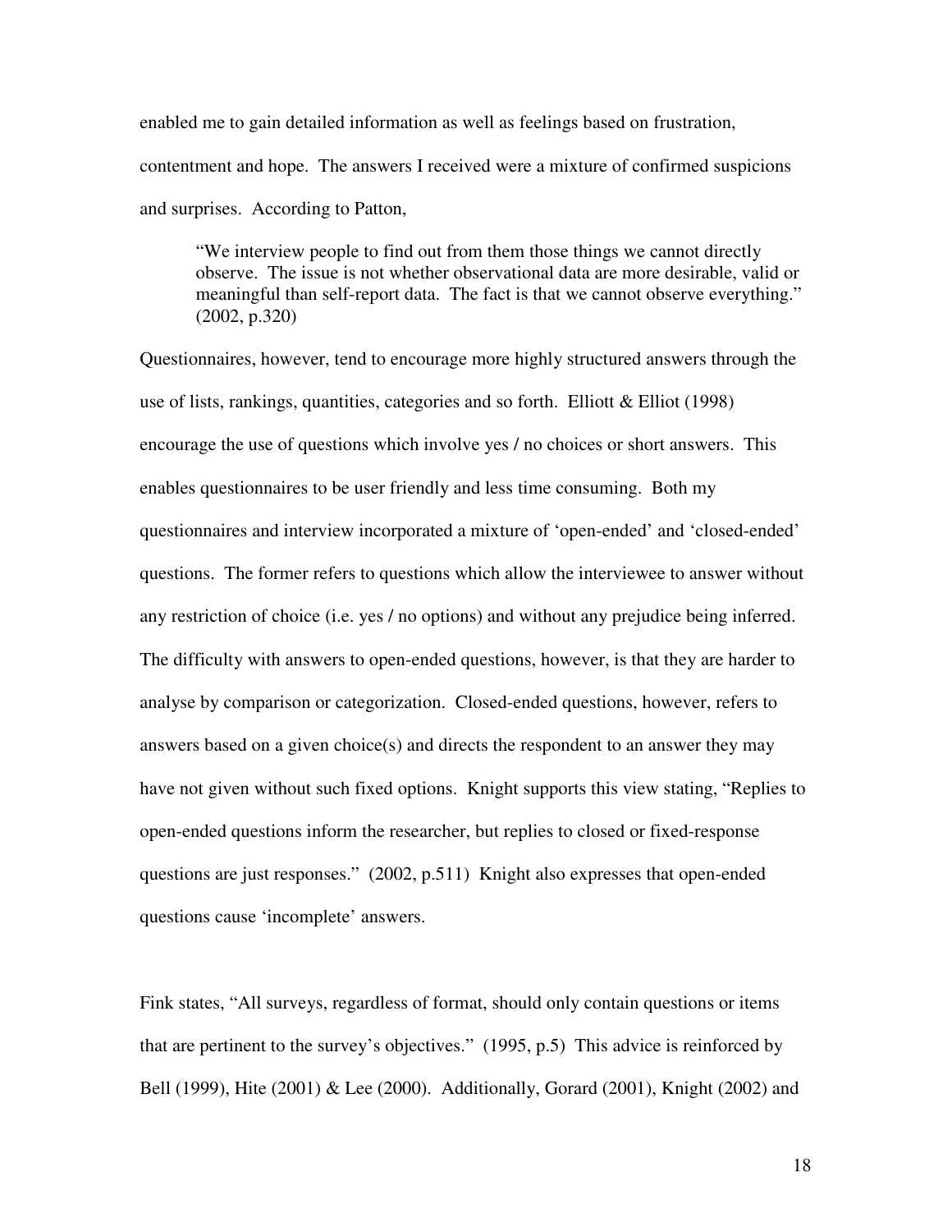enabled me to gain detailed information as well as feelings based on frustration, contentment and hope. The answers I received were a mixture of confirmed suspicions and surprises. According to Patton,

> "We interview people to find out from them those things we cannot directly observe. The issue is not whether observational data are more desirable, valid or meaningful than self-report data. The fact is that we cannot observe everything." (2002, p.320)

Questionnaires, however, tend to encourage more highly structured answers through the use of lists, rankings, quantities, categories and so forth. Elliott & Elliot (1998) encourage the use of questions which involve yes / no choices or short answers. This enables questionnaires to be user friendly and less time consuming. Both my questionnaires and interview incorporated a mixture of 'open-ended' and 'closed-ended' questions. The former refers to questions which allow the interviewee to answer without any restriction of choice (i.e. yes / no options) and without any prejudice being inferred. The difficulty with answers to open-ended questions, however, is that they are harder to analyse by comparison or categorization. Closed-ended questions, however, refers to answers based on a given choice(s) and directs the respondent to an answer they may have not given without such fixed options. Knight supports this view stating, "Replies to open-ended questions inform the researcher, but replies to closed or fixed-response questions are just responses." (2002, p.511) Knight also expresses that open-ended questions cause 'incomplete' answers.

Fink states, "All surveys, regardless of format, should only contain questions or items that are pertinent to the survey's objectives." (1995, p.5) This advice is reinforced by Bell (1999), Hite (2001) & Lee (2000). Additionally, Gorard (2001), Knight (2002) and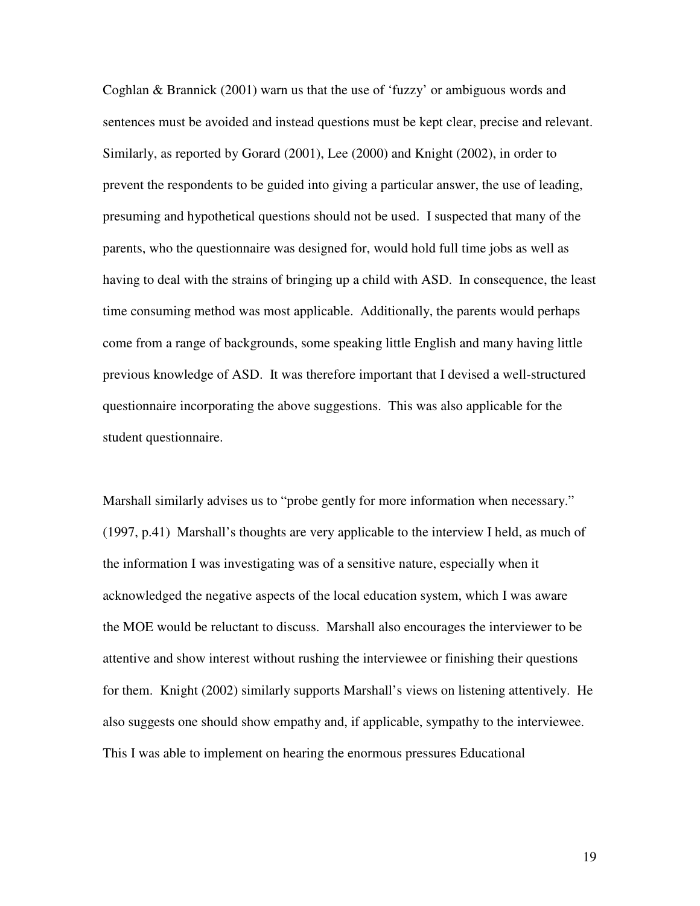Coghlan & Brannick (2001) warn us that the use of 'fuzzy' or ambiguous words and sentences must be avoided and instead questions must be kept clear, precise and relevant. Similarly, as reported by Gorard (2001), Lee (2000) and Knight (2002), in order to prevent the respondents to be guided into giving a particular answer, the use of leading, presuming and hypothetical questions should not be used. I suspected that many of the parents, who the questionnaire was designed for, would hold full time jobs as well as having to deal with the strains of bringing up a child with ASD. In consequence, the least time consuming method was most applicable. Additionally, the parents would perhaps come from a range of backgrounds, some speaking little English and many having little previous knowledge of ASD. It was therefore important that I devised a well-structured questionnaire incorporating the above suggestions. This was also applicable for the student questionnaire.

Marshall similarly advises us to "probe gently for more information when necessary." (1997, p.41) Marshall's thoughts are very applicable to the interview I held, as much of the information I was investigating was of a sensitive nature, especially when it acknowledged the negative aspects of the local education system, which I was aware the MOE would be reluctant to discuss. Marshall also encourages the interviewer to be attentive and show interest without rushing the interviewee or finishing their questions for them. Knight (2002) similarly supports Marshall's views on listening attentively. He also suggests one should show empathy and, if applicable, sympathy to the interviewee. This I was able to implement on hearing the enormous pressures Educational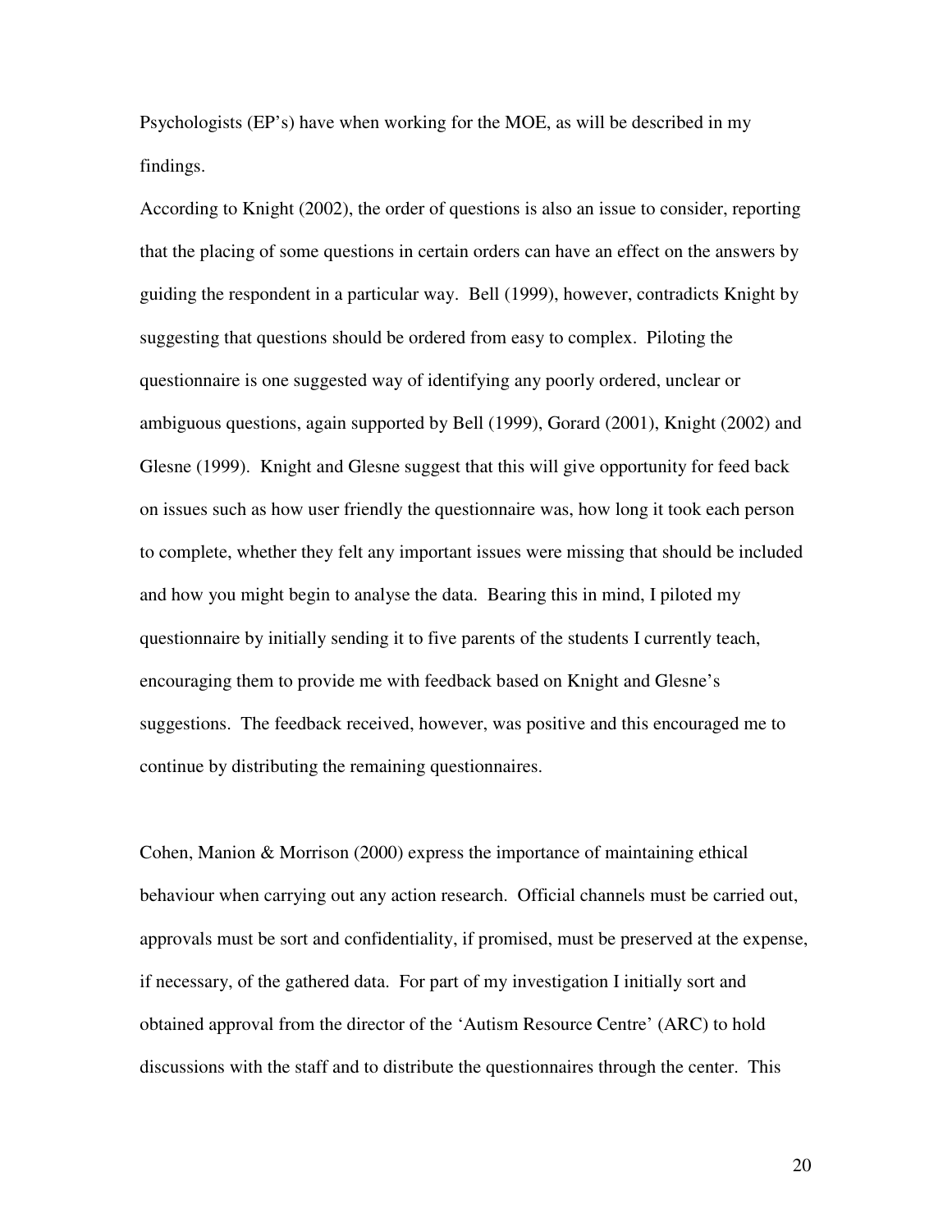Psychologists (EP's) have when working for the MOE, as will be described in my findings.

According to Knight (2002), the order of questions is also an issue to consider, reporting that the placing of some questions in certain orders can have an effect on the answers by guiding the respondent in a particular way. Bell (1999), however, contradicts Knight by suggesting that questions should be ordered from easy to complex. Piloting the questionnaire is one suggested way of identifying any poorly ordered, unclear or ambiguous questions, again supported by Bell (1999), Gorard (2001), Knight (2002) and Glesne (1999). Knight and Glesne suggest that this will give opportunity for feed back on issues such as how user friendly the questionnaire was, how long it took each person to complete, whether they felt any important issues were missing that should be included and how you might begin to analyse the data. Bearing this in mind, I piloted my questionnaire by initially sending it to five parents of the students I currently teach, encouraging them to provide me with feedback based on Knight and Glesne's suggestions. The feedback received, however, was positive and this encouraged me to continue by distributing the remaining questionnaires.

Cohen, Manion & Morrison (2000) express the importance of maintaining ethical behaviour when carrying out any action research. Official channels must be carried out, approvals must be sort and confidentiality, if promised, must be preserved at the expense, if necessary, of the gathered data. For part of my investigation I initially sort and obtained approval from the director of the 'Autism Resource Centre' (ARC) to hold discussions with the staff and to distribute the questionnaires through the center. This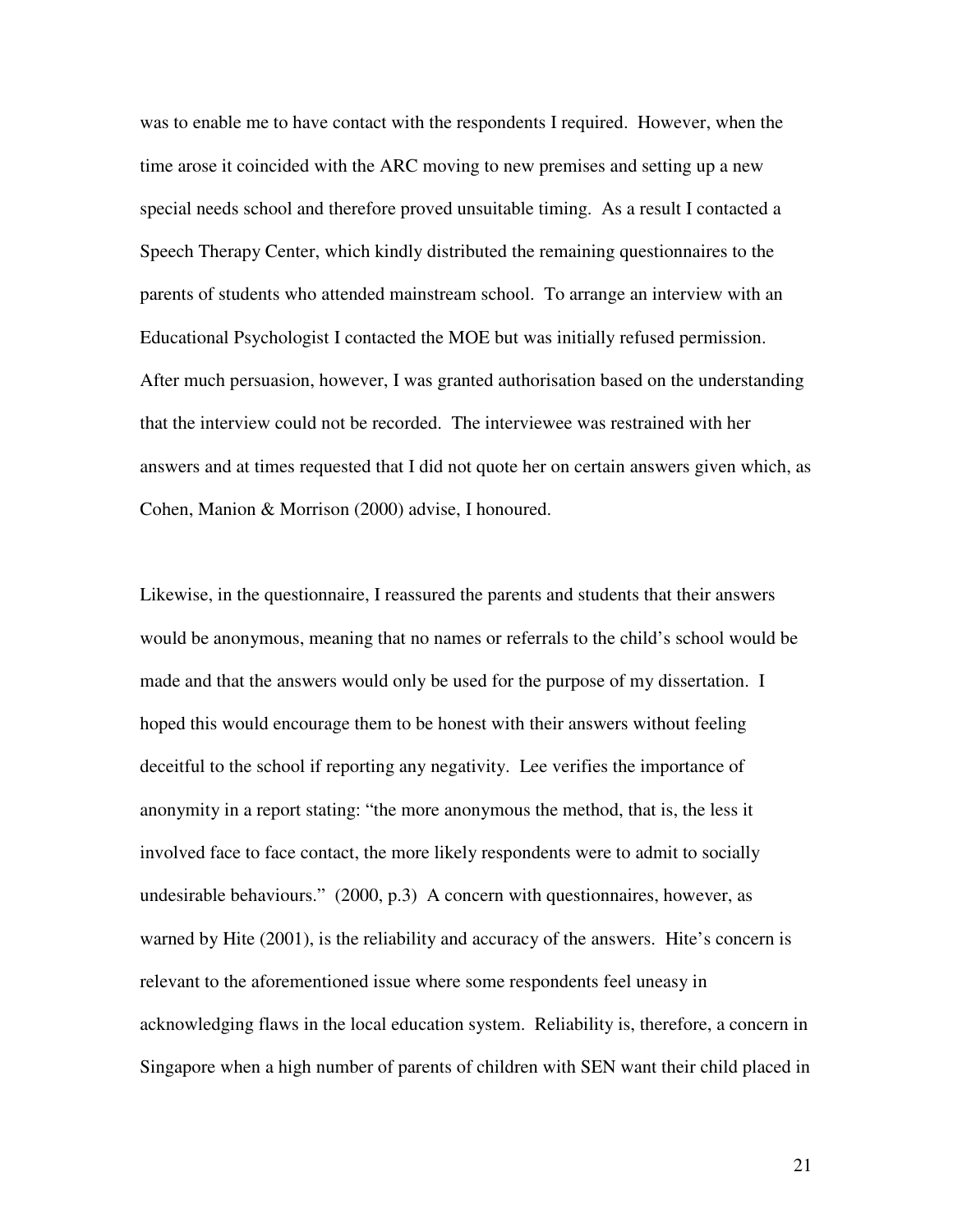was to enable me to have contact with the respondents I required. However, when the time arose it coincided with the ARC moving to new premises and setting up a new special needs school and therefore proved unsuitable timing. As a result I contacted a Speech Therapy Center, which kindly distributed the remaining questionnaires to the parents of students who attended mainstream school. To arrange an interview with an Educational Psychologist I contacted the MOE but was initially refused permission. After much persuasion, however, I was granted authorisation based on the understanding that the interview could not be recorded. The interviewee was restrained with her answers and at times requested that I did not quote her on certain answers given which, as Cohen, Manion & Morrison (2000) advise, I honoured.

Likewise, in the questionnaire, I reassured the parents and students that their answers would be anonymous, meaning that no names or referrals to the child's school would be made and that the answers would only be used for the purpose of my dissertation. I hoped this would encourage them to be honest with their answers without feeling deceitful to the school if reporting any negativity. Lee verifies the importance of anonymity in a report stating: "the more anonymous the method, that is, the less it involved face to face contact, the more likely respondents were to admit to socially undesirable behaviours." (2000, p.3) A concern with questionnaires, however, as warned by Hite (2001), is the reliability and accuracy of the answers. Hite's concern is relevant to the aforementioned issue where some respondents feel uneasy in acknowledging flaws in the local education system. Reliability is, therefore, a concern in Singapore when a high number of parents of children with SEN want their child placed in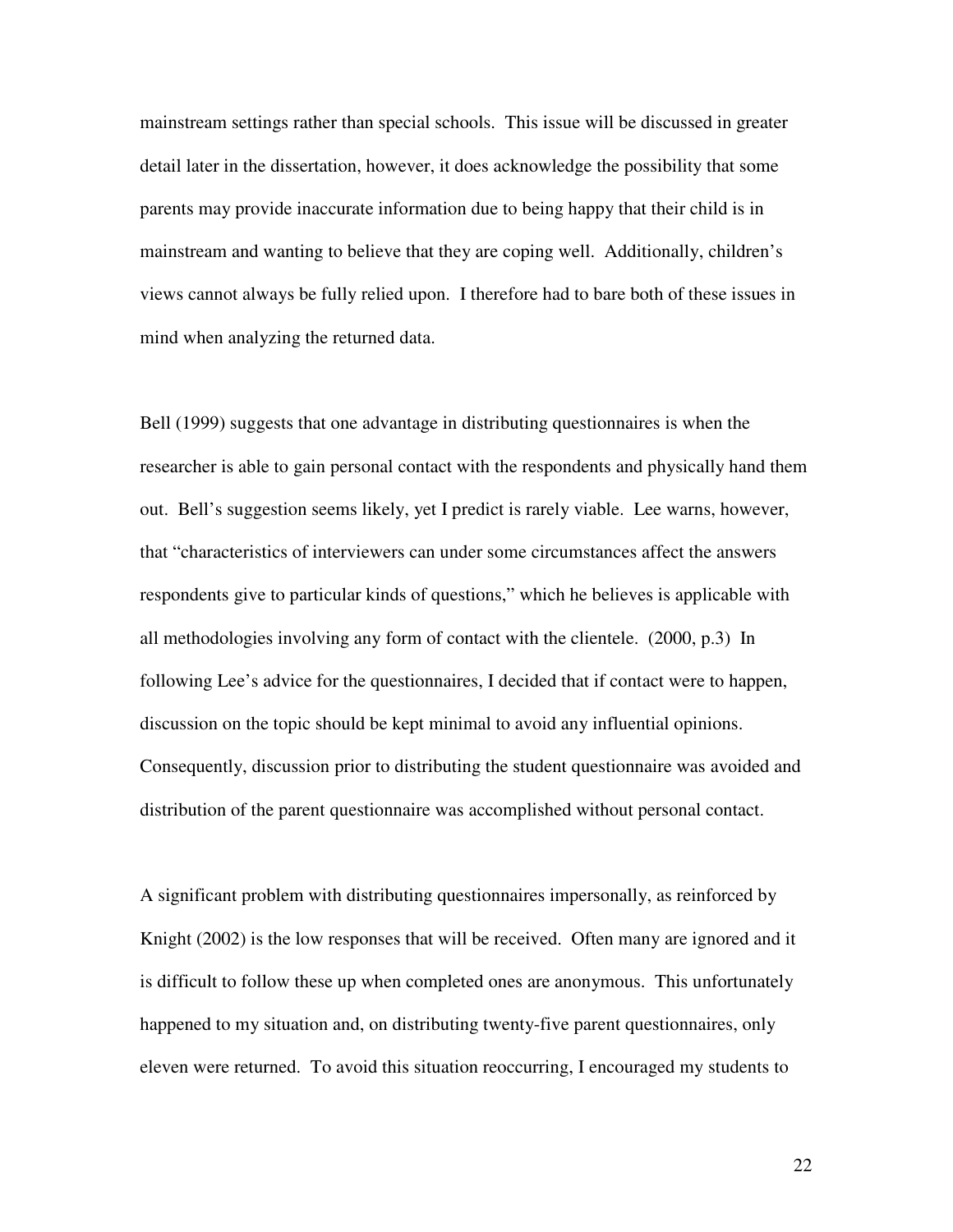mainstream settings rather than special schools. This issue will be discussed in greater detail later in the dissertation, however, it does acknowledge the possibility that some parents may provide inaccurate information due to being happy that their child is in mainstream and wanting to believe that they are coping well. Additionally, children's views cannot always be fully relied upon. I therefore had to bare both of these issues in mind when analyzing the returned data.

Bell (1999) suggests that one advantage in distributing questionnaires is when the researcher is able to gain personal contact with the respondents and physically hand them out. Bell's suggestion seems likely, yet I predict is rarely viable. Lee warns, however, that "characteristics of interviewers can under some circumstances affect the answers respondents give to particular kinds of questions," which he believes is applicable with all methodologies involving any form of contact with the clientele. (2000, p.3) In following Lee's advice for the questionnaires, I decided that if contact were to happen, discussion on the topic should be kept minimal to avoid any influential opinions. Consequently, discussion prior to distributing the student questionnaire was avoided and distribution of the parent questionnaire was accomplished without personal contact.

A significant problem with distributing questionnaires impersonally, as reinforced by Knight (2002) is the low responses that will be received. Often many are ignored and it is difficult to follow these up when completed ones are anonymous. This unfortunately happened to my situation and, on distributing twenty-five parent questionnaires, only eleven were returned. To avoid this situation reoccurring, I encouraged my students to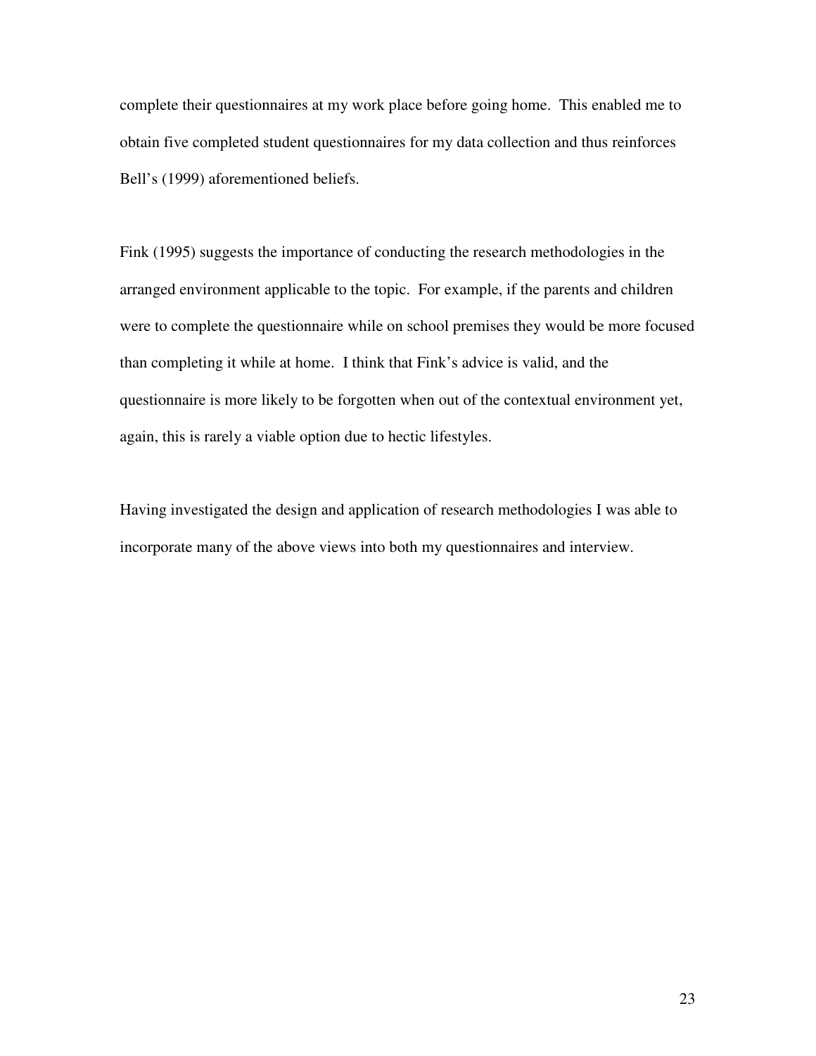complete their questionnaires at my work place before going home. This enabled me to obtain five completed student questionnaires for my data collection and thus reinforces Bell's (1999) aforementioned beliefs.

Fink (1995) suggests the importance of conducting the research methodologies in the arranged environment applicable to the topic. For example, if the parents and children were to complete the questionnaire while on school premises they would be more focused than completing it while at home. I think that Fink's advice is valid, and the questionnaire is more likely to be forgotten when out of the contextual environment yet, again, this is rarely a viable option due to hectic lifestyles.

Having investigated the design and application of research methodologies I was able to incorporate many of the above views into both my questionnaires and interview.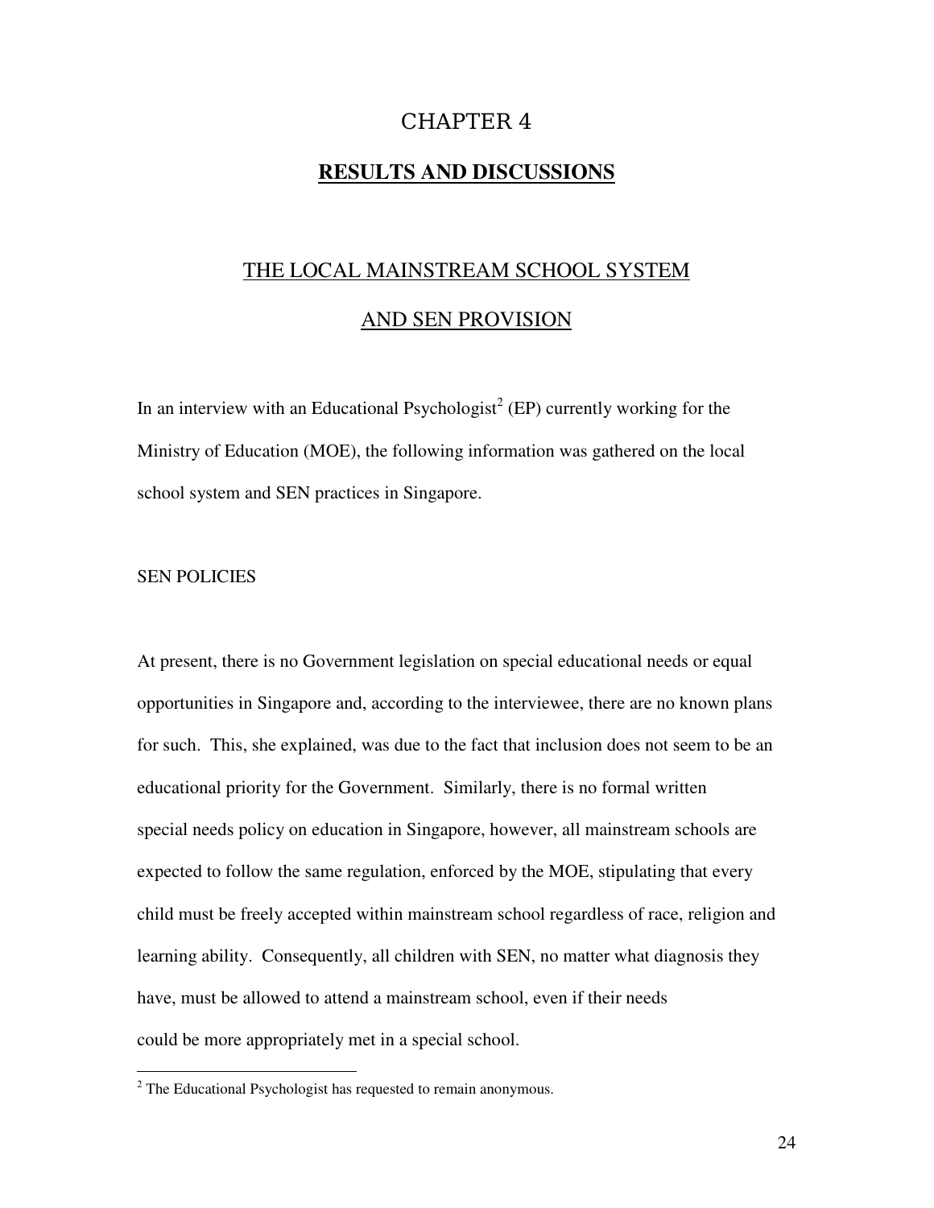# CHAPTER 4

## RESULTS AND DISCUSSIONS

### THE LOCAL MAINSTREAM SCHOOL SYSTEM AND SEN PROVISION

In an interview with an Educational Psychologist[2] (EP) currently working for the Ministry of Education (MOE), the following information was gathered on the local school system and SEN practices in Singapore.

#### SEN POLICIES

At present, there is no Government legislation on special educational needs or equal opportunities in Singapore and, according to the interviewee, there are no known plans for such. This, she explained, was due to the fact that inclusion does not seem to be an educational priority for the Government. Similarly, there is no formal written special needs policy on education in Singapore, however, all mainstream schools are expected to follow the same regulation, enforced by the MOE, stipulating that every child must be freely accepted within mainstream school regardless of race, religion and learning ability. Consequently, all children with SEN, no matter what diagnosis they have, must be allowed to attend a mainstream school, even if their needs could be more appropriately met in a special school.

[2] The Educational Psychologist has requested to remain anonymous.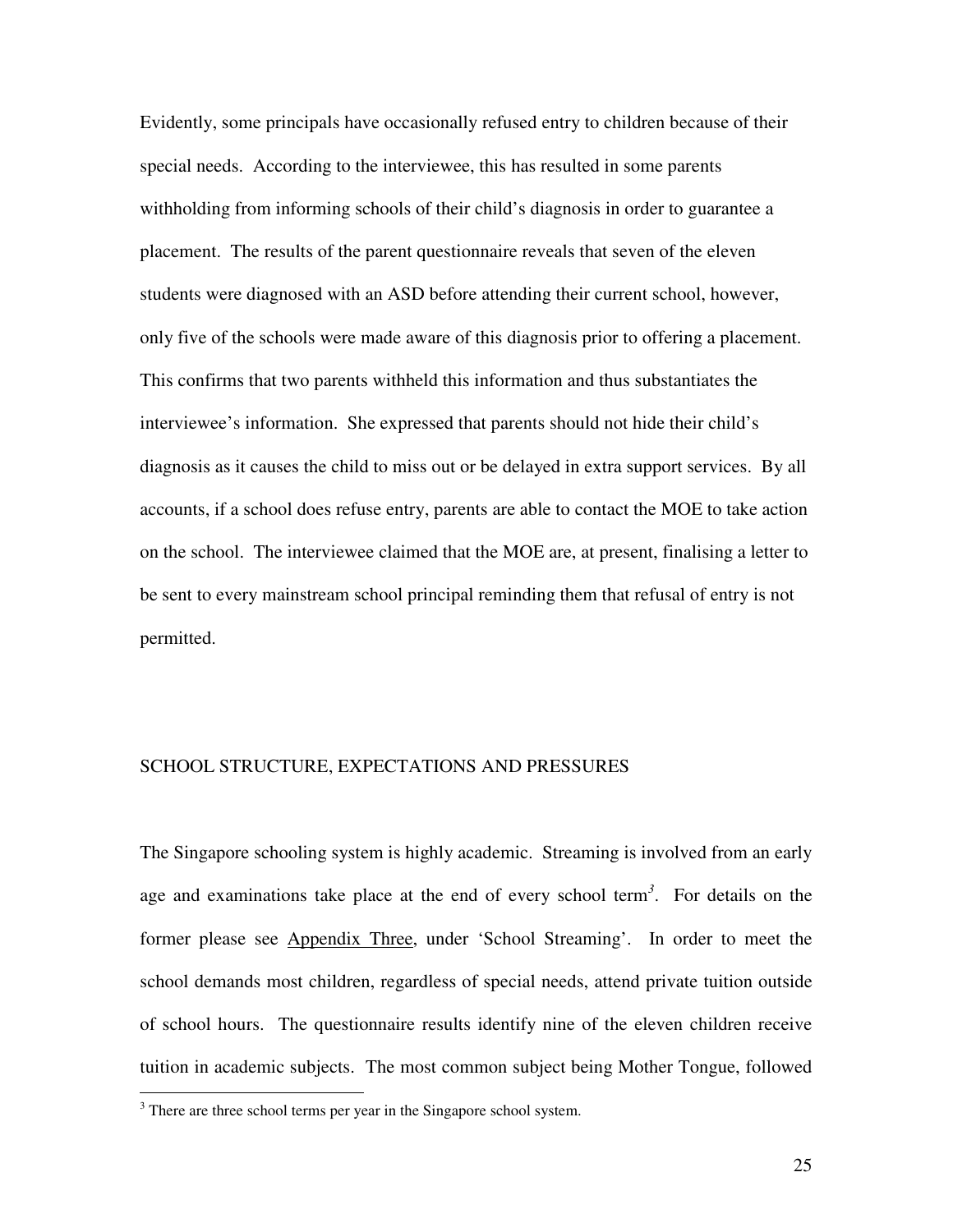Evidently, some principals have occasionally refused entry to children because of their special needs. According to the interviewee, this has resulted in some parents withholding from informing schools of their child's diagnosis in order to guarantee a placement. The results of the parent questionnaire reveals that seven of the eleven students were diagnosed with an ASD before attending their current school, however, only five of the schools were made aware of this diagnosis prior to offering a placement. This confirms that two parents withheld this information and thus substantiates the interviewee's information. She expressed that parents should not hide their child's diagnosis as it causes the child to miss out or be delayed in extra support services. By all accounts, if a school does refuse entry, parents are able to contact the MOE to take action on the school. The interviewee claimed that the MOE are, at present, finalising a letter to be sent to every mainstream school principal reminding them that refusal of entry is not permitted.

## SCHOOL STRUCTURE, EXPECTATIONS AND PRESSURES

The Singapore schooling system is highly academic. Streaming is involved from an early age and examinations take place at the end of every school term[3]. For details on the former please see Appendix Three, under 'School Streaming'. In order to meet the school demands most children, regardless of special needs, attend private tuition outside of school hours. The questionnaire results identify nine of the eleven children receive tuition in academic subjects. The most common subject being Mother Tongue, followed

[3] There are three school terms per year in the Singapore school system.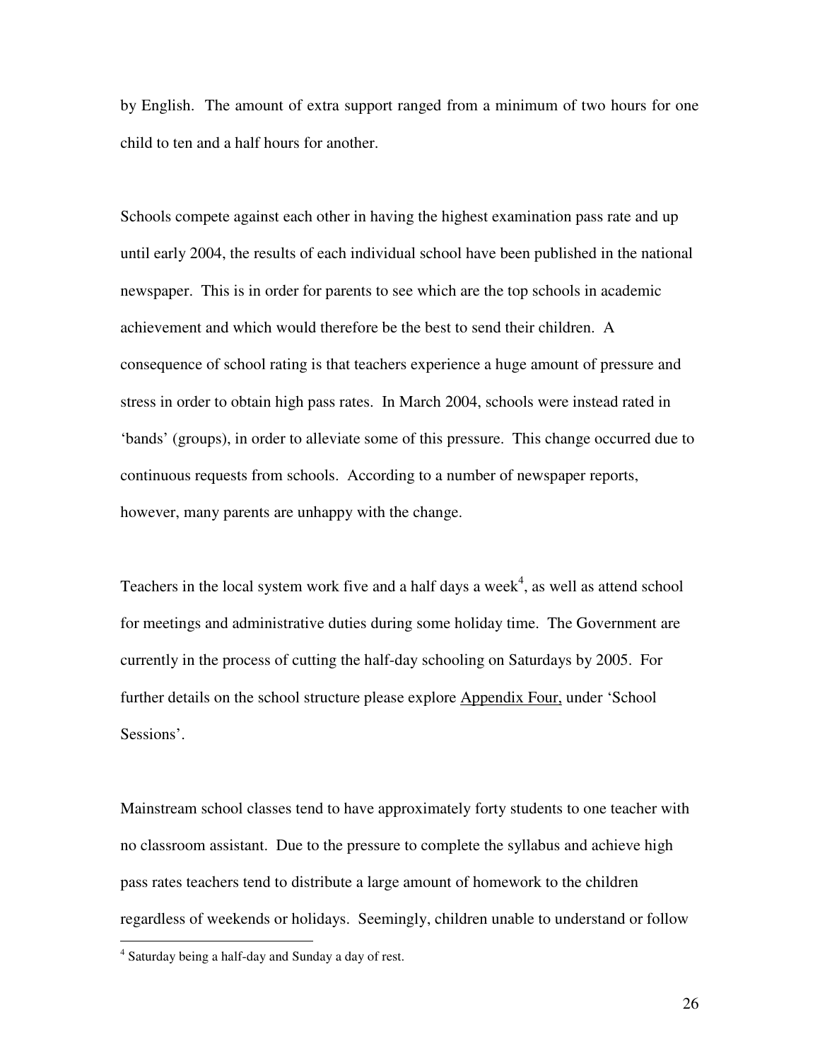by English. The amount of extra support ranged from a minimum of two hours for one child to ten and a half hours for another.

Schools compete against each other in having the highest examination pass rate and up until early 2004, the results of each individual school have been published in the national newspaper. This is in order for parents to see which are the top schools in academic achievement and which would therefore be the best to send their children. A consequence of school rating is that teachers experience a huge amount of pressure and stress in order to obtain high pass rates. In March 2004, schools were instead rated in 'bands' (groups), in order to alleviate some of this pressure. This change occurred due to continuous requests from schools. According to a number of newspaper reports, however, many parents are unhappy with the change.

Teachers in the local system work five and a half days a week[4], as well as attend school for meetings and administrative duties during some holiday time. The Government are currently in the process of cutting the half-day schooling on Saturdays by 2005. For further details on the school structure please explore <u>Appendix Four,</u> under 'School Sessions'.

Mainstream school classes tend to have approximately forty students to one teacher with no classroom assistant. Due to the pressure to complete the syllabus and achieve high pass rates teachers tend to distribute a large amount of homework to the children regardless of weekends or holidays. Seemingly, children unable to understand or follow

---

[4] Saturday being a half-day and Sunday a day of rest.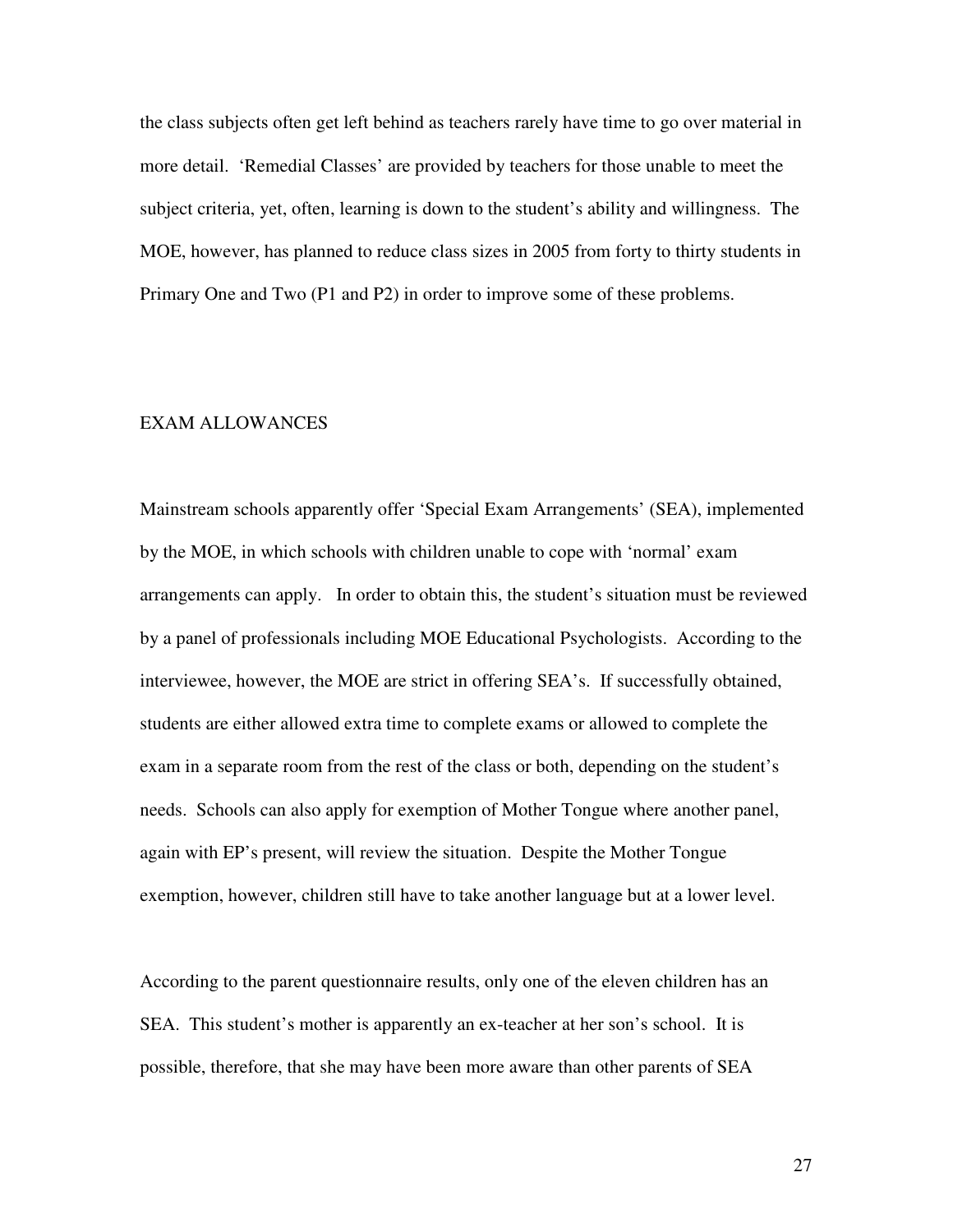the class subjects often get left behind as teachers rarely have time to go over material in more detail. 'Remedial Classes' are provided by teachers for those unable to meet the subject criteria, yet, often, learning is down to the student's ability and willingness. The MOE, however, has planned to reduce class sizes in 2005 from forty to thirty students in Primary One and Two (P1 and P2) in order to improve some of these problems.

## EXAM ALLOWANCES

Mainstream schools apparently offer 'Special Exam Arrangements' (SEA), implemented by the MOE, in which schools with children unable to cope with 'normal' exam arrangements can apply. In order to obtain this, the student's situation must be reviewed by a panel of professionals including MOE Educational Psychologists. According to the interviewee, however, the MOE are strict in offering SEA's. If successfully obtained, students are either allowed extra time to complete exams or allowed to complete the exam in a separate room from the rest of the class or both, depending on the student's needs. Schools can also apply for exemption of Mother Tongue where another panel, again with EP's present, will review the situation. Despite the Mother Tongue exemption, however, children still have to take another language but at a lower level.

According to the parent questionnaire results, only one of the eleven children has an SEA. This student's mother is apparently an ex-teacher at her son's school. It is possible, therefore, that she may have been more aware than other parents of SEA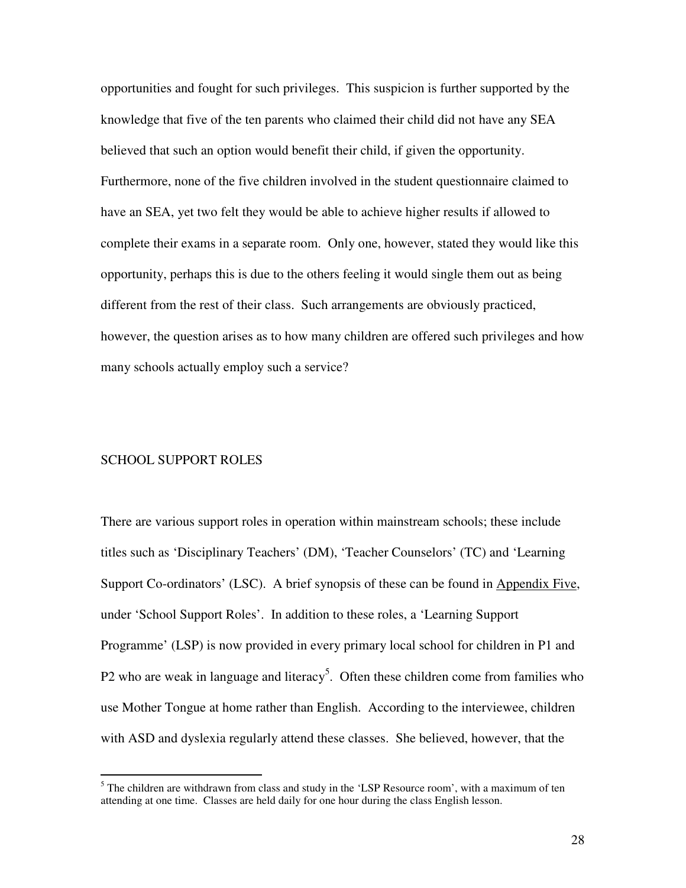opportunities and fought for such privileges. This suspicion is further supported by the knowledge that five of the ten parents who claimed their child did not have any SEA believed that such an option would benefit their child, if given the opportunity. Furthermore, none of the five children involved in the student questionnaire claimed to have an SEA, yet two felt they would be able to achieve higher results if allowed to complete their exams in a separate room. Only one, however, stated they would like this opportunity, perhaps this is due to the others feeling it would single them out as being different from the rest of their class. Such arrangements are obviously practiced, however, the question arises as to how many children are offered such privileges and how many schools actually employ such a service?

## SCHOOL SUPPORT ROLES

There are various support roles in operation within mainstream schools; these include titles such as 'Disciplinary Teachers' (DM), 'Teacher Counselors' (TC) and 'Learning Support Co-ordinators' (LSC). A brief synopsis of these can be found in Appendix Five, under 'School Support Roles'. In addition to these roles, a 'Learning Support Programme' (LSP) is now provided in every primary local school for children in P1 and P2 who are weak in language and literacy[5]. Often these children come from families who use Mother Tongue at home rather than English. According to the interviewee, children with ASD and dyslexia regularly attend these classes. She believed, however, that the

[5] The children are withdrawn from class and study in the 'LSP Resource room', with a maximum of ten attending at one time. Classes are held daily for one hour during the class English lesson.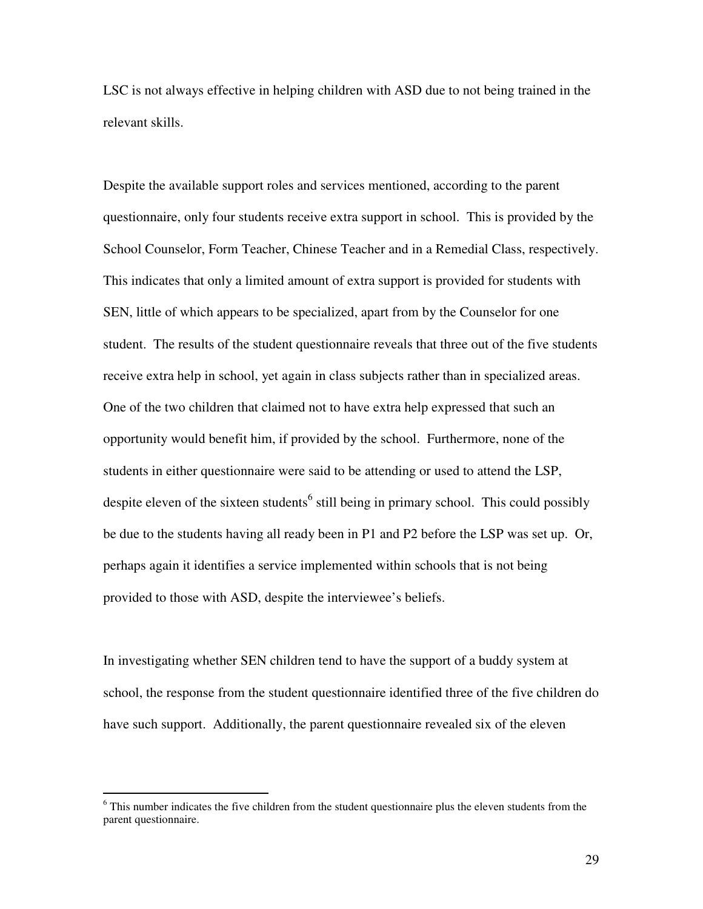LSC is not always effective in helping children with ASD due to not being trained in the relevant skills.

Despite the available support roles and services mentioned, according to the parent questionnaire, only four students receive extra support in school. This is provided by the School Counselor, Form Teacher, Chinese Teacher and in a Remedial Class, respectively. This indicates that only a limited amount of extra support is provided for students with SEN, little of which appears to be specialized, apart from by the Counselor for one student. The results of the student questionnaire reveals that three out of the five students receive extra help in school, yet again in class subjects rather than in specialized areas. One of the two children that claimed not to have extra help expressed that such an opportunity would benefit him, if provided by the school. Furthermore, none of the students in either questionnaire were said to be attending or used to attend the LSP, despite eleven of the sixteen students[6] still being in primary school. This could possibly be due to the students having all ready been in P1 and P2 before the LSP was set up. Or, perhaps again it identifies a service implemented within schools that is not being provided to those with ASD, despite the interviewee's beliefs.

In investigating whether SEN children tend to have the support of a buddy system at school, the response from the student questionnaire identified three of the five children do have such support. Additionally, the parent questionnaire revealed six of the eleven

[6] This number indicates the five children from the student questionnaire plus the eleven students from the parent questionnaire.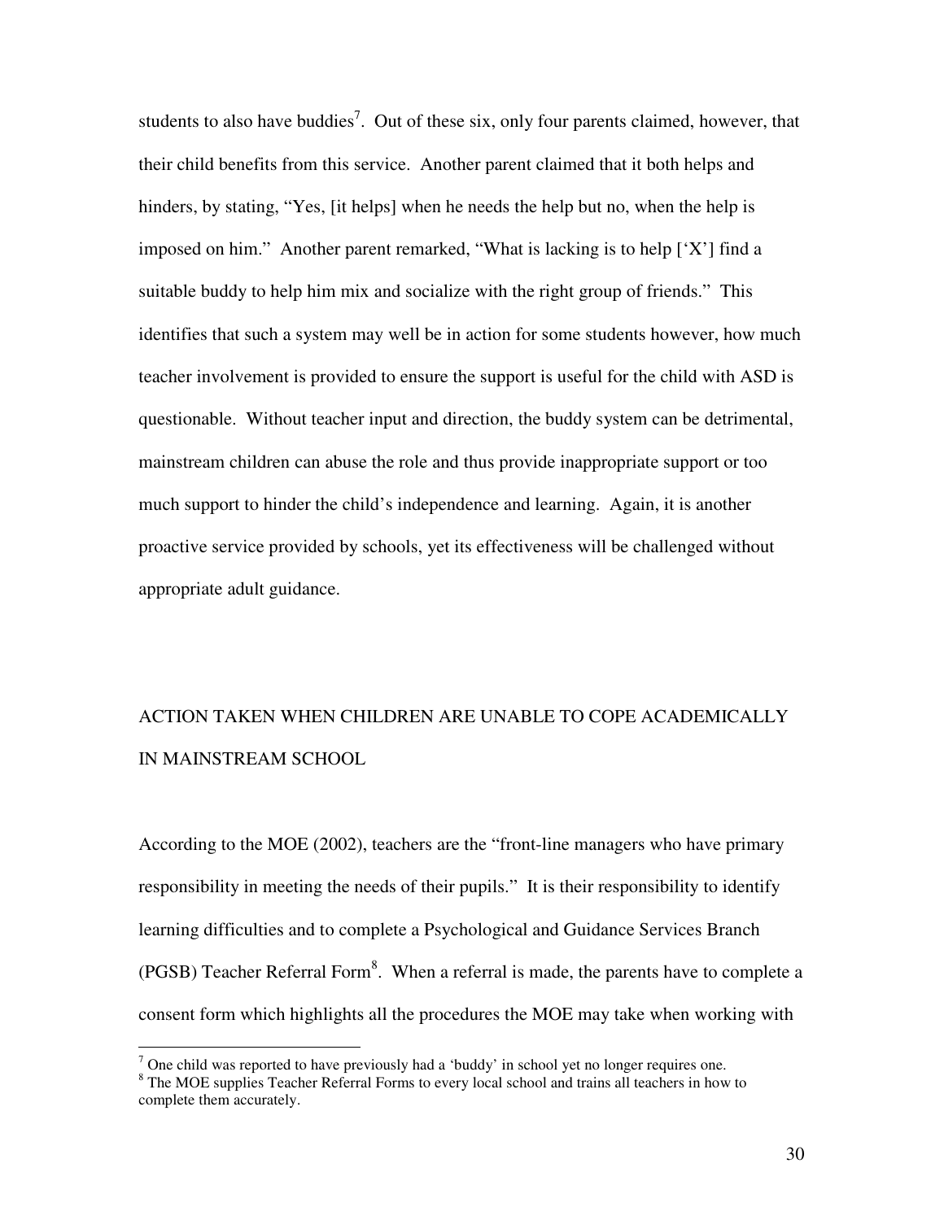students to also have buddies[7]. Out of these six, only four parents claimed, however, that their child benefits from this service. Another parent claimed that it both helps and hinders, by stating, "Yes, [it helps] when he needs the help but no, when the help is imposed on him." Another parent remarked, "What is lacking is to help ['X'] find a suitable buddy to help him mix and socialize with the right group of friends." This identifies that such a system may well be in action for some students however, how much teacher involvement is provided to ensure the support is useful for the child with ASD is questionable. Without teacher input and direction, the buddy system can be detrimental, mainstream children can abuse the role and thus provide inappropriate support or too much support to hinder the child's independence and learning. Again, it is another proactive service provided by schools, yet its effectiveness will be challenged without appropriate adult guidance.

## ACTION TAKEN WHEN CHILDREN ARE UNABLE TO COPE ACADEMICALLY IN MAINSTREAM SCHOOL

According to the MOE (2002), teachers are the "front-line managers who have primary responsibility in meeting the needs of their pupils." It is their responsibility to identify learning difficulties and to complete a Psychological and Guidance Services Branch (PGSB) Teacher Referral Form[8]. When a referral is made, the parents have to complete a consent form which highlights all the procedures the MOE may take when working with

---

[7] One child was reported to have previously had a 'buddy' in school yet no longer requires one.

[8] The MOE supplies Teacher Referral Forms to every local school and trains all teachers in how to complete them accurately.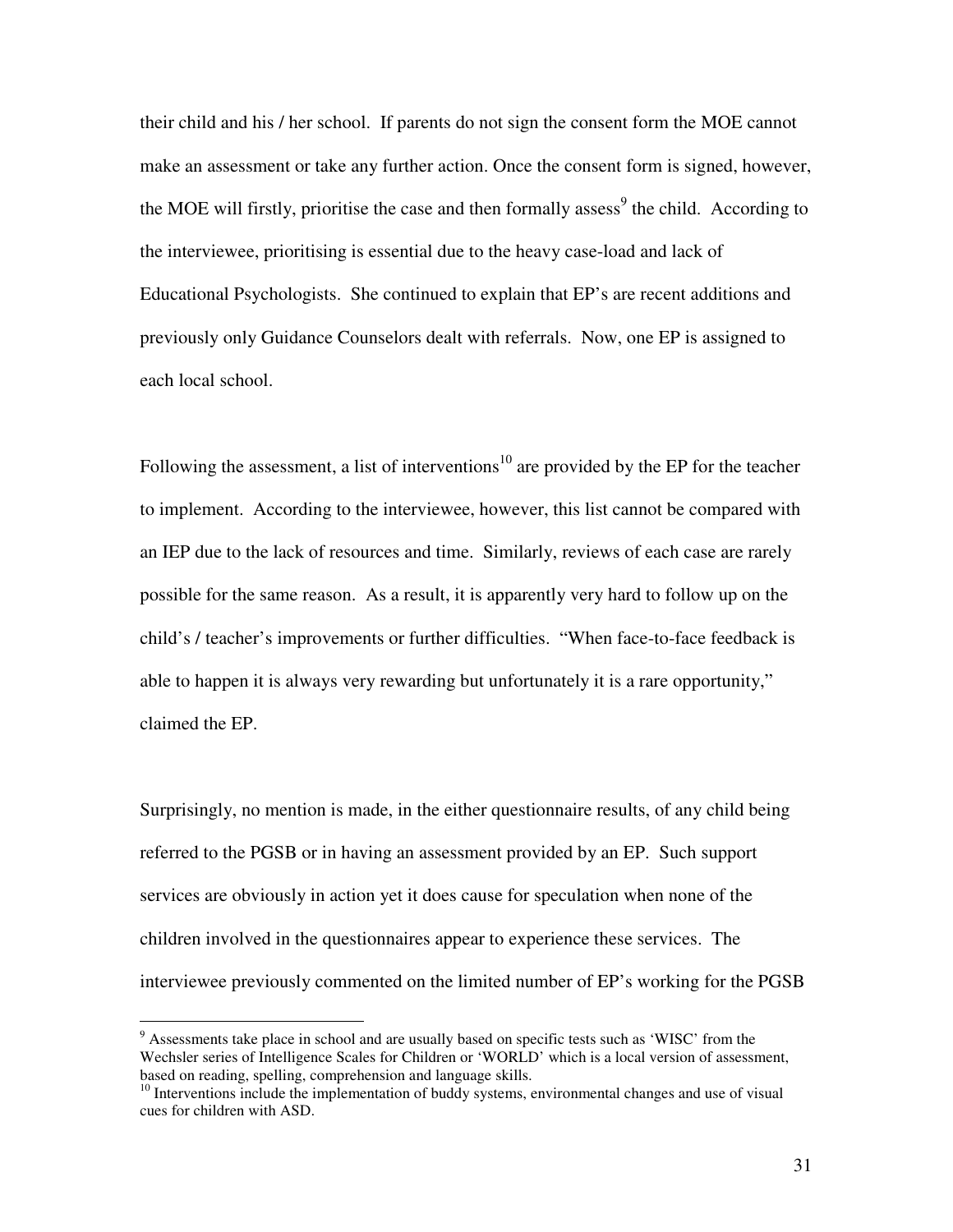their child and his / her school. If parents do not sign the consent form the MOE cannot make an assessment or take any further action. Once the consent form is signed, however, the MOE will firstly, prioritise the case and then formally assess[9] the child. According to the interviewee, prioritising is essential due to the heavy case-load and lack of Educational Psychologists. She continued to explain that EP's are recent additions and previously only Guidance Counselors dealt with referrals. Now, one EP is assigned to each local school.

Following the assessment, a list of interventions[10] are provided by the EP for the teacher to implement. According to the interviewee, however, this list cannot be compared with an IEP due to the lack of resources and time. Similarly, reviews of each case are rarely possible for the same reason. As a result, it is apparently very hard to follow up on the child's / teacher's improvements or further difficulties. "When face-to-face feedback is able to happen it is always very rewarding but unfortunately it is a rare opportunity," claimed the EP.

Surprisingly, no mention is made, in the either questionnaire results, of any child being referred to the PGSB or in having an assessment provided by an EP. Such support services are obviously in action yet it does cause for speculation when none of the children involved in the questionnaires appear to experience these services. The interviewee previously commented on the limited number of EP's working for the PGSB

---

[9] Assessments take place in school and are usually based on specific tests such as 'WISC' from the Wechsler series of Intelligence Scales for Children or 'WORLD' which is a local version of assessment, based on reading, spelling, comprehension and language skills.

[10] Interventions include the implementation of buddy systems, environmental changes and use of visual cues for children with ASD.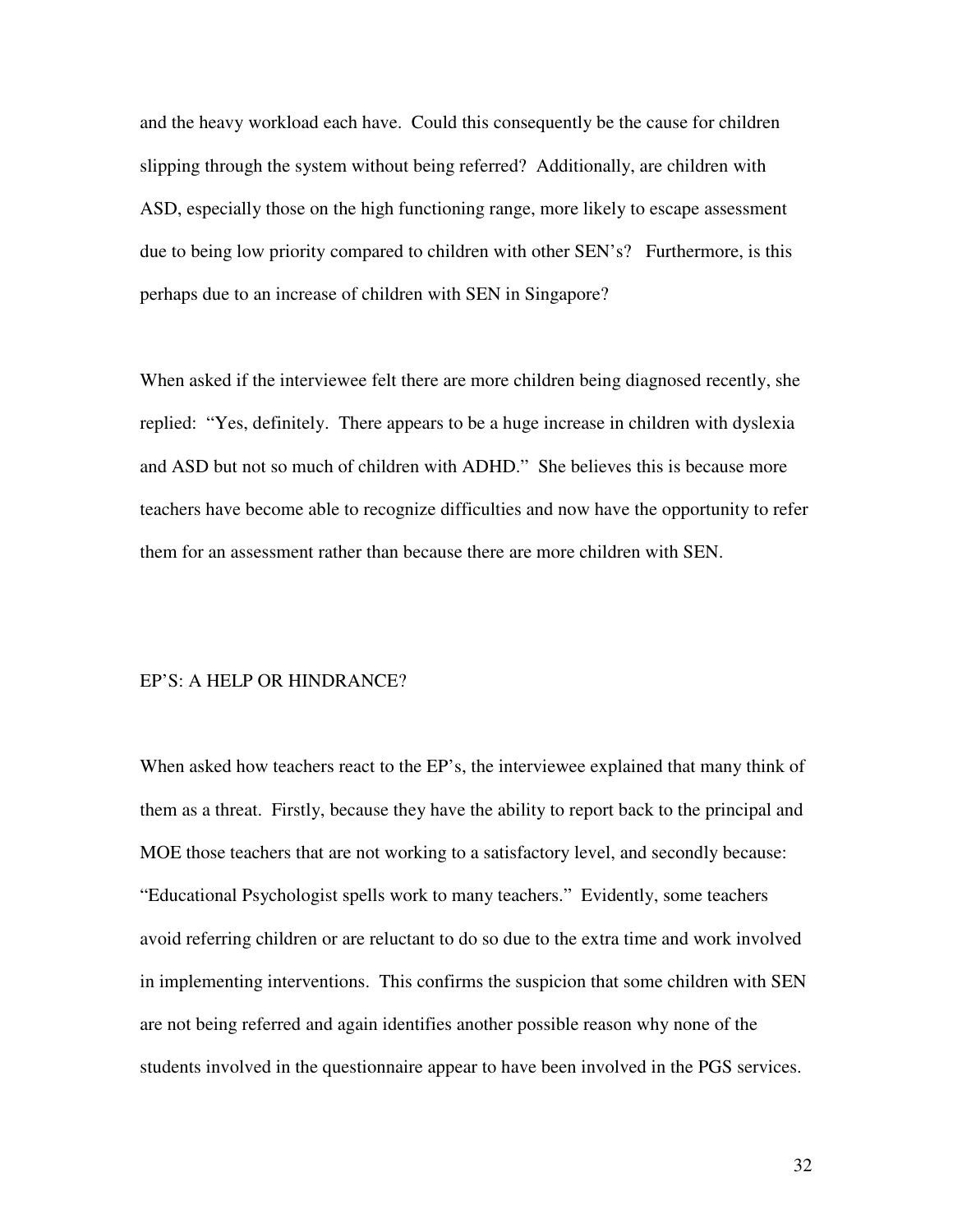and the heavy workload each have. Could this consequently be the cause for children slipping through the system without being referred? Additionally, are children with ASD, especially those on the high functioning range, more likely to escape assessment due to being low priority compared to children with other SEN's? Furthermore, is this perhaps due to an increase of children with SEN in Singapore?

When asked if the interviewee felt there are more children being diagnosed recently, she replied: "Yes, definitely. There appears to be a huge increase in children with dyslexia and ASD but not so much of children with ADHD." She believes this is because more teachers have become able to recognize difficulties and now have the opportunity to refer them for an assessment rather than because there are more children with SEN.

## EP'S: A HELP OR HINDRANCE?

When asked how teachers react to the EP's, the interviewee explained that many think of them as a threat. Firstly, because they have the ability to report back to the principal and MOE those teachers that are not working to a satisfactory level, and secondly because: "Educational Psychologist spells work to many teachers." Evidently, some teachers avoid referring children or are reluctant to do so due to the extra time and work involved in implementing interventions. This confirms the suspicion that some children with SEN are not being referred and again identifies another possible reason why none of the students involved in the questionnaire appear to have been involved in the PGS services.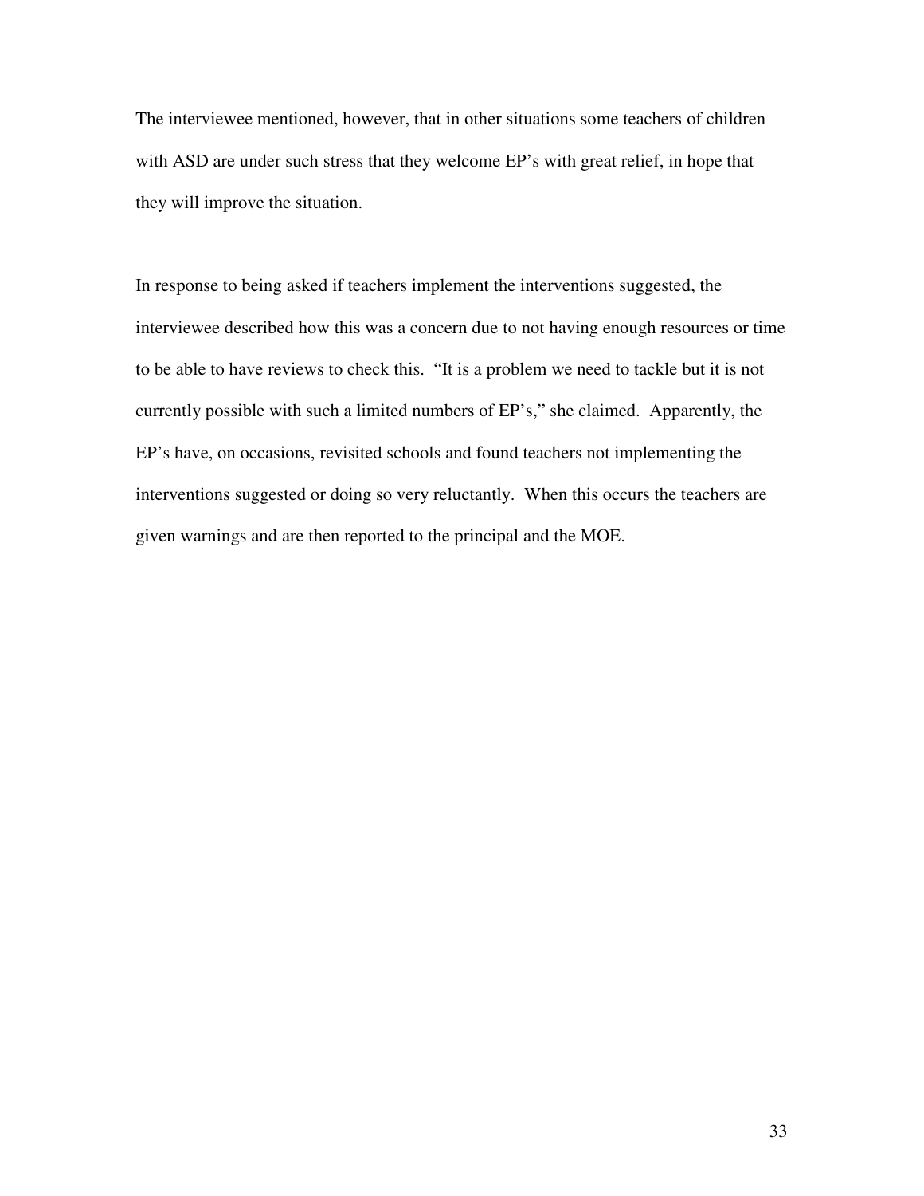The interviewee mentioned, however, that in other situations some teachers of children with ASD are under such stress that they welcome EP's with great relief, in hope that they will improve the situation.

In response to being asked if teachers implement the interventions suggested, the interviewee described how this was a concern due to not having enough resources or time to be able to have reviews to check this. "It is a problem we need to tackle but it is not currently possible with such a limited numbers of EP's," she claimed. Apparently, the EP's have, on occasions, revisited schools and found teachers not implementing the interventions suggested or doing so very reluctantly. When this occurs the teachers are given warnings and are then reported to the principal and the MOE.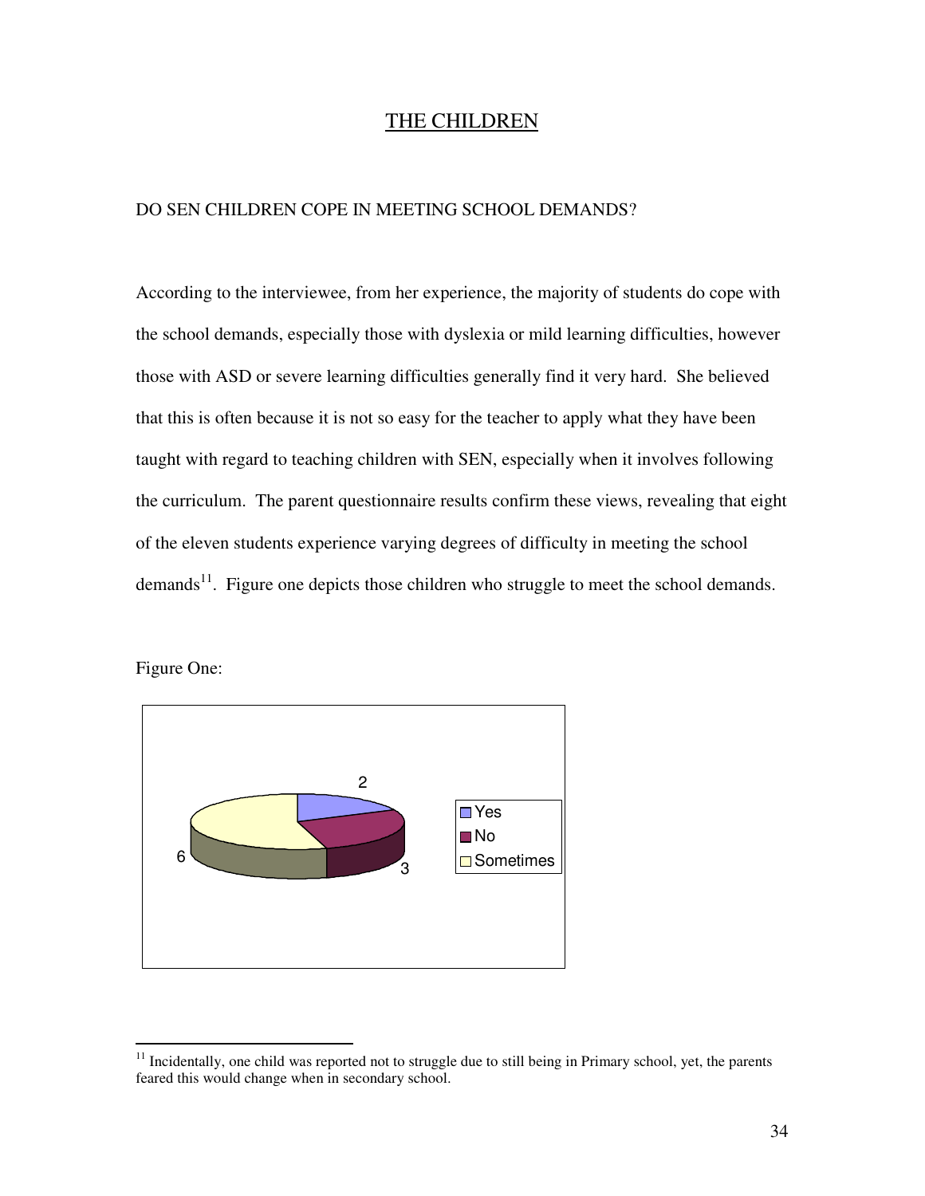# THE CHILDREN

## DO SEN CHILDREN COPE IN MEETING SCHOOL DEMANDS?

According to the interviewee, from her experience, the majority of students do cope with the school demands, especially those with dyslexia or mild learning difficulties, however those with ASD or severe learning difficulties generally find it very hard. She believed that this is often because it is not so easy for the teacher to apply what they have been taught with regard to teaching children with SEN, especially when it involves following the curriculum. The parent questionnaire results confirm these views, revealing that eight of the eleven students experience varying degrees of difficulty in meeting the school demands[11]. Figure one depicts those children who struggle to meet the school demands.

Figure One:

| Response | Count |
|---|---|
| Yes | 2 |
| No | 3 |
| Sometimes | 6 |

[11] Incidentally, one child was reported not to struggle due to still being in Primary school, yet, the parents feared this would change when in secondary school.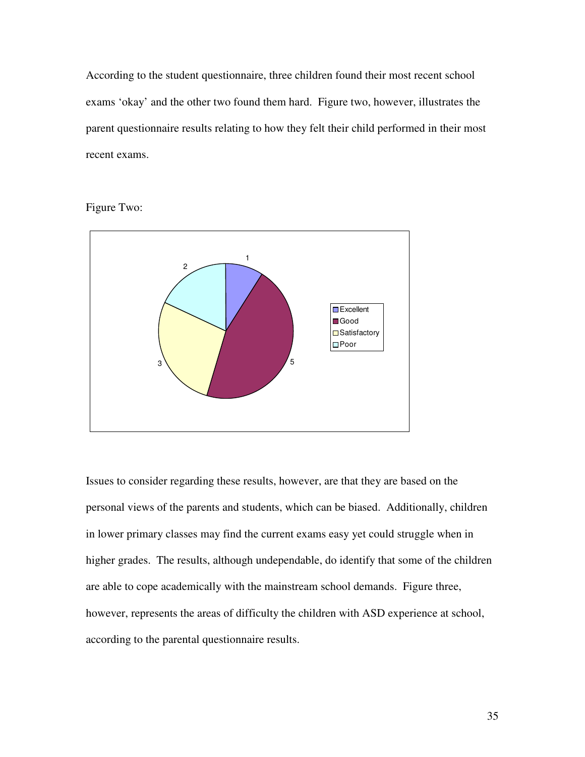According to the student questionnaire, three children found their most recent school exams 'okay' and the other two found them hard. Figure two, however, illustrates the parent questionnaire results relating to how they felt their child performed in their most recent exams.

Figure Two:

Issues to consider regarding these results, however, are that they are based on the personal views of the parents and students, which can be biased. Additionally, children in lower primary classes may find the current exams easy yet could struggle when in higher grades. The results, although undependable, do identify that some of the children are able to cope academically with the mainstream school demands. Figure three, however, represents the areas of difficulty the children with ASD experience at school, according to the parental questionnaire results.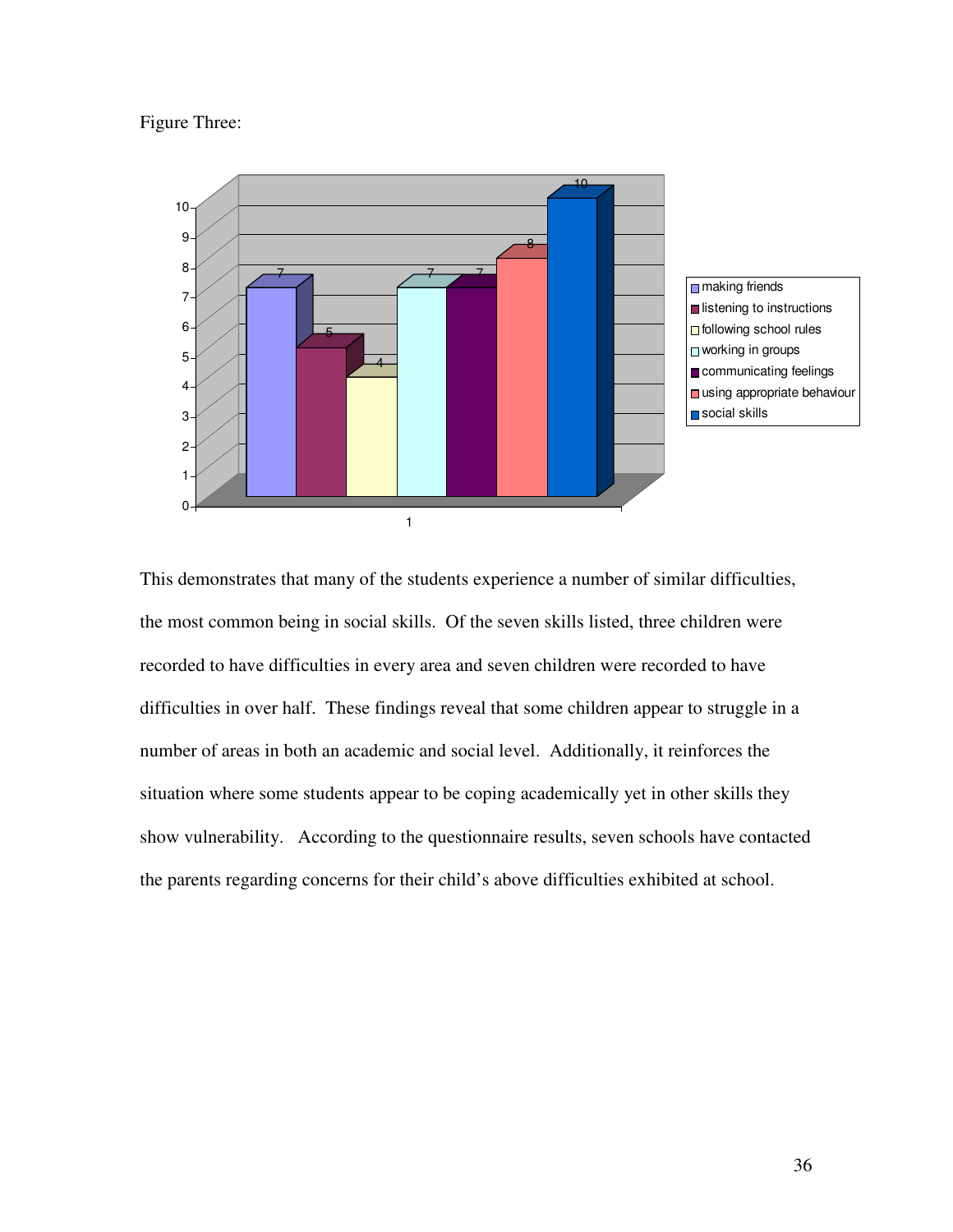Figure Three:

| Difficulty | Number of children |
|---|---|
| making friends | 7 |
| listening to instructions | 5 |
| following school rules | 4 |
| working in groups | 7 |
| communicating feelings | 7 |
| using appropriate behaviour | 8 |
| social skills | 10 |

This demonstrates that many of the students experience a number of similar difficulties, the most common being in social skills. Of the seven skills listed, three children were recorded to have difficulties in every area and seven children were recorded to have difficulties in over half. These findings reveal that some children appear to struggle in a number of areas in both an academic and social level. Additionally, it reinforces the situation where some students appear to be coping academically yet in other skills they show vulnerability. According to the questionnaire results, seven schools have contacted the parents regarding concerns for their child's above difficulties exhibited at school.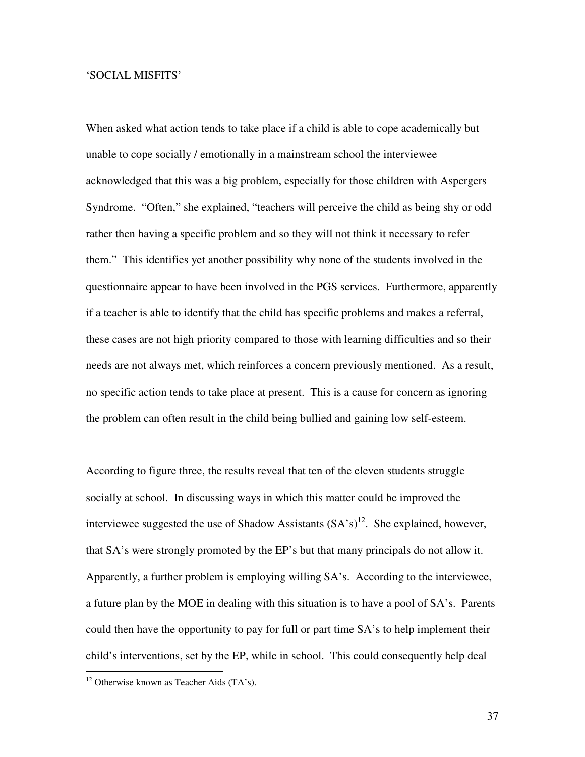## 'SOCIAL MISFITS'

When asked what action tends to take place if a child is able to cope academically but unable to cope socially / emotionally in a mainstream school the interviewee acknowledged that this was a big problem, especially for those children with Aspergers Syndrome. "Often," she explained, "teachers will perceive the child as being shy or odd rather then having a specific problem and so they will not think it necessary to refer them." This identifies yet another possibility why none of the students involved in the questionnaire appear to have been involved in the PGS services. Furthermore, apparently if a teacher is able to identify that the child has specific problems and makes a referral, these cases are not high priority compared to those with learning difficulties and so their needs are not always met, which reinforces a concern previously mentioned. As a result, no specific action tends to take place at present. This is a cause for concern as ignoring the problem can often result in the child being bullied and gaining low self-esteem.

According to figure three, the results reveal that ten of the eleven students struggle socially at school. In discussing ways in which this matter could be improved the interviewee suggested the use of Shadow Assistants (SA's)[12]. She explained, however, that SA's were strongly promoted by the EP's but that many principals do not allow it. Apparently, a further problem is employing willing SA's. According to the interviewee, a future plan by the MOE in dealing with this situation is to have a pool of SA's. Parents could then have the opportunity to pay for full or part time SA's to help implement their child's interventions, set by the EP, while in school. This could consequently help deal

[12] Otherwise known as Teacher Aids (TA's).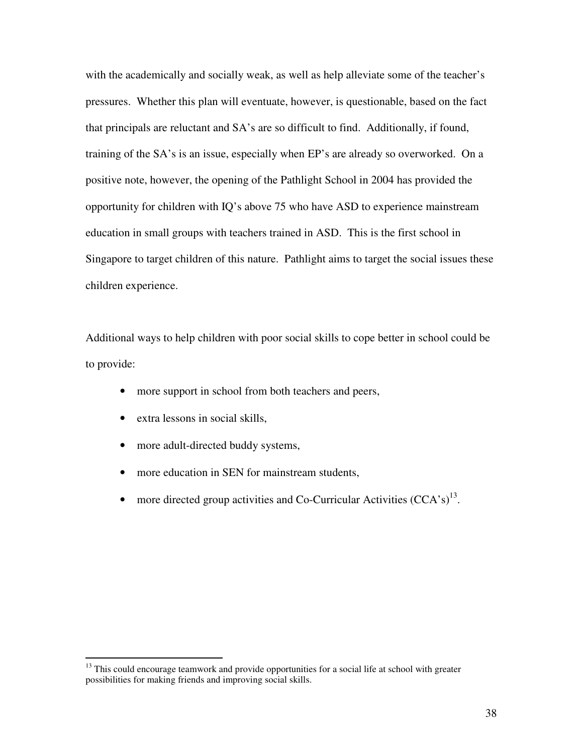with the academically and socially weak, as well as help alleviate some of the teacher's pressures. Whether this plan will eventuate, however, is questionable, based on the fact that principals are reluctant and SA's are so difficult to find. Additionally, if found, training of the SA's is an issue, especially when EP's are already so overworked. On a positive note, however, the opening of the Pathlight School in 2004 has provided the opportunity for children with IQ's above 75 who have ASD to experience mainstream education in small groups with teachers trained in ASD. This is the first school in Singapore to target children of this nature. Pathlight aims to target the social issues these children experience.

Additional ways to help children with poor social skills to cope better in school could be to provide:

- more support in school from both teachers and peers,
- extra lessons in social skills,
- more adult-directed buddy systems,
- more education in SEN for mainstream students,
- more directed group activities and Co-Curricular Activities (CCA's)[13].

[13] This could encourage teamwork and provide opportunities for a social life at school with greater possibilities for making friends and improving social skills.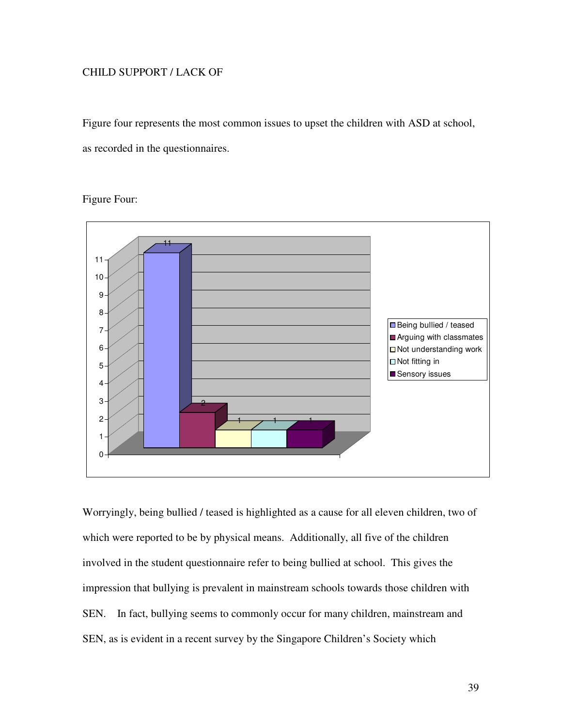CHILD SUPPORT / LACK OF

Figure four represents the most common issues to upset the children with ASD at school, as recorded in the questionnaires.

Figure Four:

| Issue | Number |
| --- | --- |
| Being bullied / teased | 11 |
| Arguing with classmates | 2 |
| Not understanding work | 1 |
| Not fitting in | 1 |
| Sensory issues | 1 |

Worryingly, being bullied / teased is highlighted as a cause for all eleven children, two of which were reported to be by physical means. Additionally, all five of the children involved in the student questionnaire refer to being bullied at school. This gives the impression that bullying is prevalent in mainstream schools towards those children with SEN. In fact, bullying seems to commonly occur for many children, mainstream and SEN, as is evident in a recent survey by the Singapore Children's Society which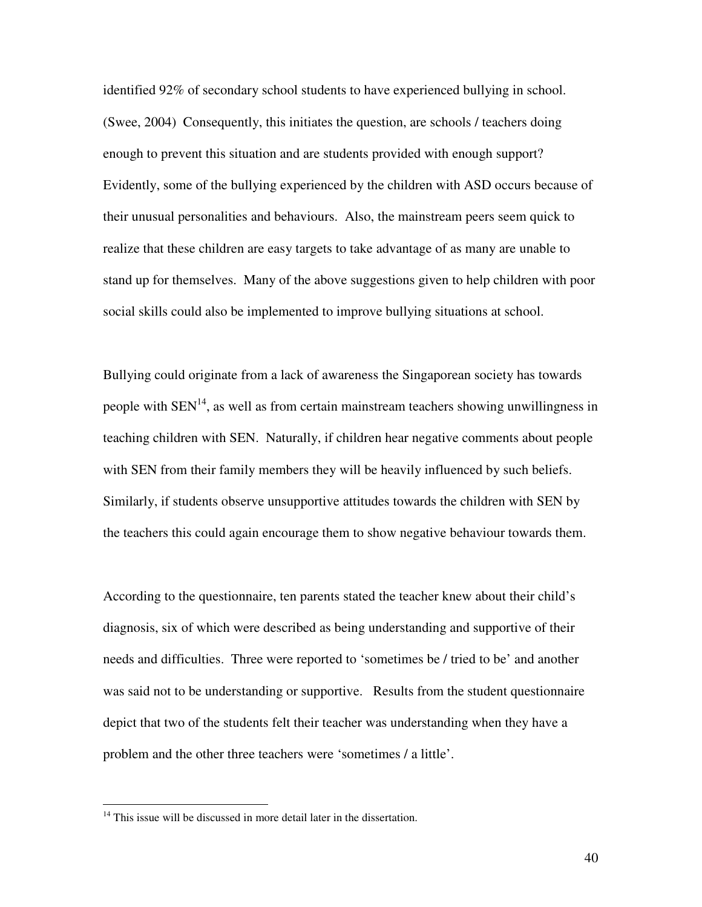identified 92% of secondary school students to have experienced bullying in school. (Swee, 2004) Consequently, this initiates the question, are schools / teachers doing enough to prevent this situation and are students provided with enough support? Evidently, some of the bullying experienced by the children with ASD occurs because of their unusual personalities and behaviours. Also, the mainstream peers seem quick to realize that these children are easy targets to take advantage of as many are unable to stand up for themselves. Many of the above suggestions given to help children with poor social skills could also be implemented to improve bullying situations at school.

Bullying could originate from a lack of awareness the Singaporean society has towards people with SEN[14], as well as from certain mainstream teachers showing unwillingness in teaching children with SEN. Naturally, if children hear negative comments about people with SEN from their family members they will be heavily influenced by such beliefs. Similarly, if students observe unsupportive attitudes towards the children with SEN by the teachers this could again encourage them to show negative behaviour towards them.

According to the questionnaire, ten parents stated the teacher knew about their child's diagnosis, six of which were described as being understanding and supportive of their needs and difficulties. Three were reported to 'sometimes be / tried to be' and another was said not to be understanding or supportive. Results from the student questionnaire depict that two of the students felt their teacher was understanding when they have a problem and the other three teachers were 'sometimes / a little'.

[14] This issue will be discussed in more detail later in the dissertation.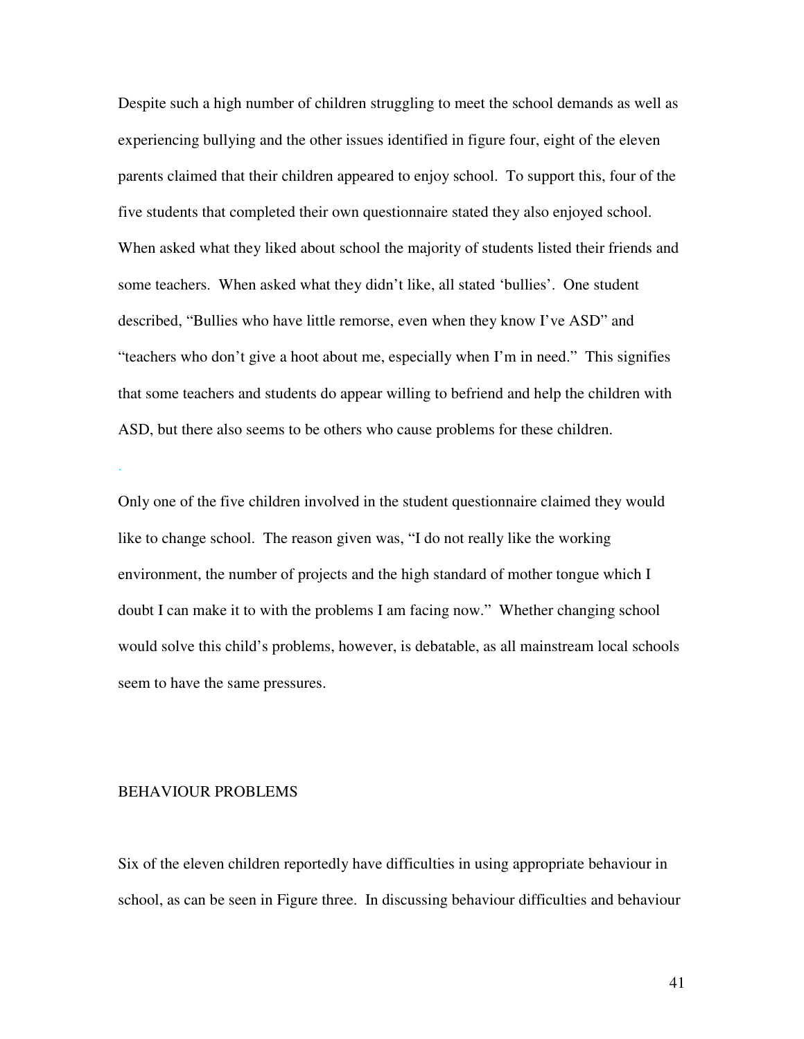Despite such a high number of children struggling to meet the school demands as well as experiencing bullying and the other issues identified in figure four, eight of the eleven parents claimed that their children appeared to enjoy school. To support this, four of the five students that completed their own questionnaire stated they also enjoyed school. When asked what they liked about school the majority of students listed their friends and some teachers. When asked what they didn't like, all stated 'bullies'. One student described, "Bullies who have little remorse, even when they know I've ASD" and "teachers who don't give a hoot about me, especially when I'm in need." This signifies that some teachers and students do appear willing to befriend and help the children with ASD, but there also seems to be others who cause problems for these children.

Only one of the five children involved in the student questionnaire claimed they would like to change school. The reason given was, "I do not really like the working environment, the number of projects and the high standard of mother tongue which I doubt I can make it to with the problems I am facing now." Whether changing school would solve this child's problems, however, is debatable, as all mainstream local schools seem to have the same pressures.

## BEHAVIOUR PROBLEMS

Six of the eleven children reportedly have difficulties in using appropriate behaviour in school, as can be seen in Figure three. In discussing behaviour difficulties and behaviour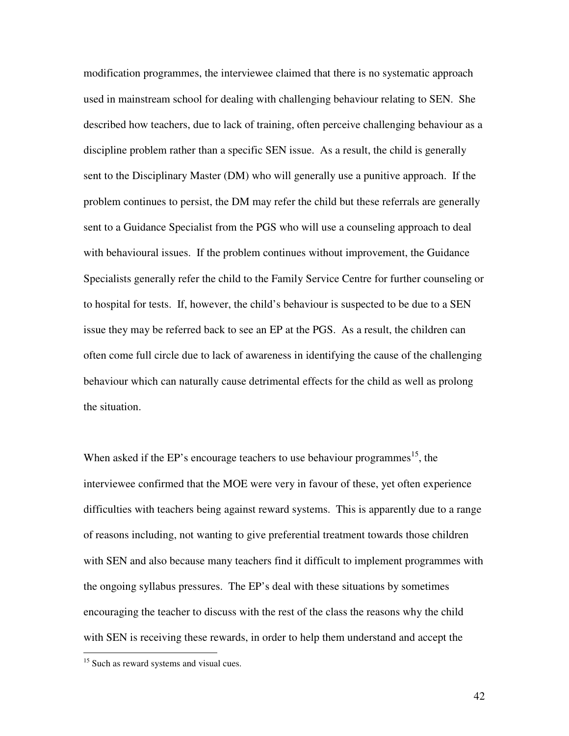modification programmes, the interviewee claimed that there is no systematic approach used in mainstream school for dealing with challenging behaviour relating to SEN. She described how teachers, due to lack of training, often perceive challenging behaviour as a discipline problem rather than a specific SEN issue. As a result, the child is generally sent to the Disciplinary Master (DM) who will generally use a punitive approach. If the problem continues to persist, the DM may refer the child but these referrals are generally sent to a Guidance Specialist from the PGS who will use a counseling approach to deal with behavioural issues. If the problem continues without improvement, the Guidance Specialists generally refer the child to the Family Service Centre for further counseling or to hospital for tests. If, however, the child's behaviour is suspected to be due to a SEN issue they may be referred back to see an EP at the PGS. As a result, the children can often come full circle due to lack of awareness in identifying the cause of the challenging behaviour which can naturally cause detrimental effects for the child as well as prolong the situation.

When asked if the EP's encourage teachers to use behaviour programmes[15], the interviewee confirmed that the MOE were very in favour of these, yet often experience difficulties with teachers being against reward systems. This is apparently due to a range of reasons including, not wanting to give preferential treatment towards those children with SEN and also because many teachers find it difficult to implement programmes with the ongoing syllabus pressures. The EP's deal with these situations by sometimes encouraging the teacher to discuss with the rest of the class the reasons why the child with SEN is receiving these rewards, in order to help them understand and accept the

[15] Such as reward systems and visual cues.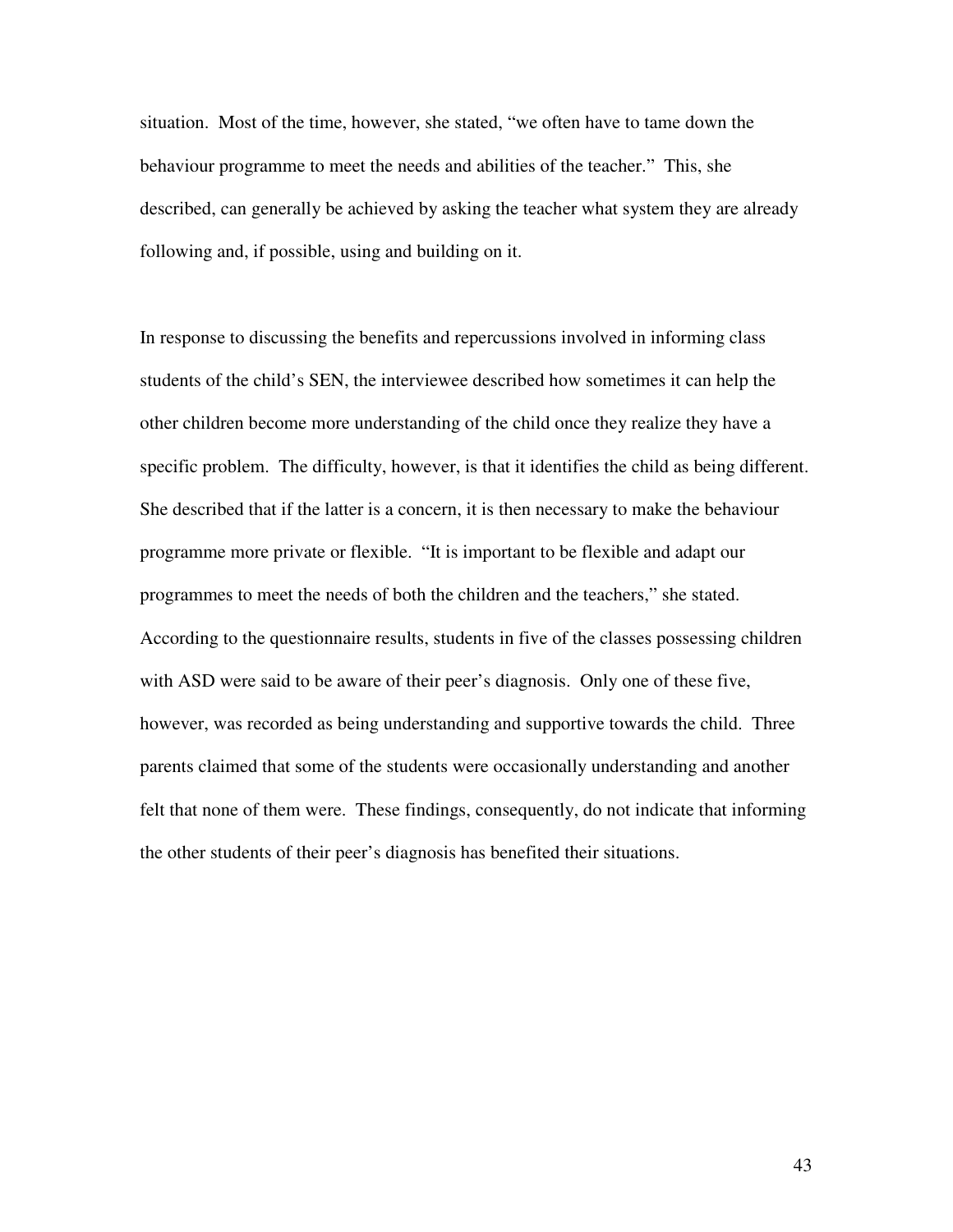situation. Most of the time, however, she stated, "we often have to tame down the behaviour programme to meet the needs and abilities of the teacher." This, she described, can generally be achieved by asking the teacher what system they are already following and, if possible, using and building on it.

In response to discussing the benefits and repercussions involved in informing class students of the child's SEN, the interviewee described how sometimes it can help the other children become more understanding of the child once they realize they have a specific problem. The difficulty, however, is that it identifies the child as being different. She described that if the latter is a concern, it is then necessary to make the behaviour programme more private or flexible. "It is important to be flexible and adapt our programmes to meet the needs of both the children and the teachers," she stated. According to the questionnaire results, students in five of the classes possessing children with ASD were said to be aware of their peer's diagnosis. Only one of these five, however, was recorded as being understanding and supportive towards the child. Three parents claimed that some of the students were occasionally understanding and another felt that none of them were. These findings, consequently, do not indicate that informing the other students of their peer's diagnosis has benefited their situations.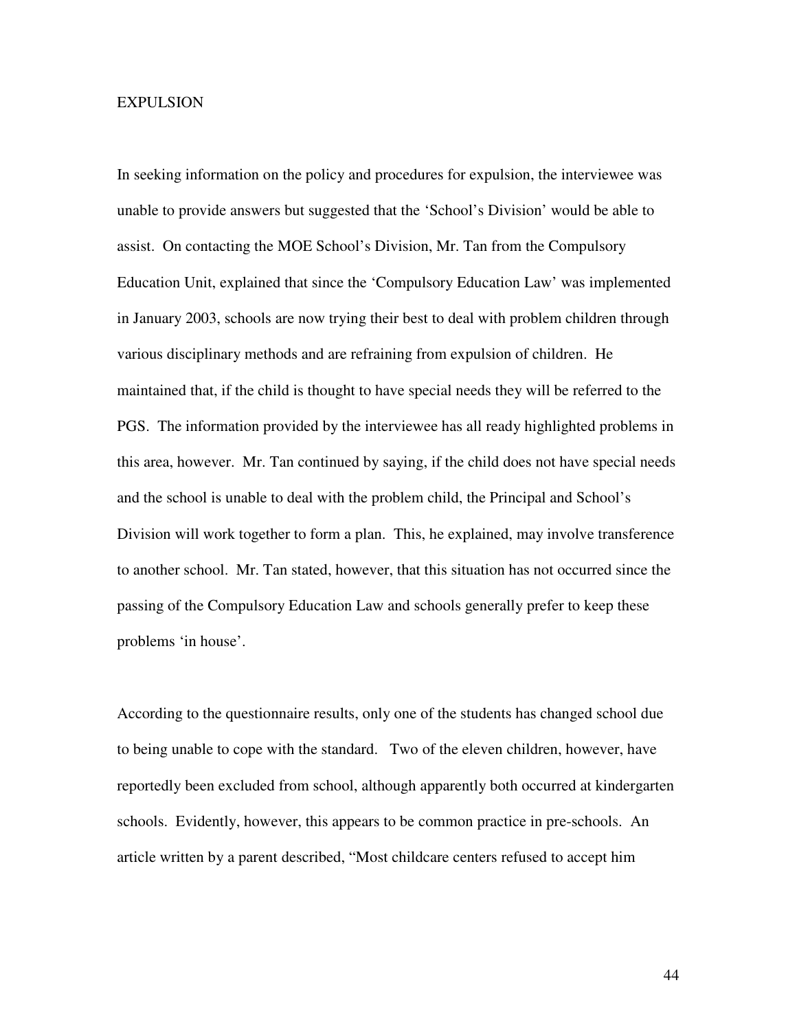## EXPULSION

In seeking information on the policy and procedures for expulsion, the interviewee was unable to provide answers but suggested that the 'School's Division' would be able to assist. On contacting the MOE School's Division, Mr. Tan from the Compulsory Education Unit, explained that since the 'Compulsory Education Law' was implemented in January 2003, schools are now trying their best to deal with problem children through various disciplinary methods and are refraining from expulsion of children. He maintained that, if the child is thought to have special needs they will be referred to the PGS. The information provided by the interviewee has all ready highlighted problems in this area, however. Mr. Tan continued by saying, if the child does not have special needs and the school is unable to deal with the problem child, the Principal and School's Division will work together to form a plan. This, he explained, may involve transference to another school. Mr. Tan stated, however, that this situation has not occurred since the passing of the Compulsory Education Law and schools generally prefer to keep these problems 'in house'.

According to the questionnaire results, only one of the students has changed school due to being unable to cope with the standard. Two of the eleven children, however, have reportedly been excluded from school, although apparently both occurred at kindergarten schools. Evidently, however, this appears to be common practice in pre-schools. An article written by a parent described, "Most childcare centers refused to accept him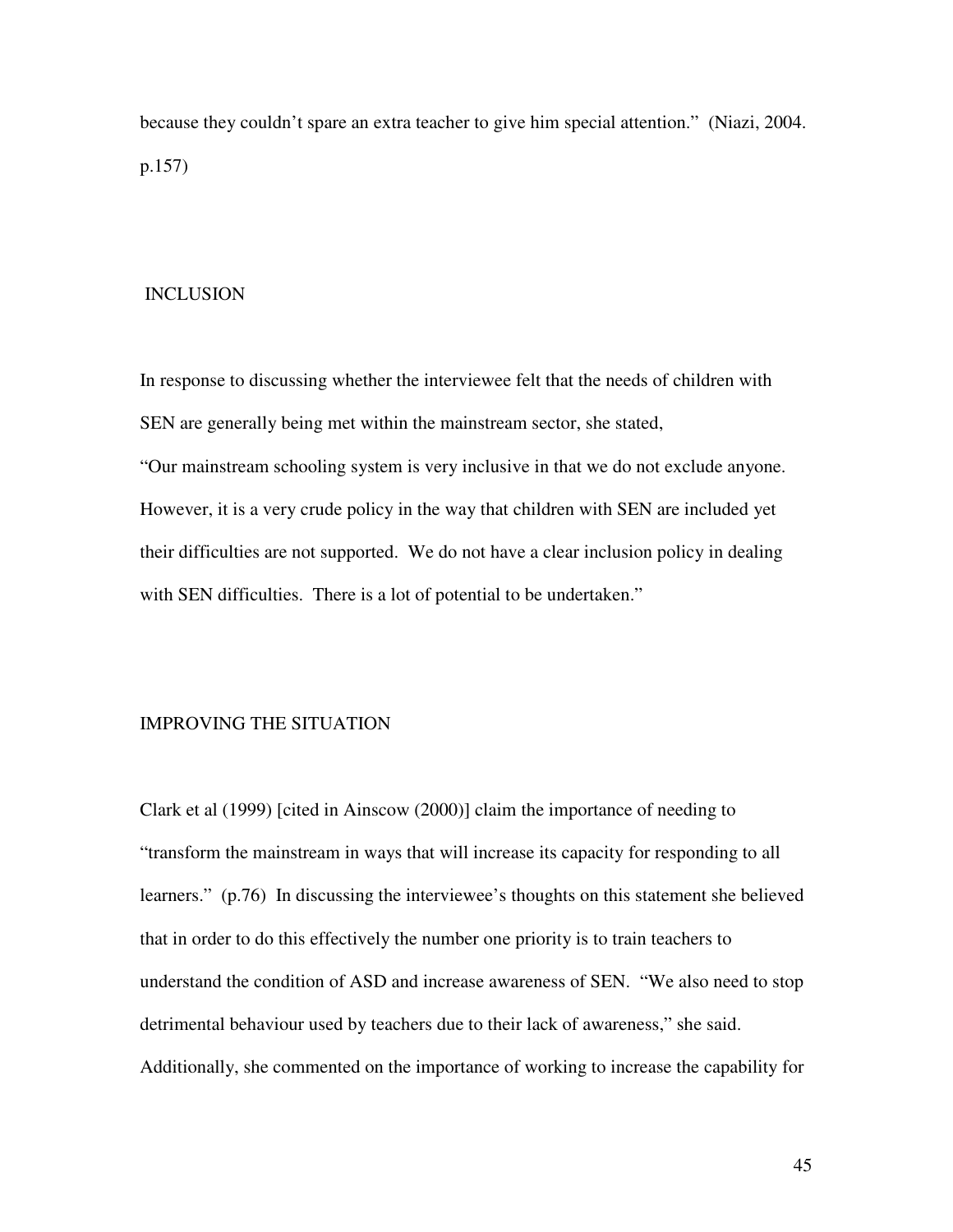because they couldn't spare an extra teacher to give him special attention." (Niazi, 2004. p.157)

## INCLUSION

In response to discussing whether the interviewee felt that the needs of children with SEN are generally being met within the mainstream sector, she stated,
"Our mainstream schooling system is very inclusive in that we do not exclude anyone. However, it is a very crude policy in the way that children with SEN are included yet their difficulties are not supported. We do not have a clear inclusion policy in dealing with SEN difficulties. There is a lot of potential to be undertaken."

## IMPROVING THE SITUATION

Clark et al (1999) [cited in Ainscow (2000)] claim the importance of needing to "transform the mainstream in ways that will increase its capacity for responding to all learners." (p.76) In discussing the interviewee's thoughts on this statement she believed that in order to do this effectively the number one priority is to train teachers to understand the condition of ASD and increase awareness of SEN. "We also need to stop detrimental behaviour used by teachers due to their lack of awareness," she said. Additionally, she commented on the importance of working to increase the capability for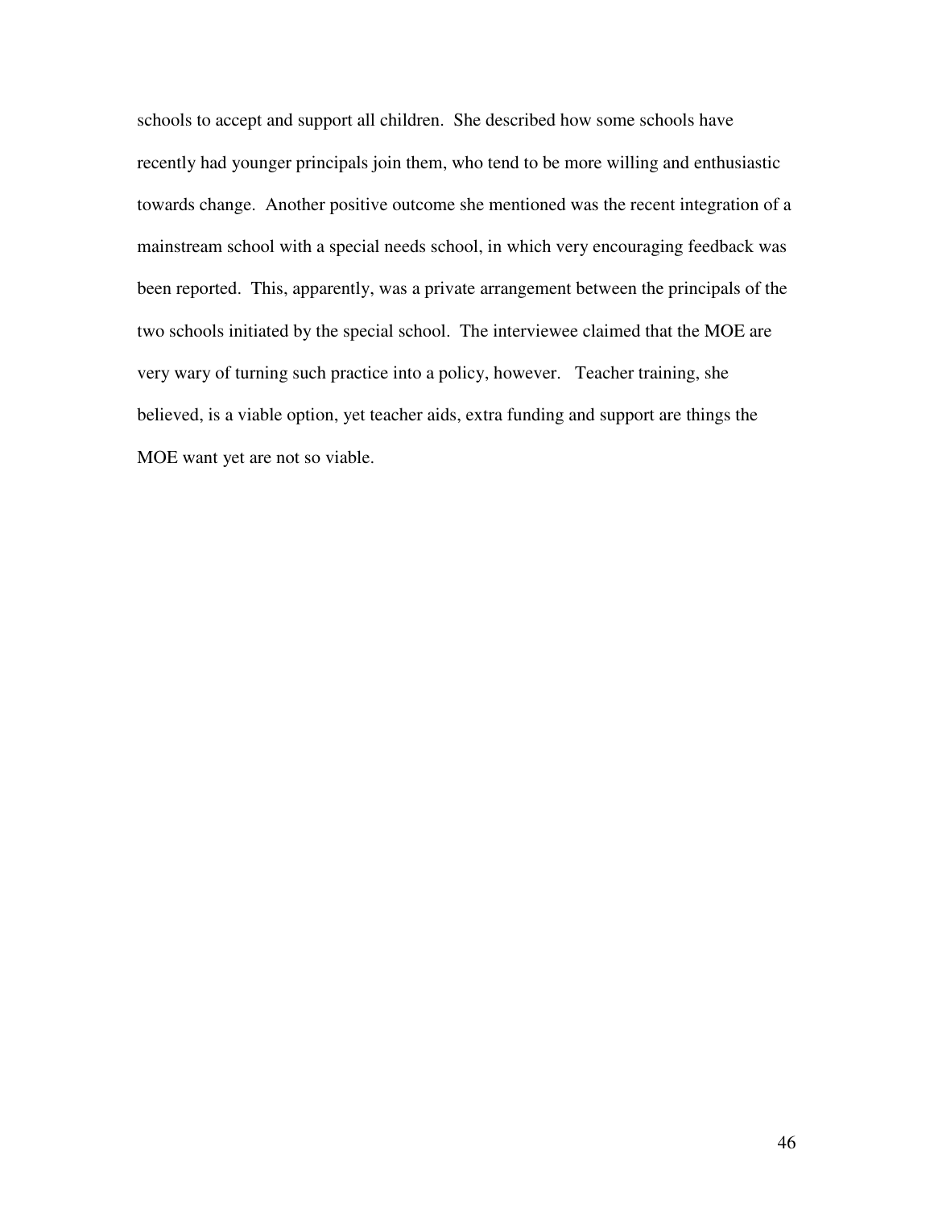schools to accept and support all children. She described how some schools have recently had younger principals join them, who tend to be more willing and enthusiastic towards change. Another positive outcome she mentioned was the recent integration of a mainstream school with a special needs school, in which very encouraging feedback was been reported. This, apparently, was a private arrangement between the principals of the two schools initiated by the special school. The interviewee claimed that the MOE are very wary of turning such practice into a policy, however. Teacher training, she believed, is a viable option, yet teacher aids, extra funding and support are things the MOE want yet are not so viable.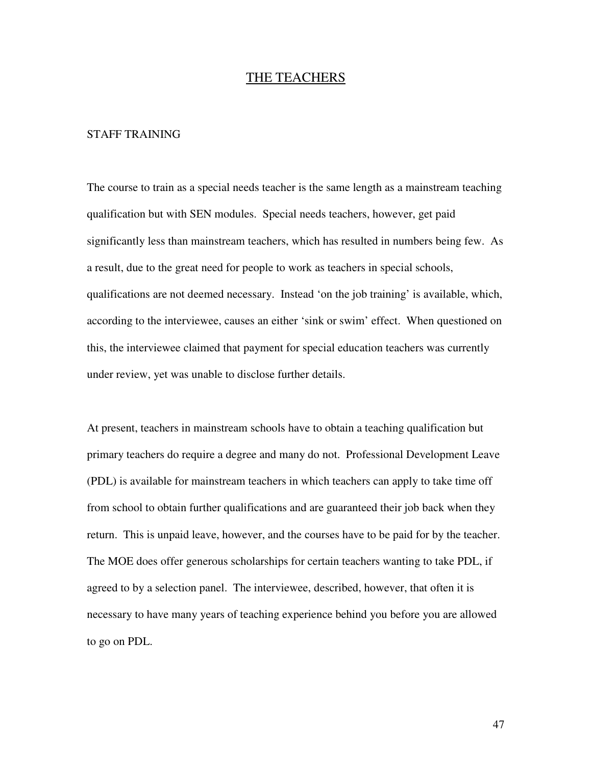# THE TEACHERS

## STAFF TRAINING

The course to train as a special needs teacher is the same length as a mainstream teaching qualification but with SEN modules. Special needs teachers, however, get paid significantly less than mainstream teachers, which has resulted in numbers being few. As a result, due to the great need for people to work as teachers in special schools, qualifications are not deemed necessary. Instead 'on the job training' is available, which, according to the interviewee, causes an either 'sink or swim' effect. When questioned on this, the interviewee claimed that payment for special education teachers was currently under review, yet was unable to disclose further details.

At present, teachers in mainstream schools have to obtain a teaching qualification but primary teachers do require a degree and many do not. Professional Development Leave (PDL) is available for mainstream teachers in which teachers can apply to take time off from school to obtain further qualifications and are guaranteed their job back when they return. This is unpaid leave, however, and the courses have to be paid for by the teacher. The MOE does offer generous scholarships for certain teachers wanting to take PDL, if agreed to by a selection panel. The interviewee, described, however, that often it is necessary to have many years of teaching experience behind you before you are allowed to go on PDL.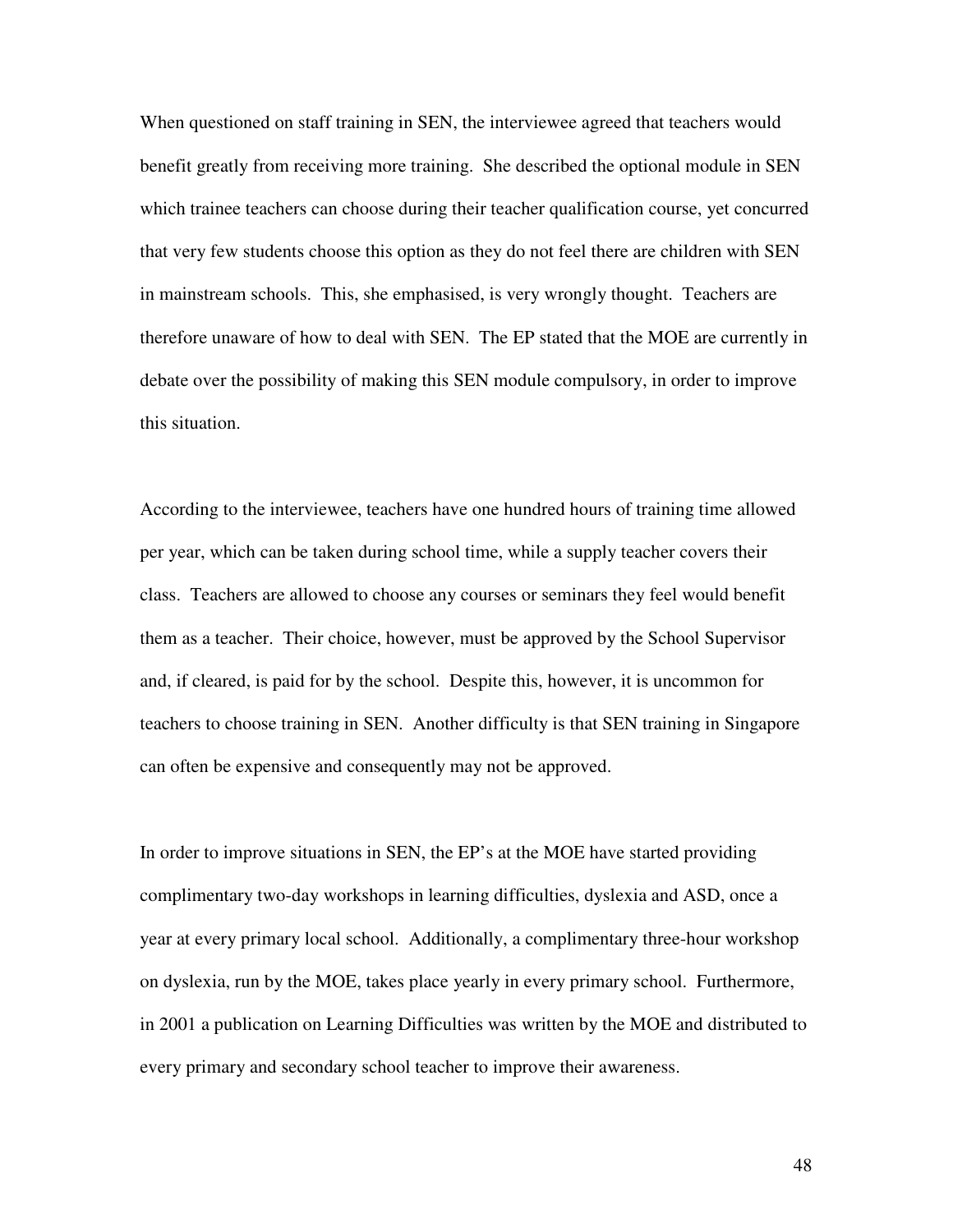When questioned on staff training in SEN, the interviewee agreed that teachers would benefit greatly from receiving more training. She described the optional module in SEN which trainee teachers can choose during their teacher qualification course, yet concurred that very few students choose this option as they do not feel there are children with SEN in mainstream schools. This, she emphasised, is very wrongly thought. Teachers are therefore unaware of how to deal with SEN. The EP stated that the MOE are currently in debate over the possibility of making this SEN module compulsory, in order to improve this situation.

According to the interviewee, teachers have one hundred hours of training time allowed per year, which can be taken during school time, while a supply teacher covers their class. Teachers are allowed to choose any courses or seminars they feel would benefit them as a teacher. Their choice, however, must be approved by the School Supervisor and, if cleared, is paid for by the school. Despite this, however, it is uncommon for teachers to choose training in SEN. Another difficulty is that SEN training in Singapore can often be expensive and consequently may not be approved.

In order to improve situations in SEN, the EP's at the MOE have started providing complimentary two-day workshops in learning difficulties, dyslexia and ASD, once a year at every primary local school. Additionally, a complimentary three-hour workshop on dyslexia, run by the MOE, takes place yearly in every primary school. Furthermore, in 2001 a publication on Learning Difficulties was written by the MOE and distributed to every primary and secondary school teacher to improve their awareness.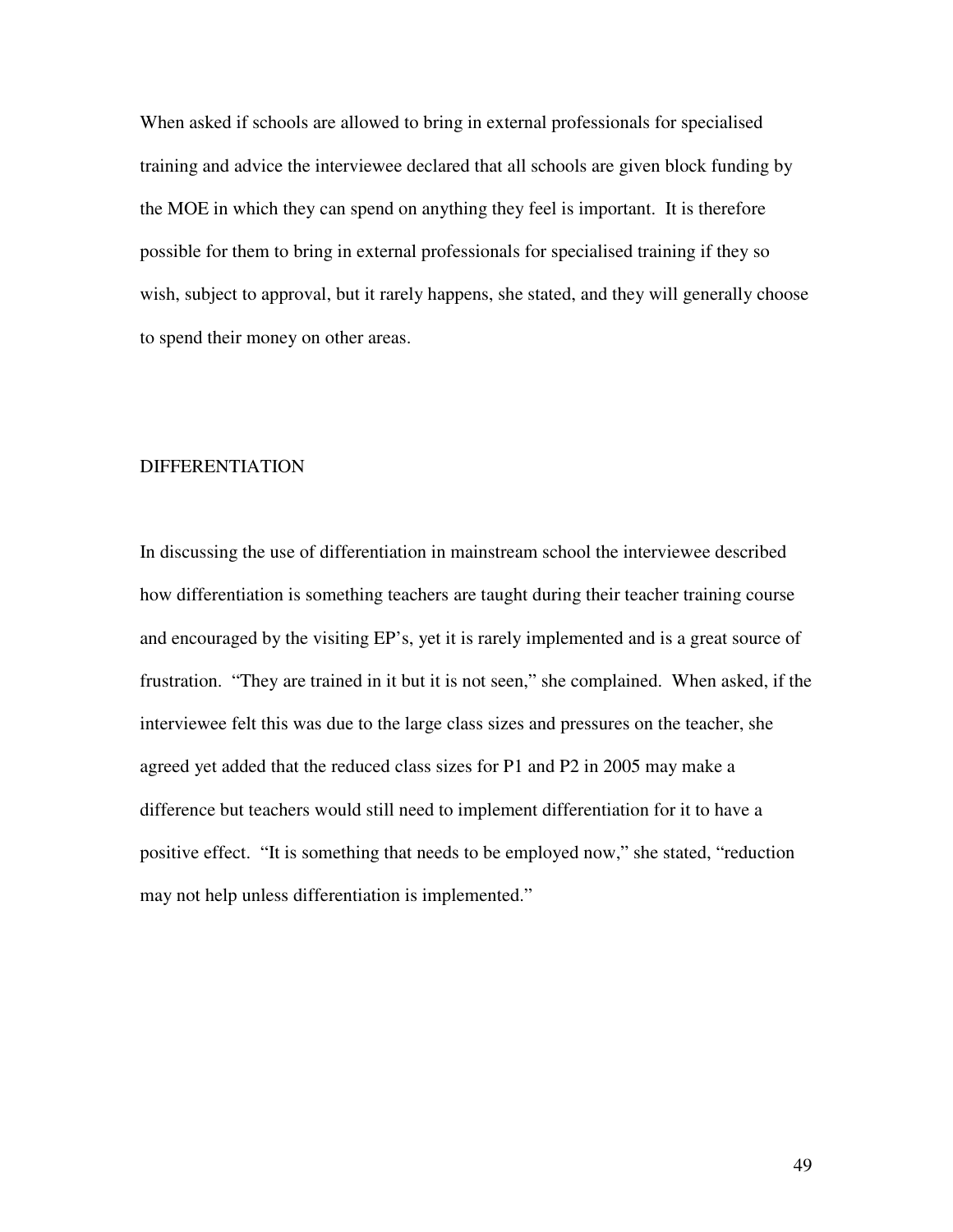When asked if schools are allowed to bring in external professionals for specialised training and advice the interviewee declared that all schools are given block funding by the MOE in which they can spend on anything they feel is important. It is therefore possible for them to bring in external professionals for specialised training if they so wish, subject to approval, but it rarely happens, she stated, and they will generally choose to spend their money on other areas.

## DIFFERENTIATION

In discussing the use of differentiation in mainstream school the interviewee described how differentiation is something teachers are taught during their teacher training course and encouraged by the visiting EP's, yet it is rarely implemented and is a great source of frustration. "They are trained in it but it is not seen," she complained. When asked, if the interviewee felt this was due to the large class sizes and pressures on the teacher, she agreed yet added that the reduced class sizes for P1 and P2 in 2005 may make a difference but teachers would still need to implement differentiation for it to have a positive effect. "It is something that needs to be employed now," she stated, "reduction may not help unless differentiation is implemented."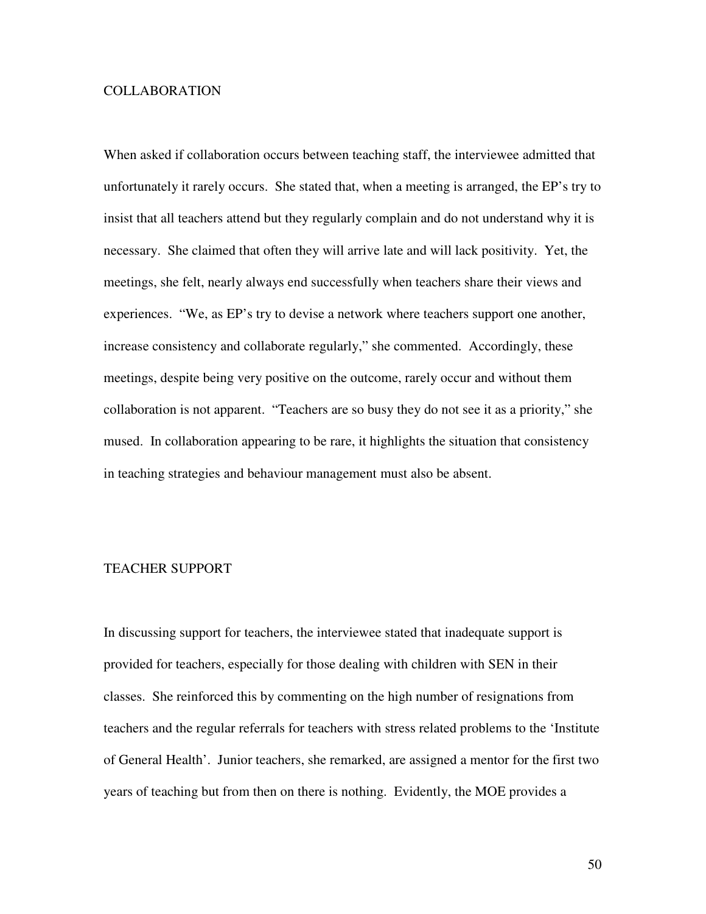## COLLABORATION

When asked if collaboration occurs between teaching staff, the interviewee admitted that unfortunately it rarely occurs. She stated that, when a meeting is arranged, the EP's try to insist that all teachers attend but they regularly complain and do not understand why it is necessary. She claimed that often they will arrive late and will lack positivity. Yet, the meetings, she felt, nearly always end successfully when teachers share their views and experiences. "We, as EP's try to devise a network where teachers support one another, increase consistency and collaborate regularly," she commented. Accordingly, these meetings, despite being very positive on the outcome, rarely occur and without them collaboration is not apparent. "Teachers are so busy they do not see it as a priority," she mused. In collaboration appearing to be rare, it highlights the situation that consistency in teaching strategies and behaviour management must also be absent.

## TEACHER SUPPORT

In discussing support for teachers, the interviewee stated that inadequate support is provided for teachers, especially for those dealing with children with SEN in their classes. She reinforced this by commenting on the high number of resignations from teachers and the regular referrals for teachers with stress related problems to the 'Institute of General Health'. Junior teachers, she remarked, are assigned a mentor for the first two years of teaching but from then on there is nothing. Evidently, the MOE provides a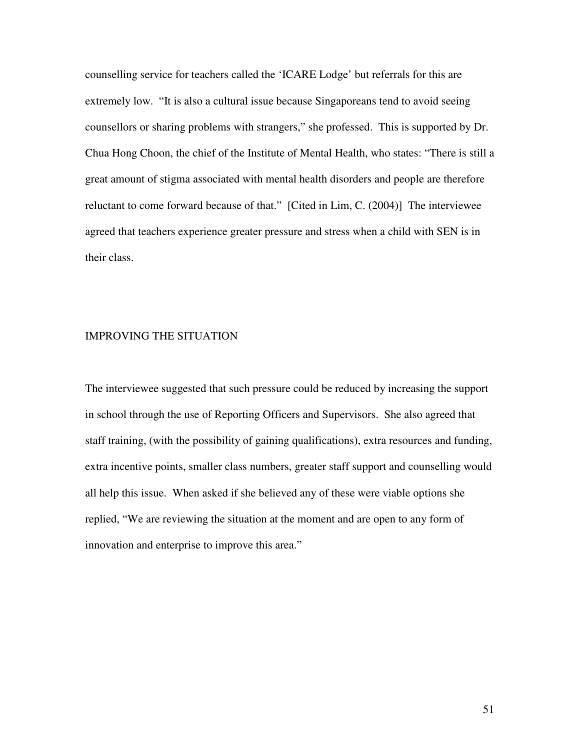counselling service for teachers called the 'ICARE Lodge' but referrals for this are extremely low. "It is also a cultural issue because Singaporeans tend to avoid seeing counsellors or sharing problems with strangers," she professed. This is supported by Dr. Chua Hong Choon, the chief of the Institute of Mental Health, who states: "There is still a great amount of stigma associated with mental health disorders and people are therefore reluctant to come forward because of that." [Cited in Lim, C. (2004)] The interviewee agreed that teachers experience greater pressure and stress when a child with SEN is in their class.

## IMPROVING THE SITUATION

The interviewee suggested that such pressure could be reduced by increasing the support in school through the use of Reporting Officers and Supervisors. She also agreed that staff training, (with the possibility of gaining qualifications), extra resources and funding, extra incentive points, smaller class numbers, greater staff support and counselling would all help this issue. When asked if she believed any of these were viable options she replied, "We are reviewing the situation at the moment and are open to any form of innovation and enterprise to improve this area."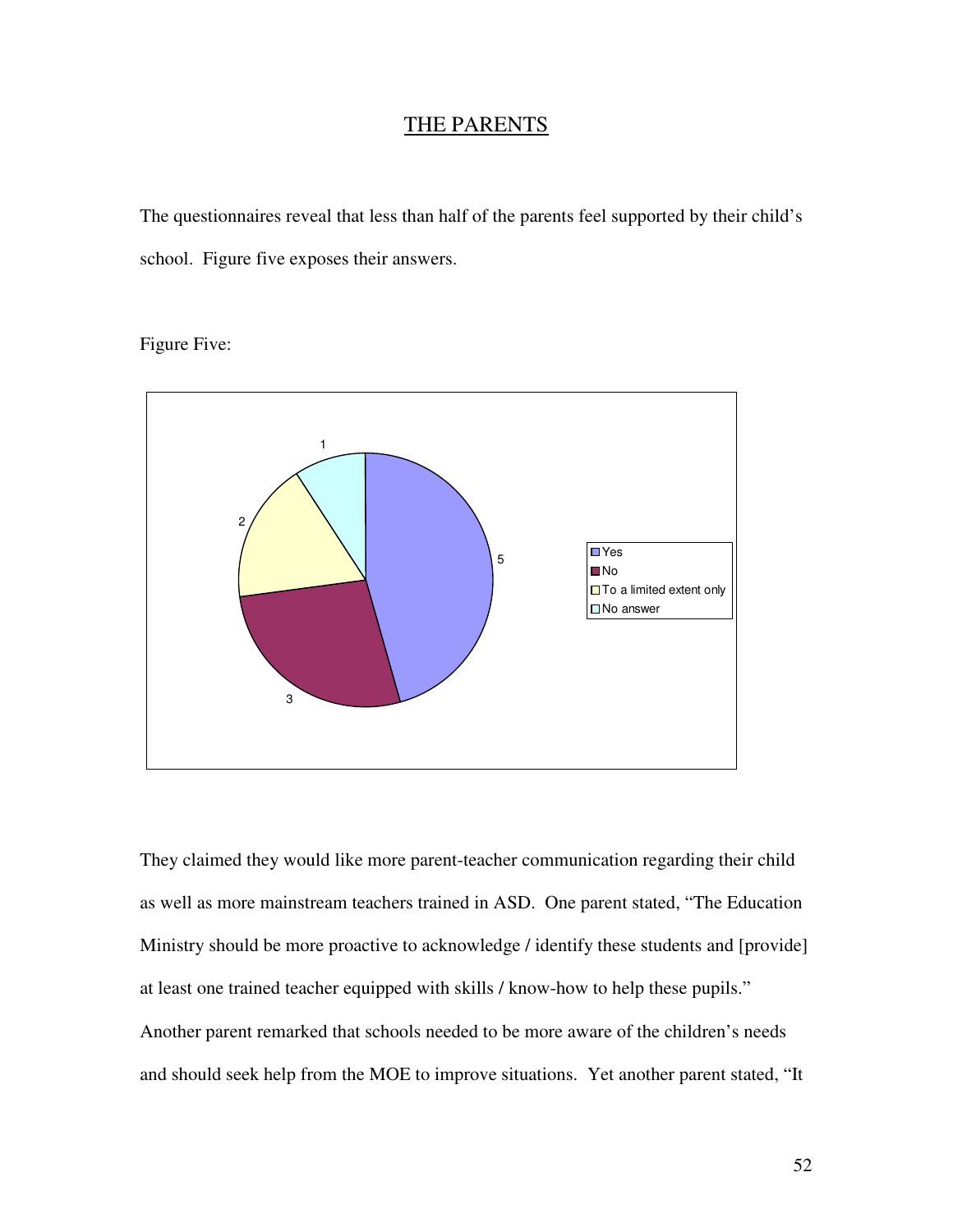## THE PARENTS

The questionnaires reveal that less than half of the parents feel supported by their child's school. Figure five exposes their answers.

Figure Five:

| Response | Count |
|---|---|
| Yes | 5 |
| No | 3 |
| To a limited extent only | 2 |
| No answer | 1 |

They claimed they would like more parent-teacher communication regarding their child as well as more mainstream teachers trained in ASD. One parent stated, "The Education Ministry should be more proactive to acknowledge / identify these students and [provide] at least one trained teacher equipped with skills / know-how to help these pupils." Another parent remarked that schools needed to be more aware of the children's needs and should seek help from the MOE to improve situations. Yet another parent stated, "It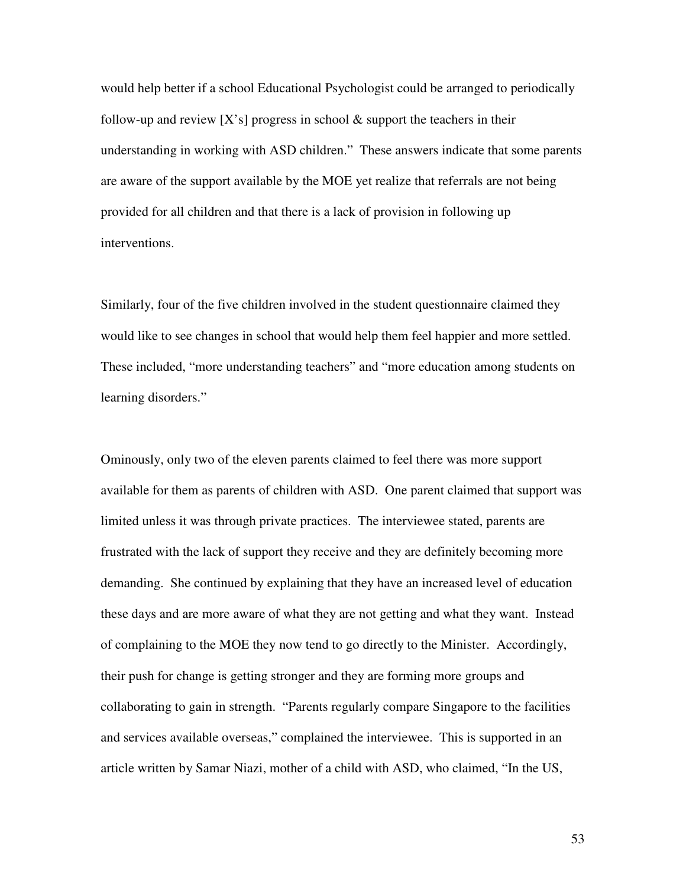would help better if a school Educational Psychologist could be arranged to periodically follow-up and review [X's] progress in school & support the teachers in their understanding in working with ASD children." These answers indicate that some parents are aware of the support available by the MOE yet realize that referrals are not being provided for all children and that there is a lack of provision in following up interventions.

Similarly, four of the five children involved in the student questionnaire claimed they would like to see changes in school that would help them feel happier and more settled. These included, "more understanding teachers" and "more education among students on learning disorders."

Ominously, only two of the eleven parents claimed to feel there was more support available for them as parents of children with ASD. One parent claimed that support was limited unless it was through private practices. The interviewee stated, parents are frustrated with the lack of support they receive and they are definitely becoming more demanding. She continued by explaining that they have an increased level of education these days and are more aware of what they are not getting and what they want. Instead of complaining to the MOE they now tend to go directly to the Minister. Accordingly, their push for change is getting stronger and they are forming more groups and collaborating to gain in strength. "Parents regularly compare Singapore to the facilities and services available overseas," complained the interviewee. This is supported in an article written by Samar Niazi, mother of a child with ASD, who claimed, "In the US,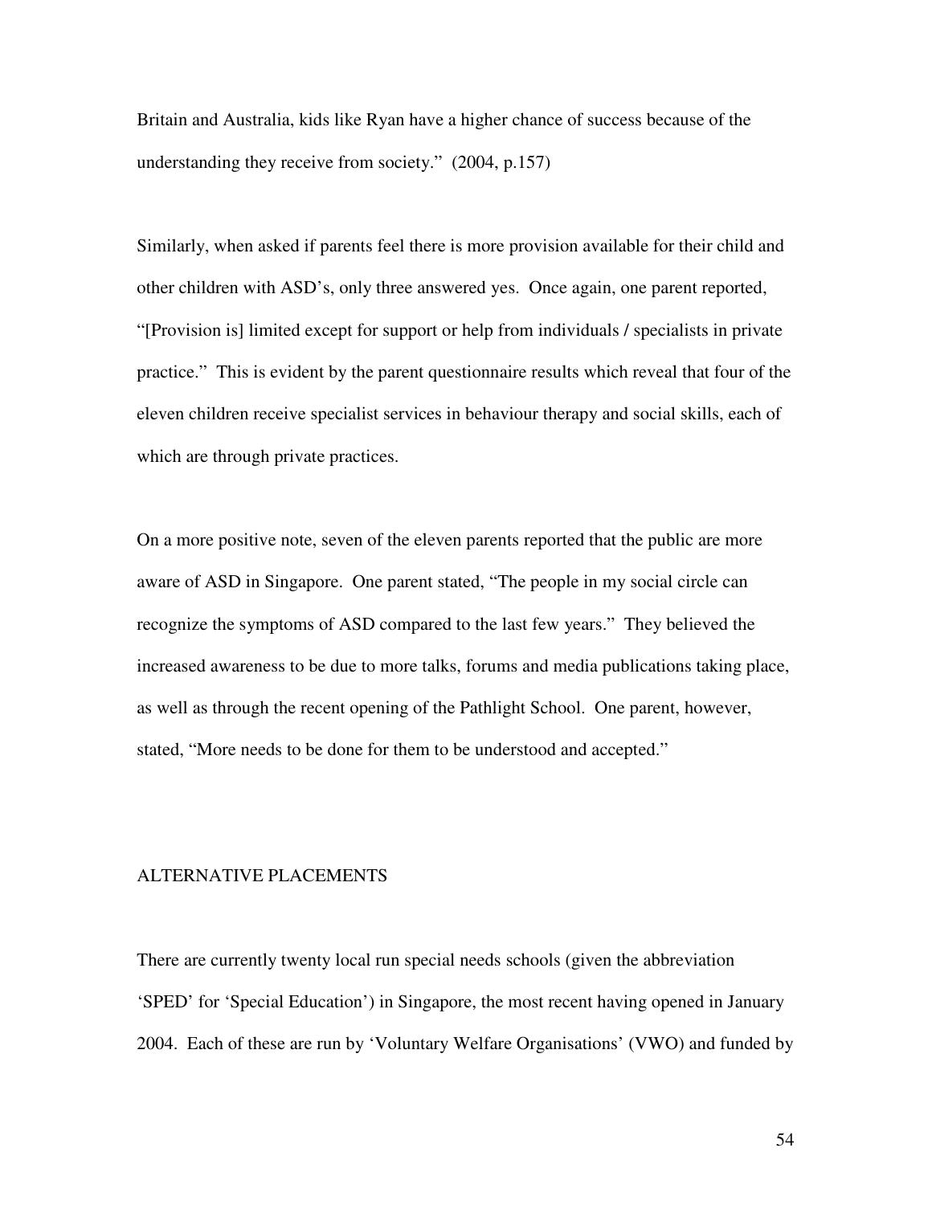Britain and Australia, kids like Ryan have a higher chance of success because of the understanding they receive from society." (2004, p.157)

Similarly, when asked if parents feel there is more provision available for their child and other children with ASD's, only three answered yes. Once again, one parent reported, "[Provision is] limited except for support or help from individuals / specialists in private practice." This is evident by the parent questionnaire results which reveal that four of the eleven children receive specialist services in behaviour therapy and social skills, each of which are through private practices.

On a more positive note, seven of the eleven parents reported that the public are more aware of ASD in Singapore. One parent stated, "The people in my social circle can recognize the symptoms of ASD compared to the last few years." They believed the increased awareness to be due to more talks, forums and media publications taking place, as well as through the recent opening of the Pathlight School. One parent, however, stated, "More needs to be done for them to be understood and accepted."

## ALTERNATIVE PLACEMENTS

There are currently twenty local run special needs schools (given the abbreviation 'SPED' for 'Special Education') in Singapore, the most recent having opened in January 2004. Each of these are run by 'Voluntary Welfare Organisations' (VWO) and funded by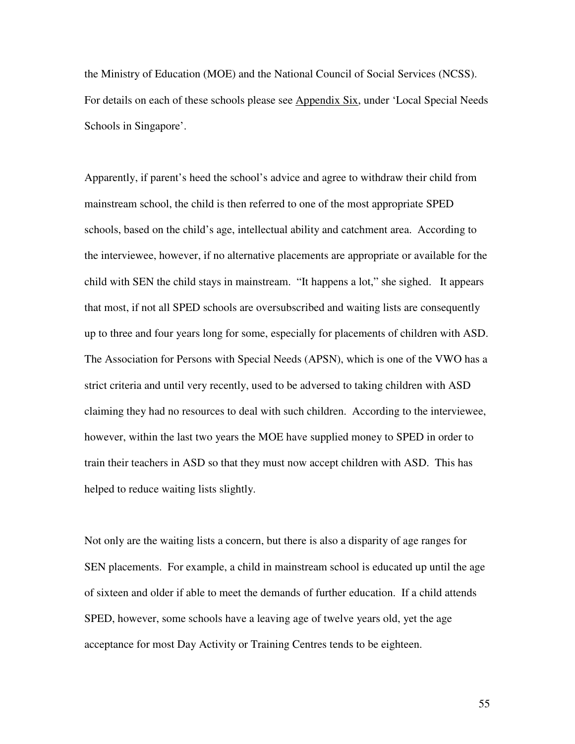the Ministry of Education (MOE) and the National Council of Social Services (NCSS). For details on each of these schools please see Appendix Six, under 'Local Special Needs Schools in Singapore'.

Apparently, if parent's heed the school's advice and agree to withdraw their child from mainstream school, the child is then referred to one of the most appropriate SPED schools, based on the child's age, intellectual ability and catchment area. According to the interviewee, however, if no alternative placements are appropriate or available for the child with SEN the child stays in mainstream. "It happens a lot," she sighed. It appears that most, if not all SPED schools are oversubscribed and waiting lists are consequently up to three and four years long for some, especially for placements of children with ASD. The Association for Persons with Special Needs (APSN), which is one of the VWO has a strict criteria and until very recently, used to be adversed to taking children with ASD claiming they had no resources to deal with such children. According to the interviewee, however, within the last two years the MOE have supplied money to SPED in order to train their teachers in ASD so that they must now accept children with ASD. This has helped to reduce waiting lists slightly.

Not only are the waiting lists a concern, but there is also a disparity of age ranges for SEN placements. For example, a child in mainstream school is educated up until the age of sixteen and older if able to meet the demands of further education. If a child attends SPED, however, some schools have a leaving age of twelve years old, yet the age acceptance for most Day Activity or Training Centres tends to be eighteen.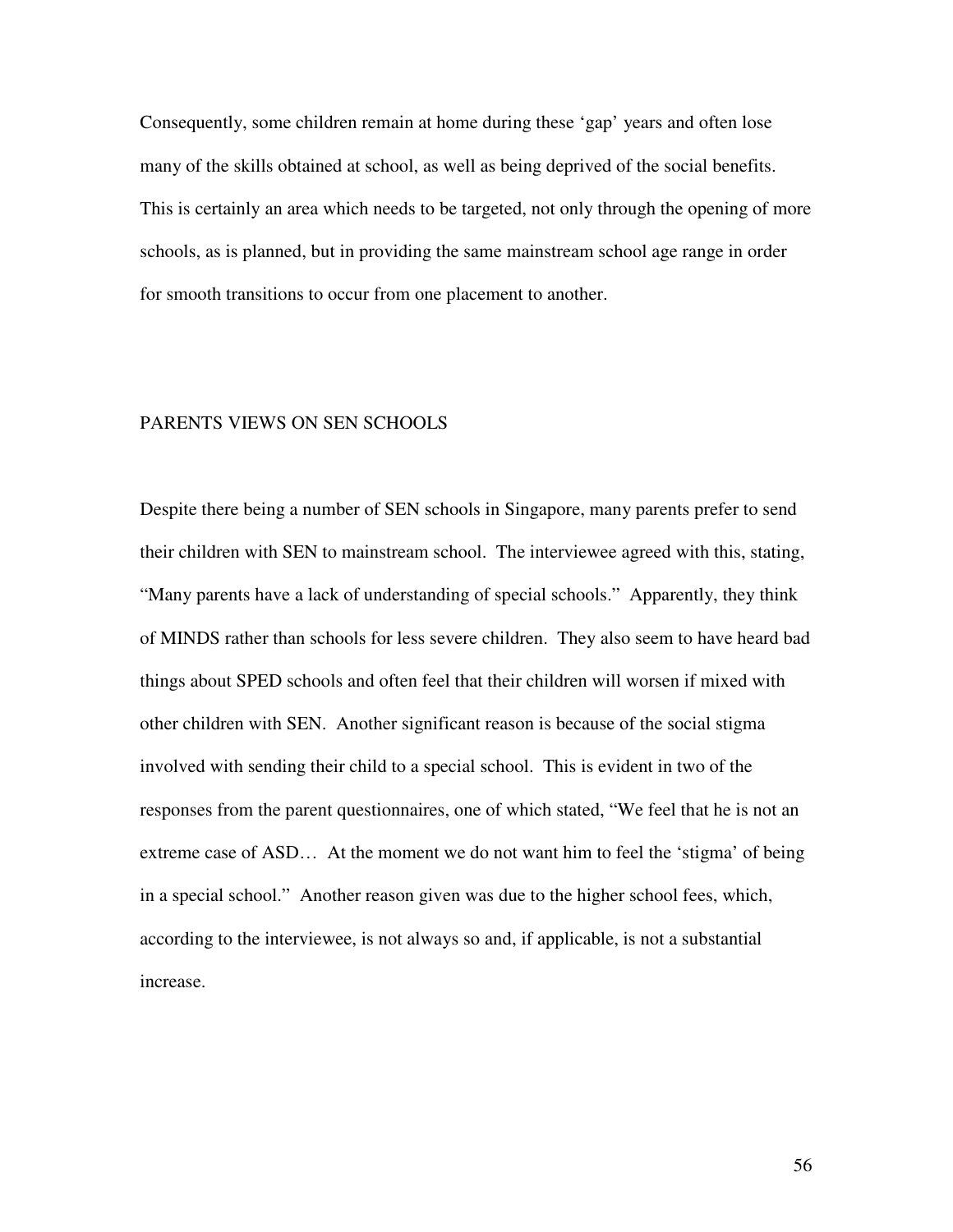Consequently, some children remain at home during these 'gap' years and often lose many of the skills obtained at school, as well as being deprived of the social benefits. This is certainly an area which needs to be targeted, not only through the opening of more schools, as is planned, but in providing the same mainstream school age range in order for smooth transitions to occur from one placement to another.

## PARENTS VIEWS ON SEN SCHOOLS

Despite there being a number of SEN schools in Singapore, many parents prefer to send their children with SEN to mainstream school. The interviewee agreed with this, stating, "Many parents have a lack of understanding of special schools." Apparently, they think of MINDS rather than schools for less severe children. They also seem to have heard bad things about SPED schools and often feel that their children will worsen if mixed with other children with SEN. Another significant reason is because of the social stigma involved with sending their child to a special school. This is evident in two of the responses from the parent questionnaires, one of which stated, "We feel that he is not an extreme case of ASD… At the moment we do not want him to feel the 'stigma' of being in a special school." Another reason given was due to the higher school fees, which, according to the interviewee, is not always so and, if applicable, is not a substantial increase.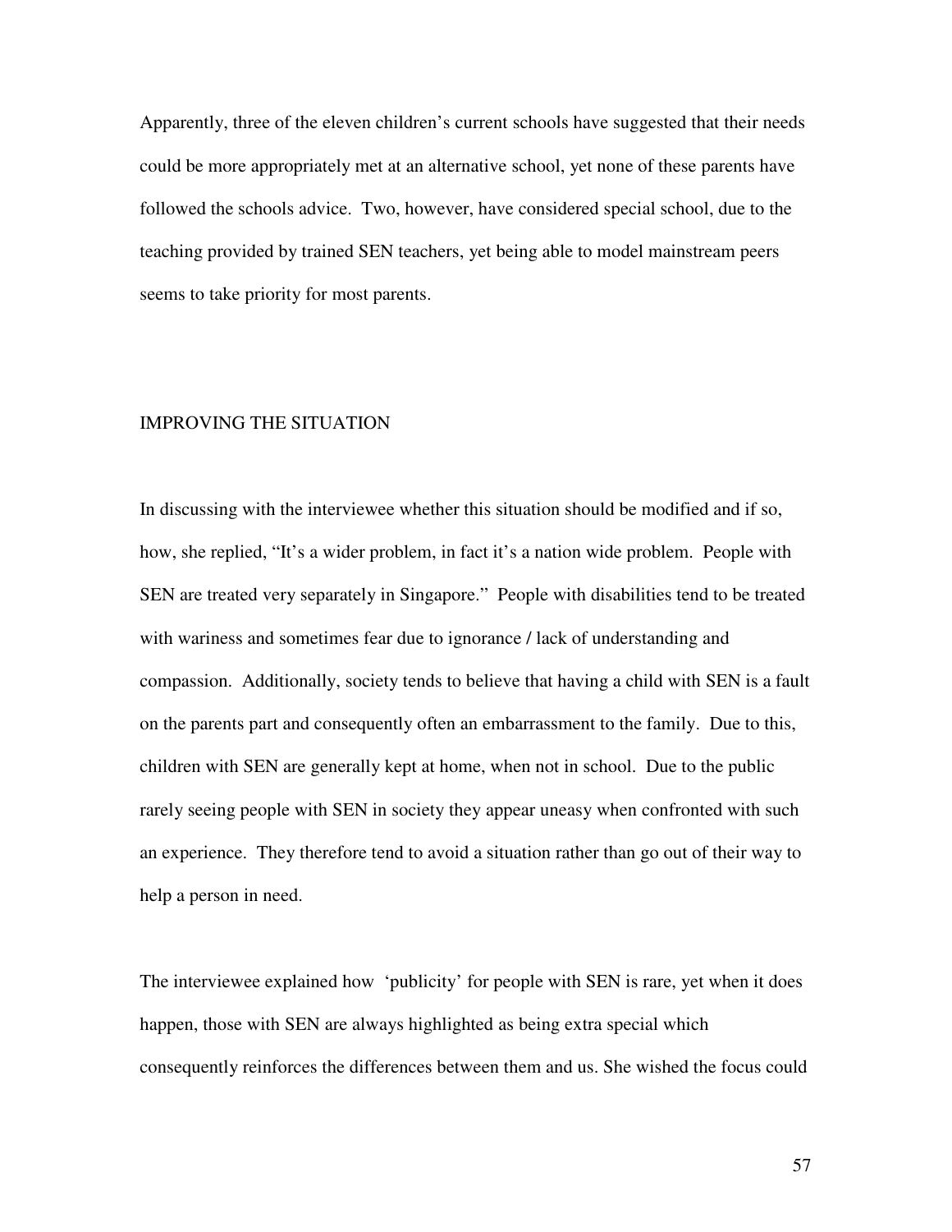Apparently, three of the eleven children's current schools have suggested that their needs could be more appropriately met at an alternative school, yet none of these parents have followed the schools advice. Two, however, have considered special school, due to the teaching provided by trained SEN teachers, yet being able to model mainstream peers seems to take priority for most parents.

## IMPROVING THE SITUATION

In discussing with the interviewee whether this situation should be modified and if so, how, she replied, "It's a wider problem, in fact it's a nation wide problem. People with SEN are treated very separately in Singapore." People with disabilities tend to be treated with wariness and sometimes fear due to ignorance / lack of understanding and compassion. Additionally, society tends to believe that having a child with SEN is a fault on the parents part and consequently often an embarrassment to the family. Due to this, children with SEN are generally kept at home, when not in school. Due to the public rarely seeing people with SEN in society they appear uneasy when confronted with such an experience. They therefore tend to avoid a situation rather than go out of their way to help a person in need.

The interviewee explained how 'publicity' for people with SEN is rare, yet when it does happen, those with SEN are always highlighted as being extra special which consequently reinforces the differences between them and us. She wished the focus could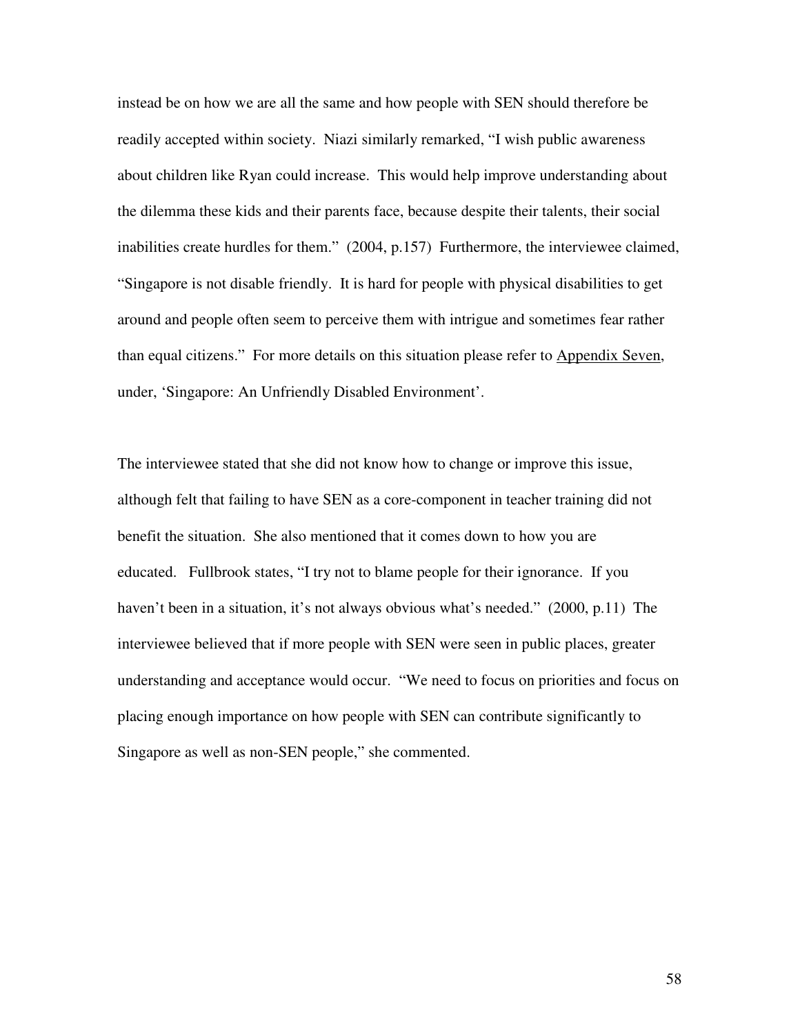instead be on how we are all the same and how people with SEN should therefore be readily accepted within society. Niazi similarly remarked, "I wish public awareness about children like Ryan could increase. This would help improve understanding about the dilemma these kids and their parents face, because despite their talents, their social inabilities create hurdles for them." (2004, p.157) Furthermore, the interviewee claimed, "Singapore is not disable friendly. It is hard for people with physical disabilities to get around and people often seem to perceive them with intrigue and sometimes fear rather than equal citizens." For more details on this situation please refer to Appendix Seven, under, 'Singapore: An Unfriendly Disabled Environment'.

The interviewee stated that she did not know how to change or improve this issue, although felt that failing to have SEN as a core-component in teacher training did not benefit the situation. She also mentioned that it comes down to how you are educated. Fullbrook states, "I try not to blame people for their ignorance. If you haven't been in a situation, it's not always obvious what's needed." (2000, p.11) The interviewee believed that if more people with SEN were seen in public places, greater understanding and acceptance would occur. "We need to focus on priorities and focus on placing enough importance on how people with SEN can contribute significantly to Singapore as well as non-SEN people," she commented.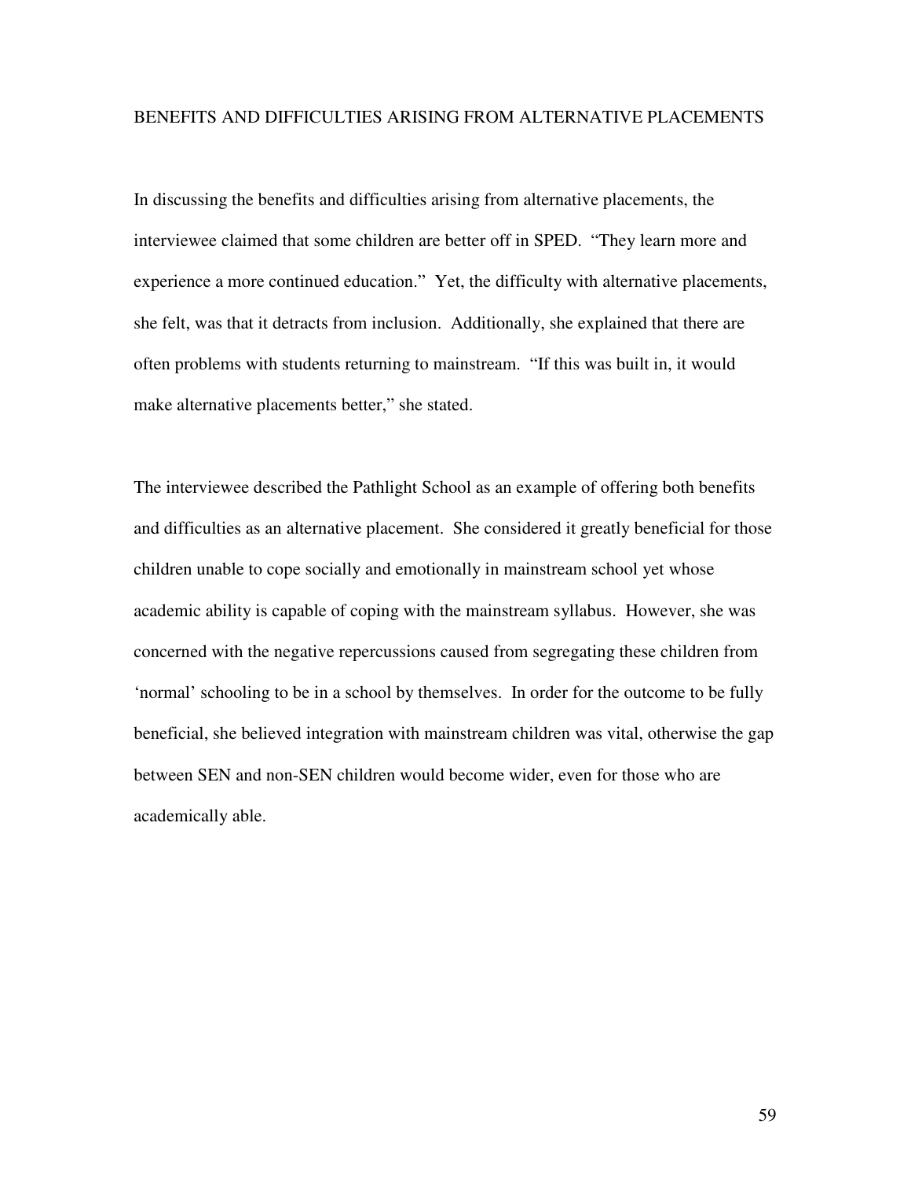## BENEFITS AND DIFFICULTIES ARISING FROM ALTERNATIVE PLACEMENTS

In discussing the benefits and difficulties arising from alternative placements, the interviewee claimed that some children are better off in SPED. "They learn more and experience a more continued education." Yet, the difficulty with alternative placements, she felt, was that it detracts from inclusion. Additionally, she explained that there are often problems with students returning to mainstream. "If this was built in, it would make alternative placements better," she stated.

The interviewee described the Pathlight School as an example of offering both benefits and difficulties as an alternative placement. She considered it greatly beneficial for those children unable to cope socially and emotionally in mainstream school yet whose academic ability is capable of coping with the mainstream syllabus. However, she was concerned with the negative repercussions caused from segregating these children from 'normal' schooling to be in a school by themselves. In order for the outcome to be fully beneficial, she believed integration with mainstream children was vital, otherwise the gap between SEN and non-SEN children would become wider, even for those who are academically able.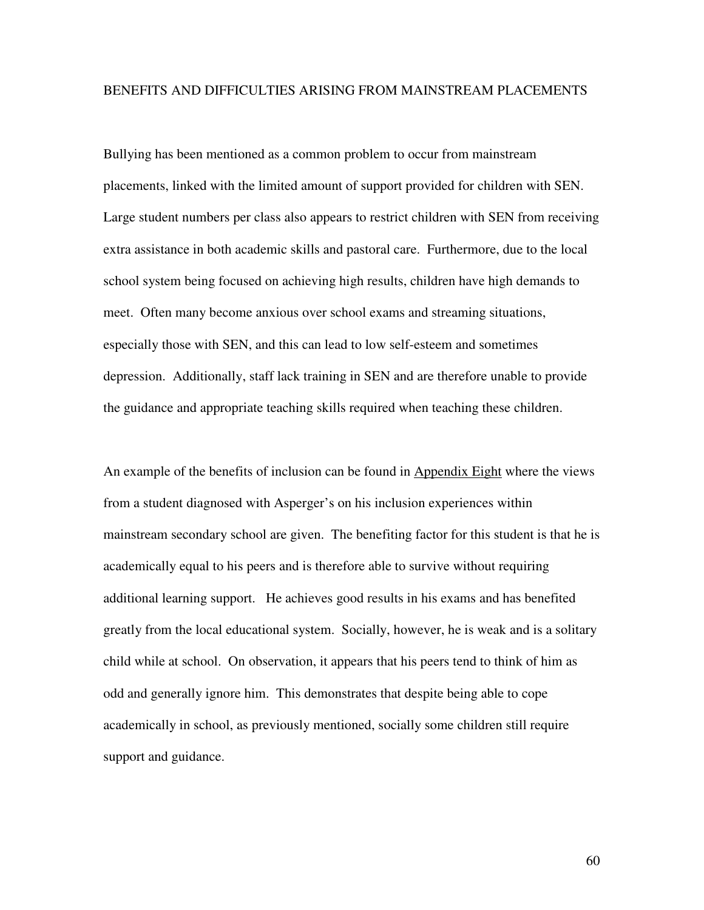## BENEFITS AND DIFFICULTIES ARISING FROM MAINSTREAM PLACEMENTS

Bullying has been mentioned as a common problem to occur from mainstream placements, linked with the limited amount of support provided for children with SEN. Large student numbers per class also appears to restrict children with SEN from receiving extra assistance in both academic skills and pastoral care. Furthermore, due to the local school system being focused on achieving high results, children have high demands to meet. Often many become anxious over school exams and streaming situations, especially those with SEN, and this can lead to low self-esteem and sometimes depression. Additionally, staff lack training in SEN and are therefore unable to provide the guidance and appropriate teaching skills required when teaching these children.

An example of the benefits of inclusion can be found in <u>Appendix Eight</u> where the views from a student diagnosed with Asperger's on his inclusion experiences within mainstream secondary school are given. The benefiting factor for this student is that he is academically equal to his peers and is therefore able to survive without requiring additional learning support. He achieves good results in his exams and has benefited greatly from the local educational system. Socially, however, he is weak and is a solitary child while at school. On observation, it appears that his peers tend to think of him as odd and generally ignore him. This demonstrates that despite being able to cope academically in school, as previously mentioned, socially some children still require support and guidance.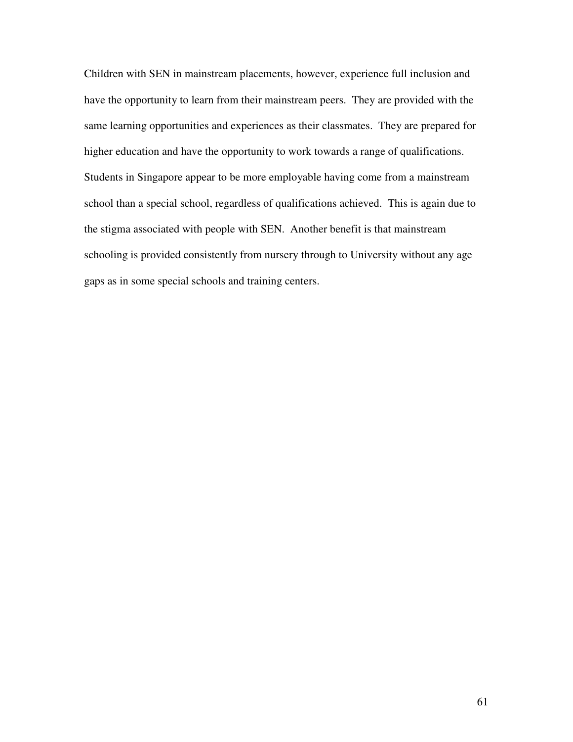Children with SEN in mainstream placements, however, experience full inclusion and have the opportunity to learn from their mainstream peers. They are provided with the same learning opportunities and experiences as their classmates. They are prepared for higher education and have the opportunity to work towards a range of qualifications. Students in Singapore appear to be more employable having come from a mainstream school than a special school, regardless of qualifications achieved. This is again due to the stigma associated with people with SEN. Another benefit is that mainstream schooling is provided consistently from nursery through to University without any age gaps as in some special schools and training centers.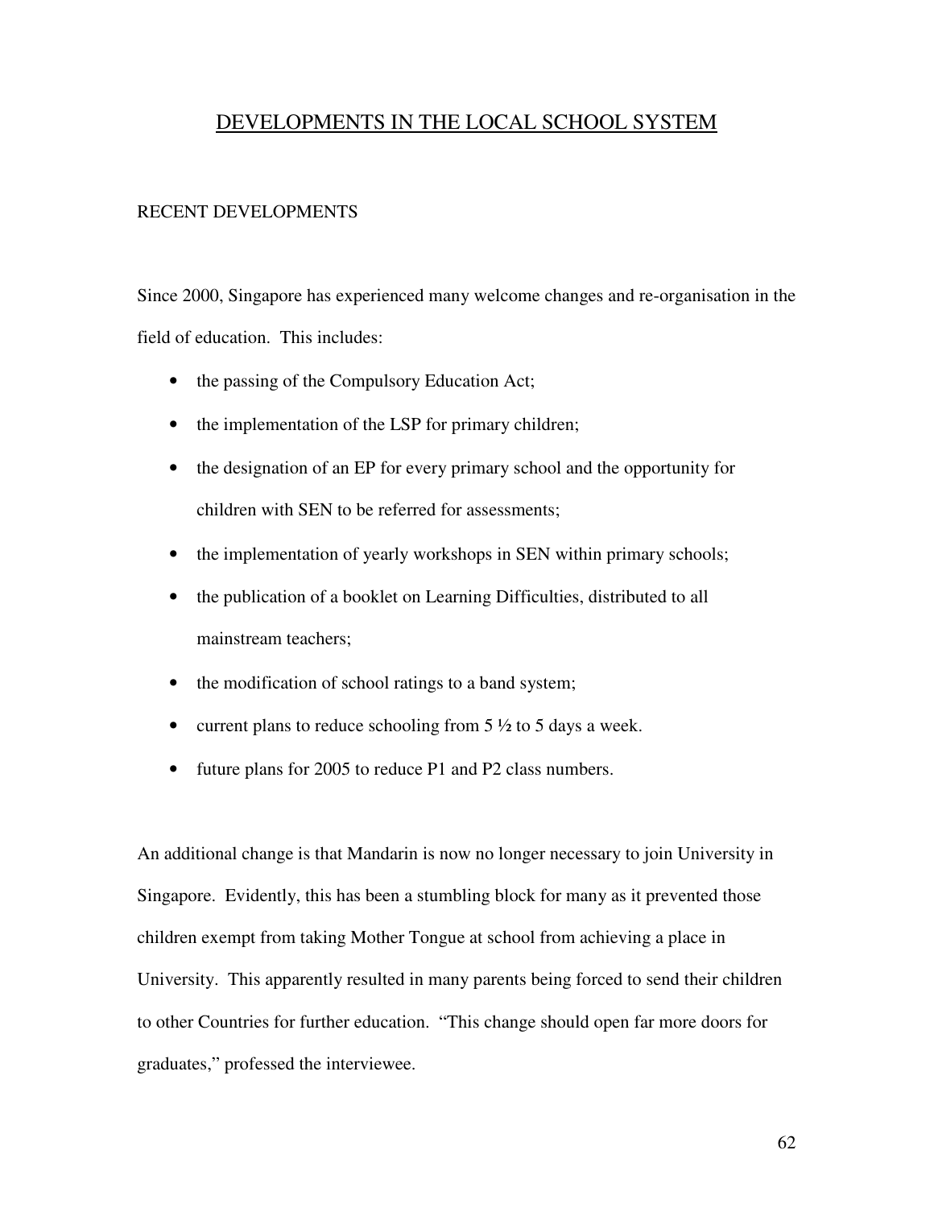# DEVELOPMENTS IN THE LOCAL SCHOOL SYSTEM

## RECENT DEVELOPMENTS

Since 2000, Singapore has experienced many welcome changes and re-organisation in the field of education. This includes:

- the passing of the Compulsory Education Act;
- the implementation of the LSP for primary children;
- the designation of an EP for every primary school and the opportunity for children with SEN to be referred for assessments;
- the implementation of yearly workshops in SEN within primary schools;
- the publication of a booklet on Learning Difficulties, distributed to all mainstream teachers;
- the modification of school ratings to a band system;
- current plans to reduce schooling from 5 ½ to 5 days a week.
- future plans for 2005 to reduce P1 and P2 class numbers.

An additional change is that Mandarin is now no longer necessary to join University in Singapore. Evidently, this has been a stumbling block for many as it prevented those children exempt from taking Mother Tongue at school from achieving a place in University. This apparently resulted in many parents being forced to send their children to other Countries for further education. "This change should open far more doors for graduates," professed the interviewee.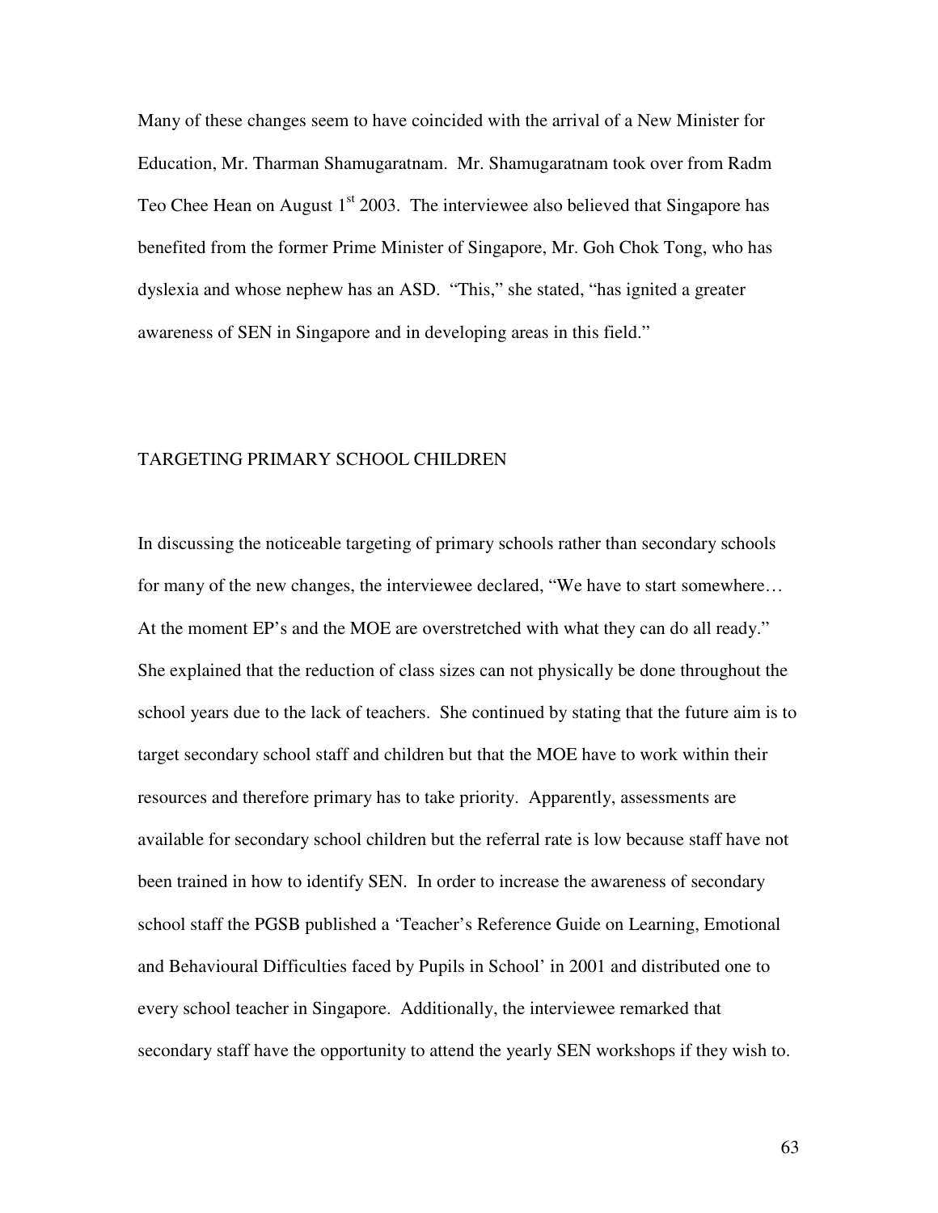Many of these changes seem to have coincided with the arrival of a New Minister for Education, Mr. Tharman Shamugaratnam. Mr. Shamugaratnam took over from Radm Teo Chee Hean on August 1st 2003. The interviewee also believed that Singapore has benefited from the former Prime Minister of Singapore, Mr. Goh Chok Tong, who has dyslexia and whose nephew has an ASD. "This," she stated, "has ignited a greater awareness of SEN in Singapore and in developing areas in this field."

## TARGETING PRIMARY SCHOOL CHILDREN

In discussing the noticeable targeting of primary schools rather than secondary schools for many of the new changes, the interviewee declared, "We have to start somewhere… At the moment EP's and the MOE are overstretched with what they can do all ready." She explained that the reduction of class sizes can not physically be done throughout the school years due to the lack of teachers. She continued by stating that the future aim is to target secondary school staff and children but that the MOE have to work within their resources and therefore primary has to take priority. Apparently, assessments are available for secondary school children but the referral rate is low because staff have not been trained in how to identify SEN. In order to increase the awareness of secondary school staff the PGSB published a 'Teacher's Reference Guide on Learning, Emotional and Behavioural Difficulties faced by Pupils in School' in 2001 and distributed one to every school teacher in Singapore. Additionally, the interviewee remarked that secondary staff have the opportunity to attend the yearly SEN workshops if they wish to.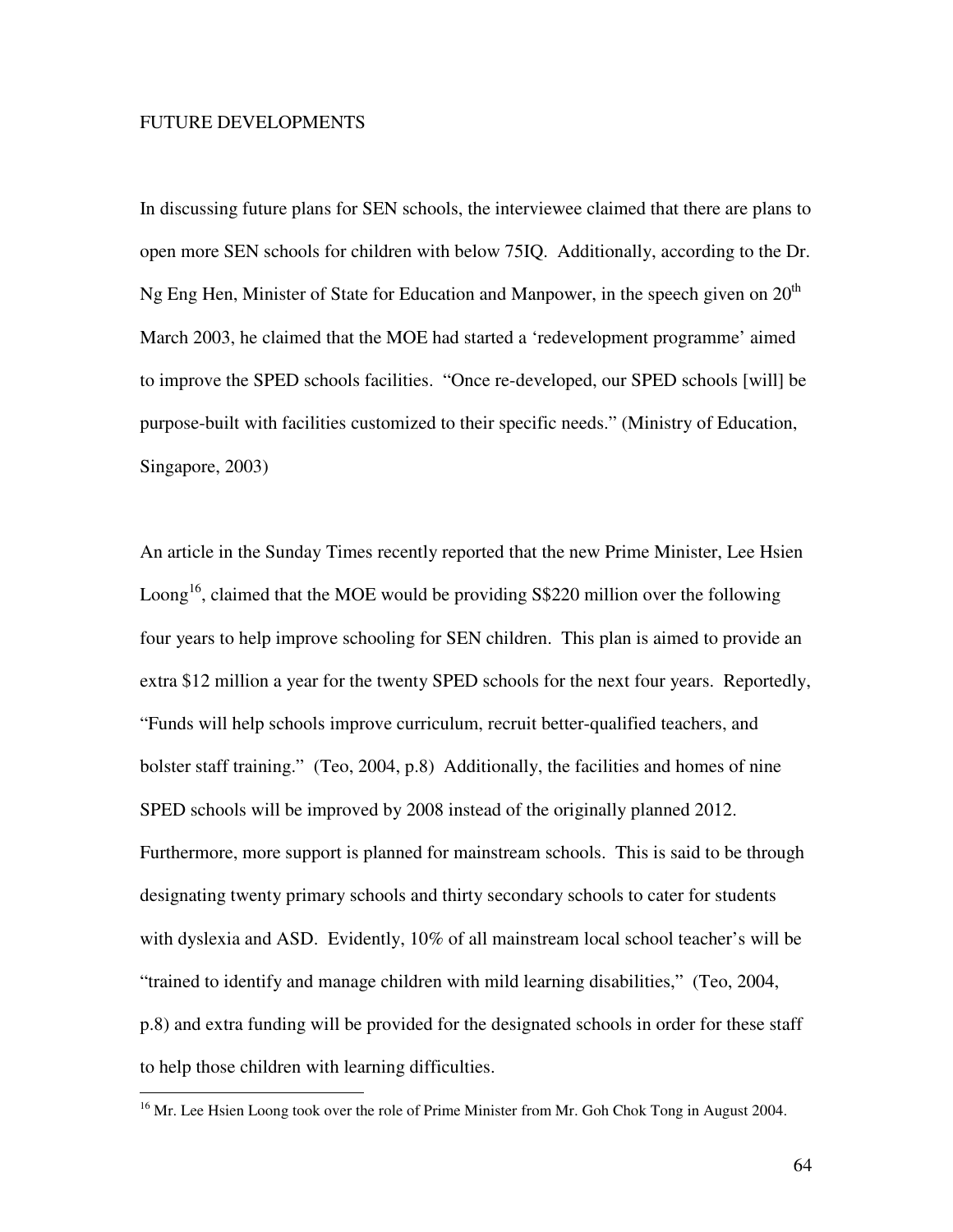## FUTURE DEVELOPMENTS

In discussing future plans for SEN schools, the interviewee claimed that there are plans to open more SEN schools for children with below 75IQ. Additionally, according to the Dr. Ng Eng Hen, Minister of State for Education and Manpower, in the speech given on 20th March 2003, he claimed that the MOE had started a 'redevelopment programme' aimed to improve the SPED schools facilities. "Once re-developed, our SPED schools [will] be purpose-built with facilities customized to their specific needs." (Ministry of Education, Singapore, 2003)

An article in the Sunday Times recently reported that the new Prime Minister, Lee Hsien Loong[16], claimed that the MOE would be providing S$220 million over the following four years to help improve schooling for SEN children. This plan is aimed to provide an extra $12 million a year for the twenty SPED schools for the next four years. Reportedly, "Funds will help schools improve curriculum, recruit better-qualified teachers, and bolster staff training." (Teo, 2004, p.8) Additionally, the facilities and homes of nine SPED schools will be improved by 2008 instead of the originally planned 2012. Furthermore, more support is planned for mainstream schools. This is said to be through designating twenty primary schools and thirty secondary schools to cater for students with dyslexia and ASD. Evidently, 10% of all mainstream local school teacher's will be "trained to identify and manage children with mild learning disabilities," (Teo, 2004, p.8) and extra funding will be provided for the designated schools in order for these staff to help those children with learning difficulties.

---

[16] Mr. Lee Hsien Loong took over the role of Prime Minister from Mr. Goh Chok Tong in August 2004.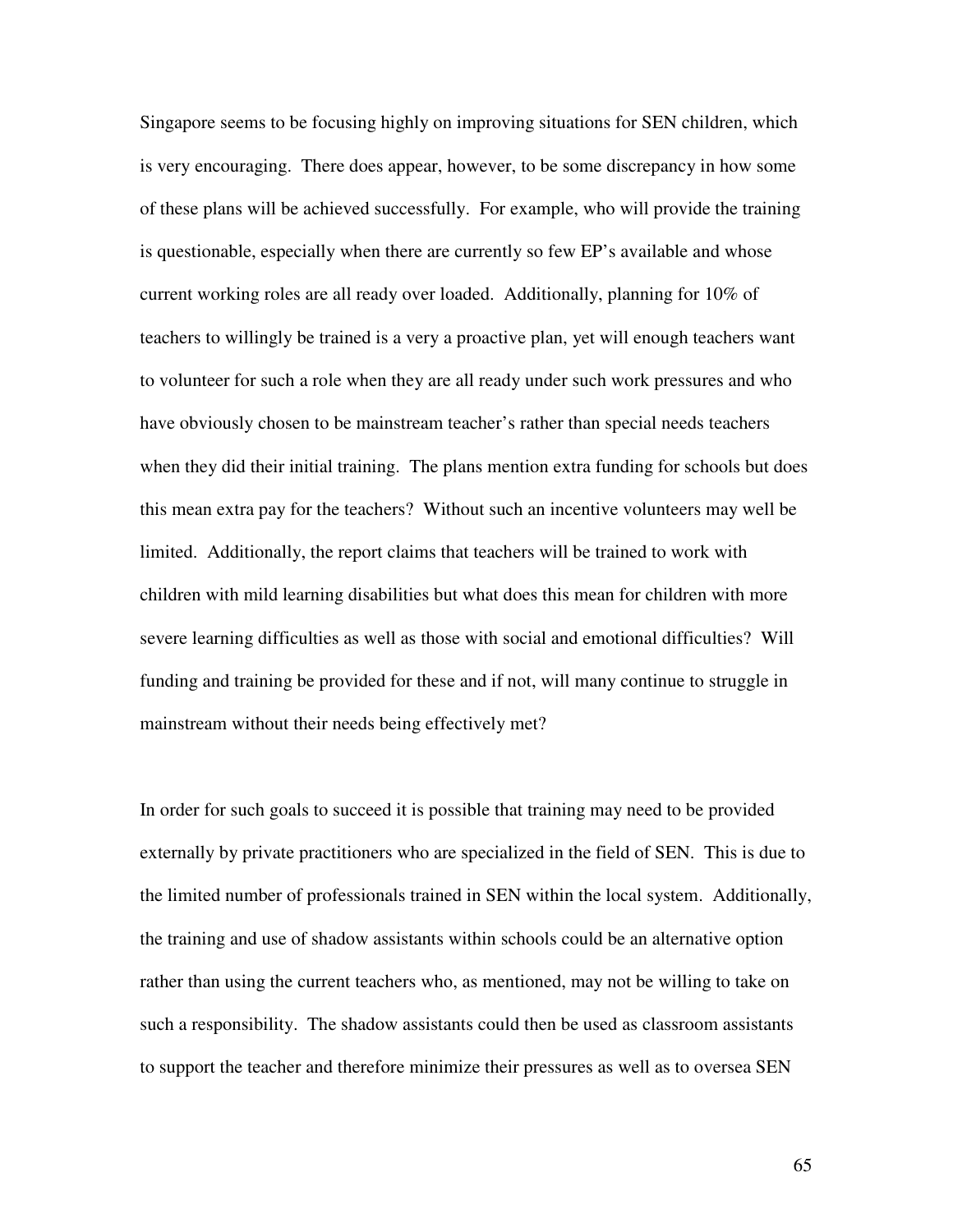Singapore seems to be focusing highly on improving situations for SEN children, which is very encouraging. There does appear, however, to be some discrepancy in how some of these plans will be achieved successfully. For example, who will provide the training is questionable, especially when there are currently so few EP's available and whose current working roles are all ready over loaded. Additionally, planning for 10% of teachers to willingly be trained is a very a proactive plan, yet will enough teachers want to volunteer for such a role when they are all ready under such work pressures and who have obviously chosen to be mainstream teacher's rather than special needs teachers when they did their initial training. The plans mention extra funding for schools but does this mean extra pay for the teachers? Without such an incentive volunteers may well be limited. Additionally, the report claims that teachers will be trained to work with children with mild learning disabilities but what does this mean for children with more severe learning difficulties as well as those with social and emotional difficulties? Will funding and training be provided for these and if not, will many continue to struggle in mainstream without their needs being effectively met?

In order for such goals to succeed it is possible that training may need to be provided externally by private practitioners who are specialized in the field of SEN. This is due to the limited number of professionals trained in SEN within the local system. Additionally, the training and use of shadow assistants within schools could be an alternative option rather than using the current teachers who, as mentioned, may not be willing to take on such a responsibility. The shadow assistants could then be used as classroom assistants to support the teacher and therefore minimize their pressures as well as to oversea SEN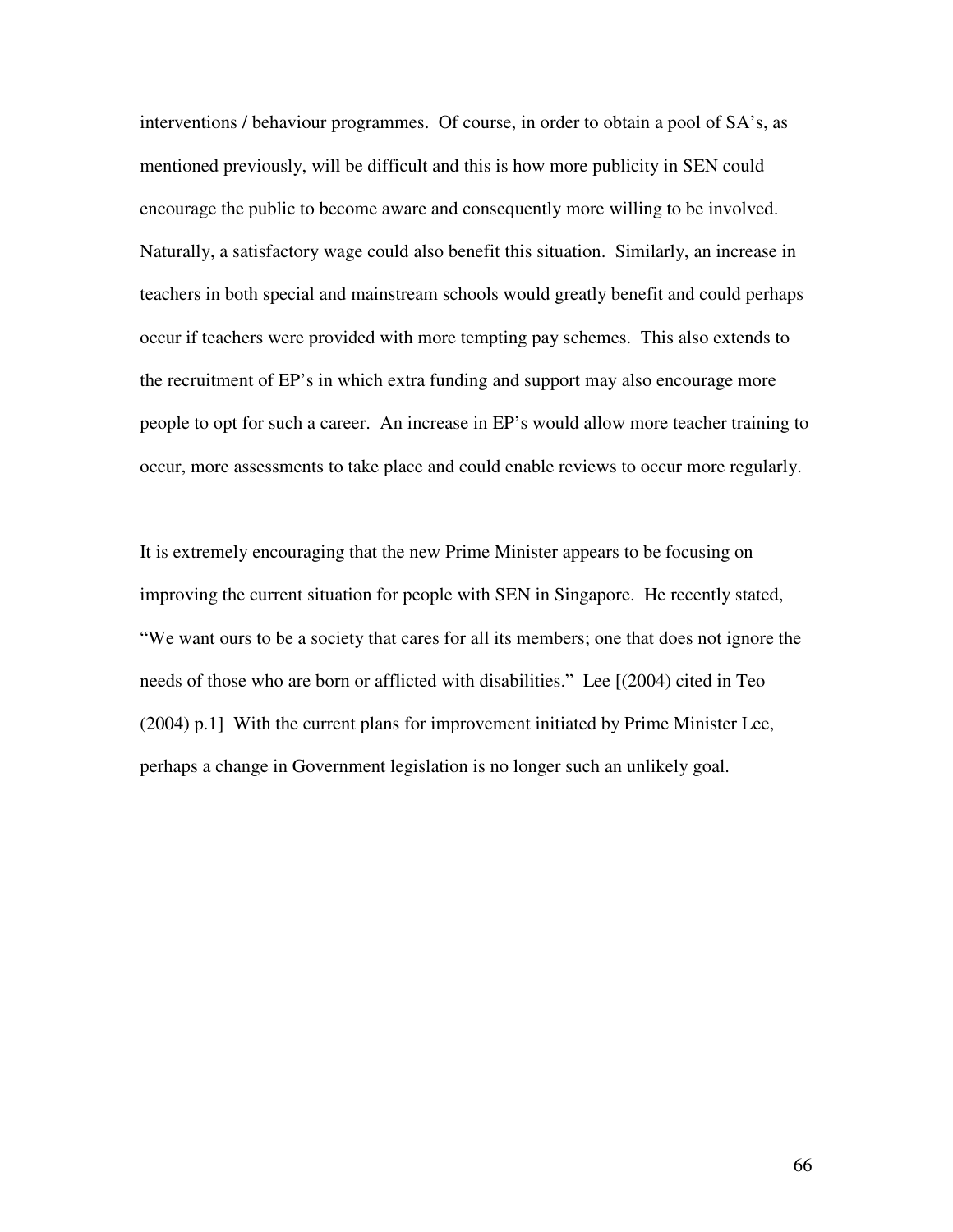interventions / behaviour programmes. Of course, in order to obtain a pool of SA's, as mentioned previously, will be difficult and this is how more publicity in SEN could encourage the public to become aware and consequently more willing to be involved. Naturally, a satisfactory wage could also benefit this situation. Similarly, an increase in teachers in both special and mainstream schools would greatly benefit and could perhaps occur if teachers were provided with more tempting pay schemes. This also extends to the recruitment of EP's in which extra funding and support may also encourage more people to opt for such a career. An increase in EP's would allow more teacher training to occur, more assessments to take place and could enable reviews to occur more regularly.

It is extremely encouraging that the new Prime Minister appears to be focusing on improving the current situation for people with SEN in Singapore. He recently stated, "We want ours to be a society that cares for all its members; one that does not ignore the needs of those who are born or afflicted with disabilities." Lee [(2004) cited in Teo (2004) p.1] With the current plans for improvement initiated by Prime Minister Lee, perhaps a change in Government legislation is no longer such an unlikely goal.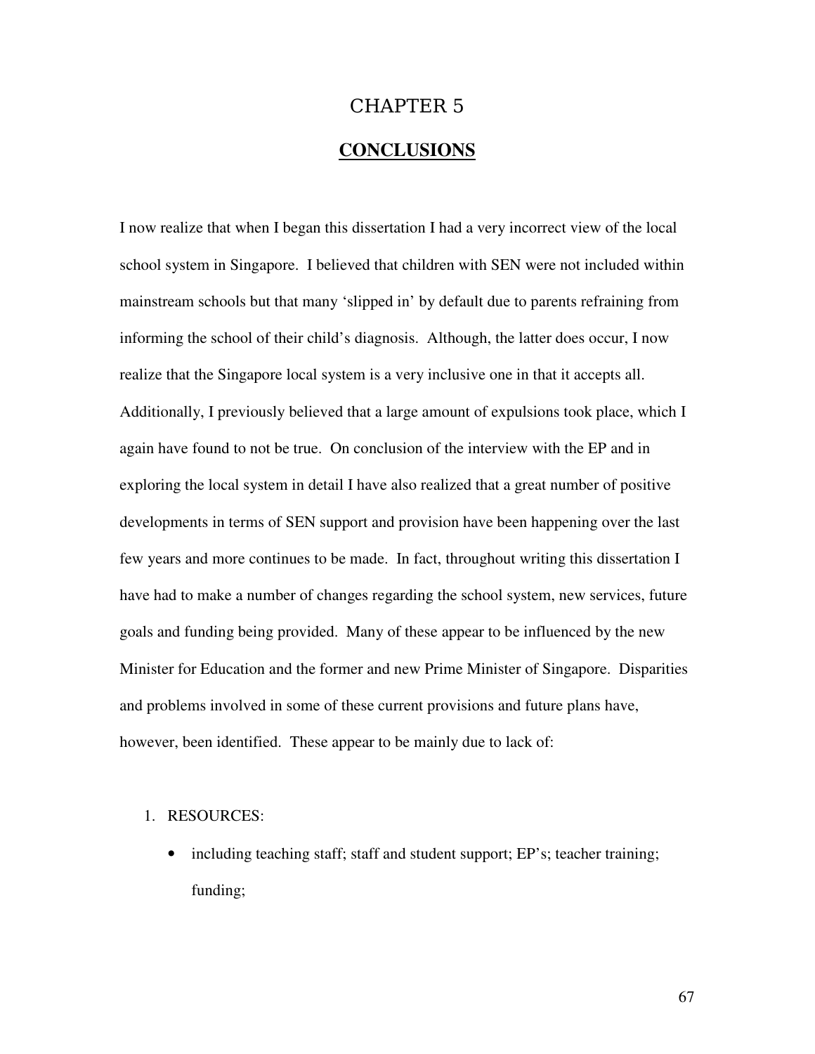# CHAPTER 5

## CONCLUSIONS

I now realize that when I began this dissertation I had a very incorrect view of the local school system in Singapore. I believed that children with SEN were not included within mainstream schools but that many 'slipped in' by default due to parents refraining from informing the school of their child's diagnosis. Although, the latter does occur, I now realize that the Singapore local system is a very inclusive one in that it accepts all. Additionally, I previously believed that a large amount of expulsions took place, which I again have found to not be true. On conclusion of the interview with the EP and in exploring the local system in detail I have also realized that a great number of positive developments in terms of SEN support and provision have been happening over the last few years and more continues to be made. In fact, throughout writing this dissertation I have had to make a number of changes regarding the school system, new services, future goals and funding being provided. Many of these appear to be influenced by the new Minister for Education and the former and new Prime Minister of Singapore. Disparities and problems involved in some of these current provisions and future plans have, however, been identified. These appear to be mainly due to lack of:

1. RESOURCES:
   - including teaching staff; staff and student support; EP's; teacher training; funding;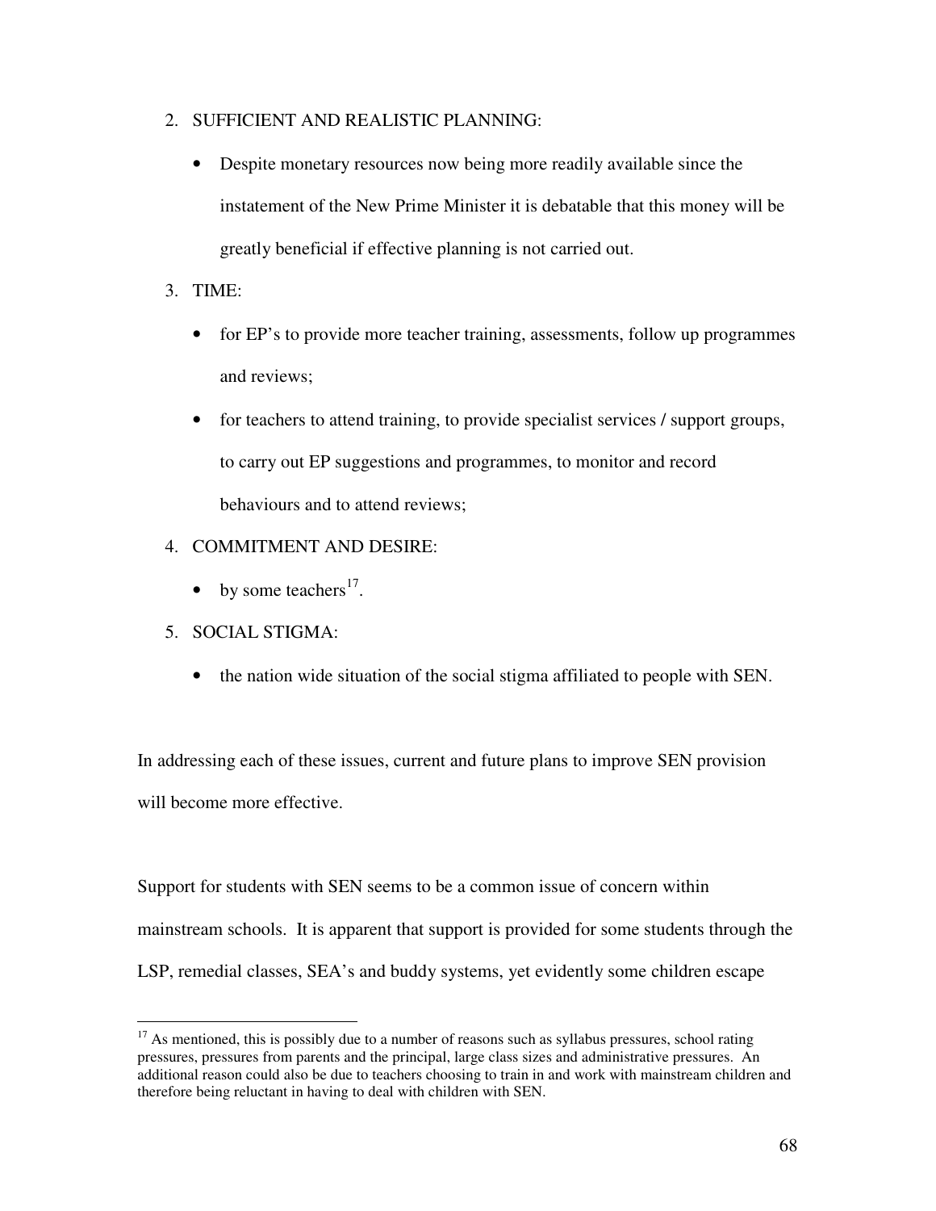2. SUFFICIENT AND REALISTIC PLANNING:
   - Despite monetary resources now being more readily available since the instatement of the New Prime Minister it is debatable that this money will be greatly beneficial if effective planning is not carried out.
3. TIME:
   - for EP's to provide more teacher training, assessments, follow up programmes and reviews;
   - for teachers to attend training, to provide specialist services / support groups, to carry out EP suggestions and programmes, to monitor and record behaviours and to attend reviews;
4. COMMITMENT AND DESIRE:
   - by some teachers[17].
5. SOCIAL STIGMA:
   - the nation wide situation of the social stigma affiliated to people with SEN.

In addressing each of these issues, current and future plans to improve SEN provision will become more effective.

Support for students with SEN seems to be a common issue of concern within mainstream schools. It is apparent that support is provided for some students through the LSP, remedial classes, SEA's and buddy systems, yet evidently some children escape

---

[17] As mentioned, this is possibly due to a number of reasons such as syllabus pressures, school rating pressures, pressures from parents and the principal, large class sizes and administrative pressures. An additional reason could also be due to teachers choosing to train in and work with mainstream children and therefore being reluctant in having to deal with children with SEN.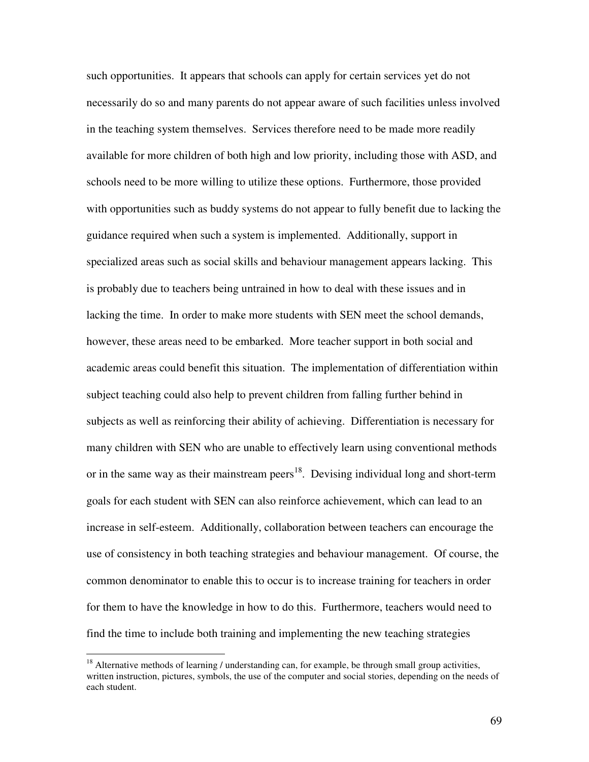such opportunities. It appears that schools can apply for certain services yet do not necessarily do so and many parents do not appear aware of such facilities unless involved in the teaching system themselves. Services therefore need to be made more readily available for more children of both high and low priority, including those with ASD, and schools need to be more willing to utilize these options. Furthermore, those provided with opportunities such as buddy systems do not appear to fully benefit due to lacking the guidance required when such a system is implemented. Additionally, support in specialized areas such as social skills and behaviour management appears lacking. This is probably due to teachers being untrained in how to deal with these issues and in lacking the time. In order to make more students with SEN meet the school demands, however, these areas need to be embarked. More teacher support in both social and academic areas could benefit this situation. The implementation of differentiation within subject teaching could also help to prevent children from falling further behind in subjects as well as reinforcing their ability of achieving. Differentiation is necessary for many children with SEN who are unable to effectively learn using conventional methods or in the same way as their mainstream peers[18]. Devising individual long and short-term goals for each student with SEN can also reinforce achievement, which can lead to an increase in self-esteem. Additionally, collaboration between teachers can encourage the use of consistency in both teaching strategies and behaviour management. Of course, the common denominator to enable this to occur is to increase training for teachers in order for them to have the knowledge in how to do this. Furthermore, teachers would need to find the time to include both training and implementing the new teaching strategies

[18] Alternative methods of learning / understanding can, for example, be through small group activities, written instruction, pictures, symbols, the use of the computer and social stories, depending on the needs of each student.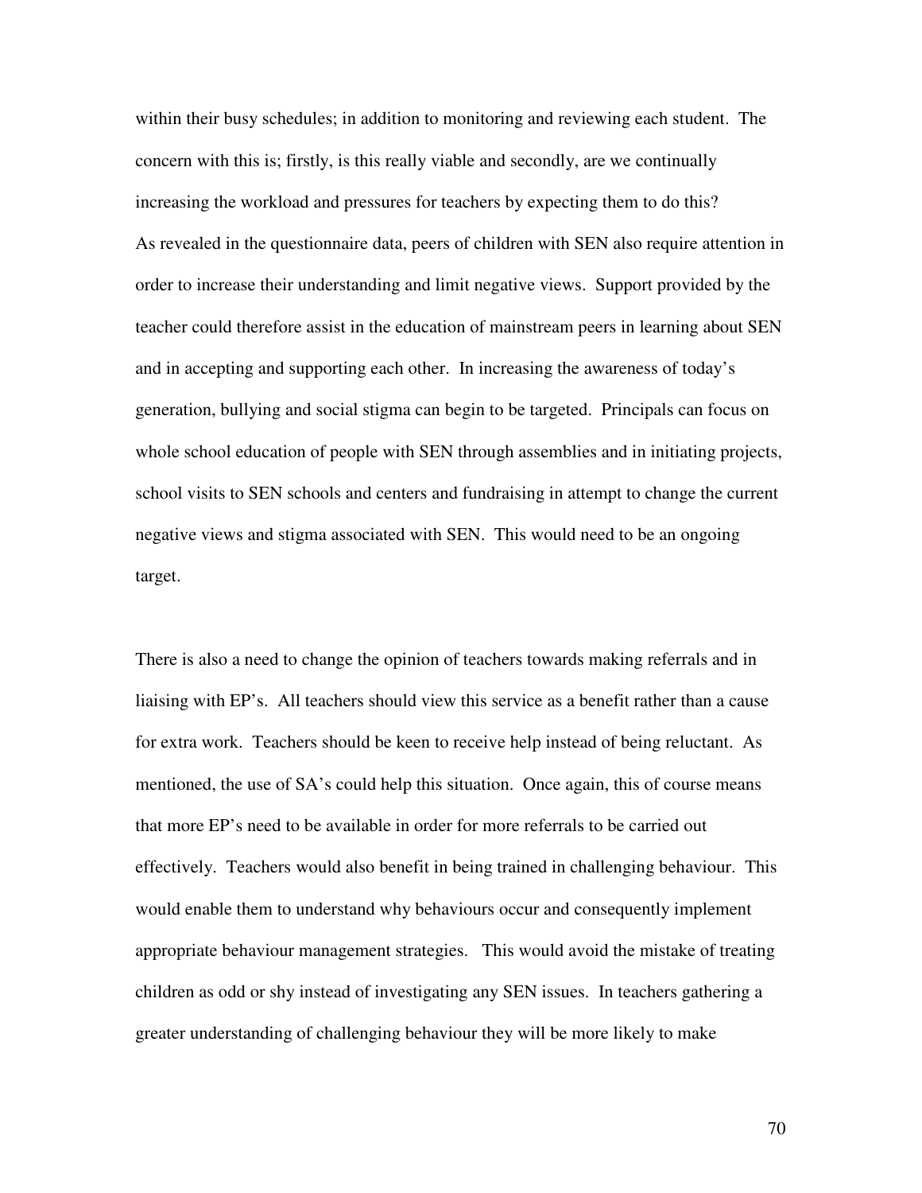within their busy schedules; in addition to monitoring and reviewing each student. The concern with this is; firstly, is this really viable and secondly, are we continually increasing the workload and pressures for teachers by expecting them to do this?
As revealed in the questionnaire data, peers of children with SEN also require attention in order to increase their understanding and limit negative views. Support provided by the teacher could therefore assist in the education of mainstream peers in learning about SEN and in accepting and supporting each other. In increasing the awareness of today's generation, bullying and social stigma can begin to be targeted. Principals can focus on whole school education of people with SEN through assemblies and in initiating projects, school visits to SEN schools and centers and fundraising in attempt to change the current negative views and stigma associated with SEN. This would need to be an ongoing target.

There is also a need to change the opinion of teachers towards making referrals and in liaising with EP's. All teachers should view this service as a benefit rather than a cause for extra work. Teachers should be keen to receive help instead of being reluctant. As mentioned, the use of SA's could help this situation. Once again, this of course means that more EP's need to be available in order for more referrals to be carried out effectively. Teachers would also benefit in being trained in challenging behaviour. This would enable them to understand why behaviours occur and consequently implement appropriate behaviour management strategies. This would avoid the mistake of treating children as odd or shy instead of investigating any SEN issues. In teachers gathering a greater understanding of challenging behaviour they will be more likely to make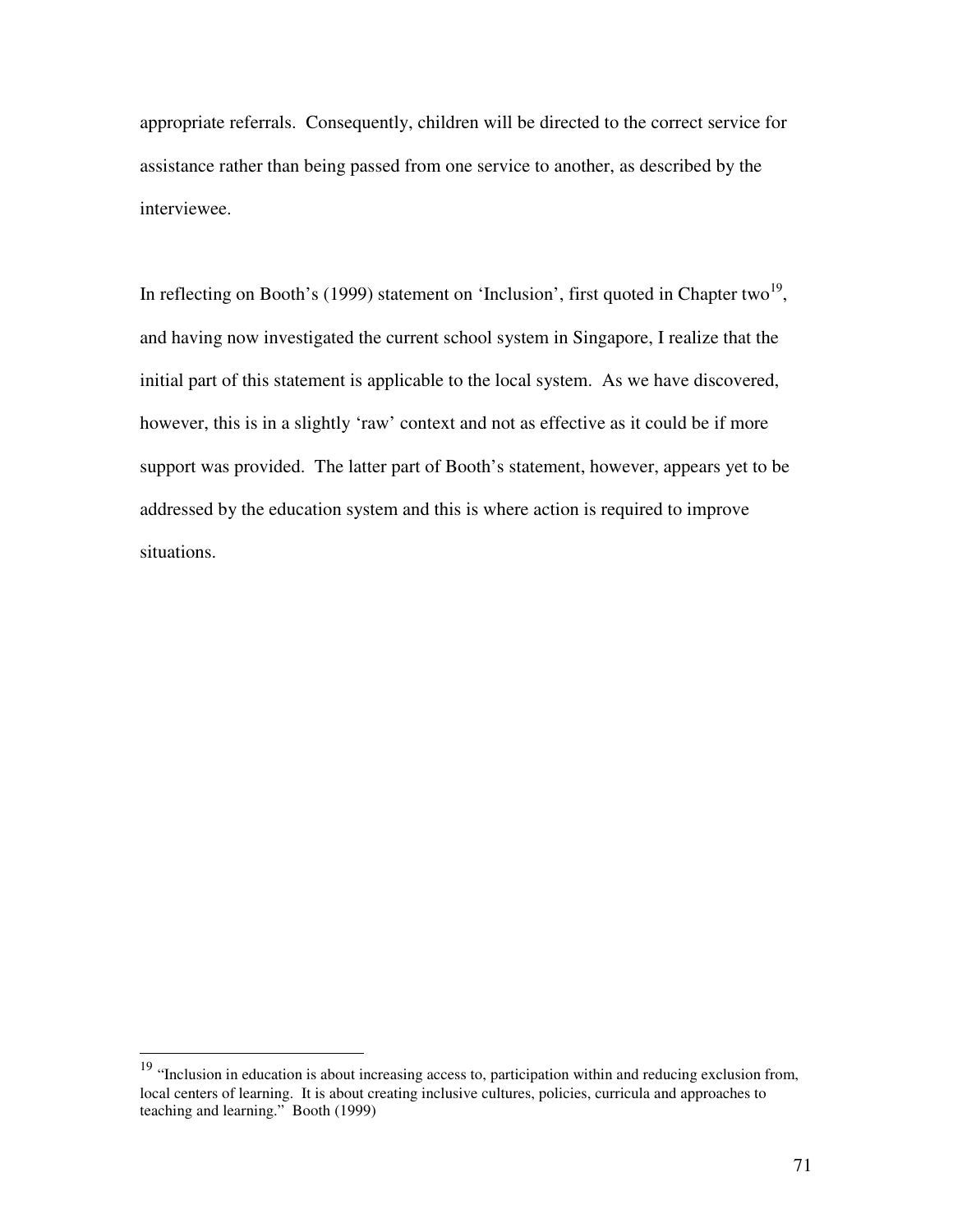appropriate referrals. Consequently, children will be directed to the correct service for assistance rather than being passed from one service to another, as described by the interviewee.

In reflecting on Booth's (1999) statement on 'Inclusion', first quoted in Chapter two[19], and having now investigated the current school system in Singapore, I realize that the initial part of this statement is applicable to the local system. As we have discovered, however, this is in a slightly 'raw' context and not as effective as it could be if more support was provided. The latter part of Booth's statement, however, appears yet to be addressed by the education system and this is where action is required to improve situations.

---

[19] "Inclusion in education is about increasing access to, participation within and reducing exclusion from, local centers of learning. It is about creating inclusive cultures, policies, curricula and approaches to teaching and learning." Booth (1999)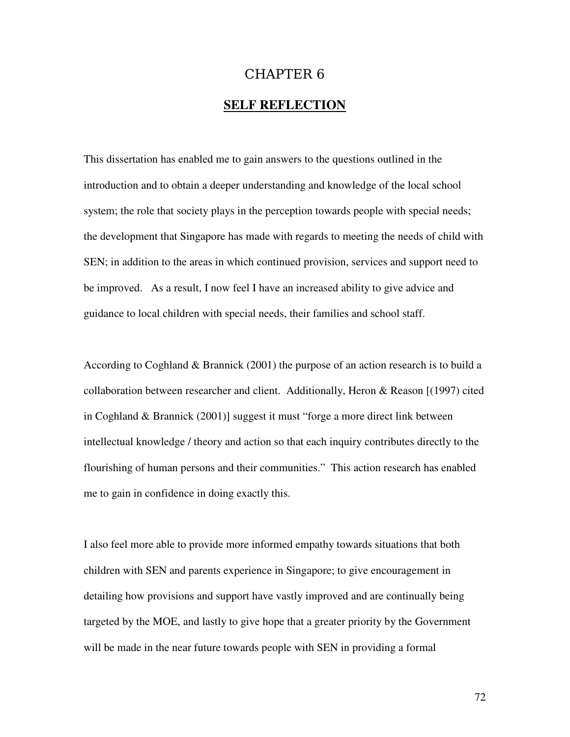# CHAPTER 6

## SELF REFLECTION

This dissertation has enabled me to gain answers to the questions outlined in the introduction and to obtain a deeper understanding and knowledge of the local school system; the role that society plays in the perception towards people with special needs; the development that Singapore has made with regards to meeting the needs of child with SEN; in addition to the areas in which continued provision, services and support need to be improved. As a result, I now feel I have an increased ability to give advice and guidance to local children with special needs, their families and school staff.

According to Coghland & Brannick (2001) the purpose of an action research is to build a collaboration between researcher and client. Additionally, Heron & Reason [(1997) cited in Coghland & Brannick (2001)] suggest it must "forge a more direct link between intellectual knowledge / theory and action so that each inquiry contributes directly to the flourishing of human persons and their communities." This action research has enabled me to gain in confidence in doing exactly this.

I also feel more able to provide more informed empathy towards situations that both children with SEN and parents experience in Singapore; to give encouragement in detailing how provisions and support have vastly improved and are continually being targeted by the MOE, and lastly to give hope that a greater priority by the Government will be made in the near future towards people with SEN in providing a formal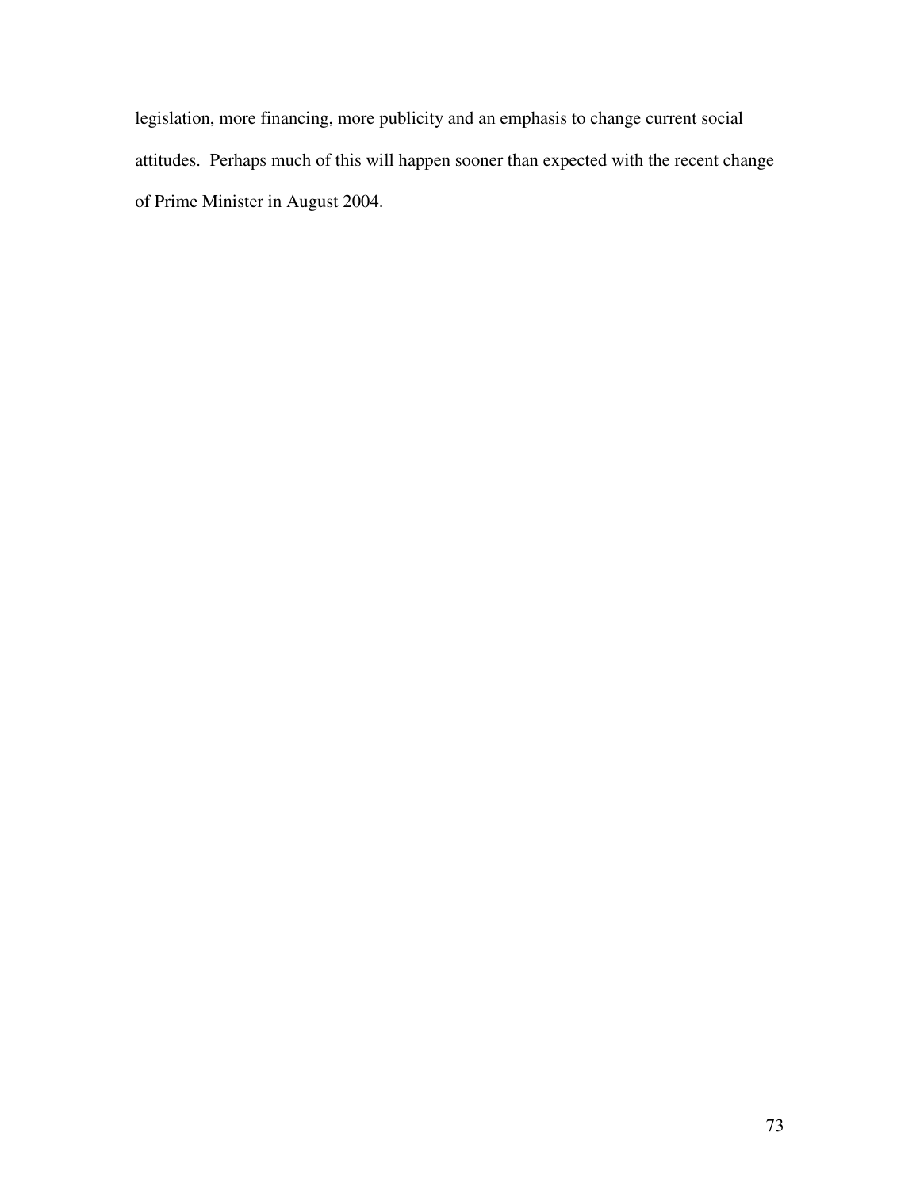legislation, more financing, more publicity and an emphasis to change current social attitudes. Perhaps much of this will happen sooner than expected with the recent change of Prime Minister in August 2004.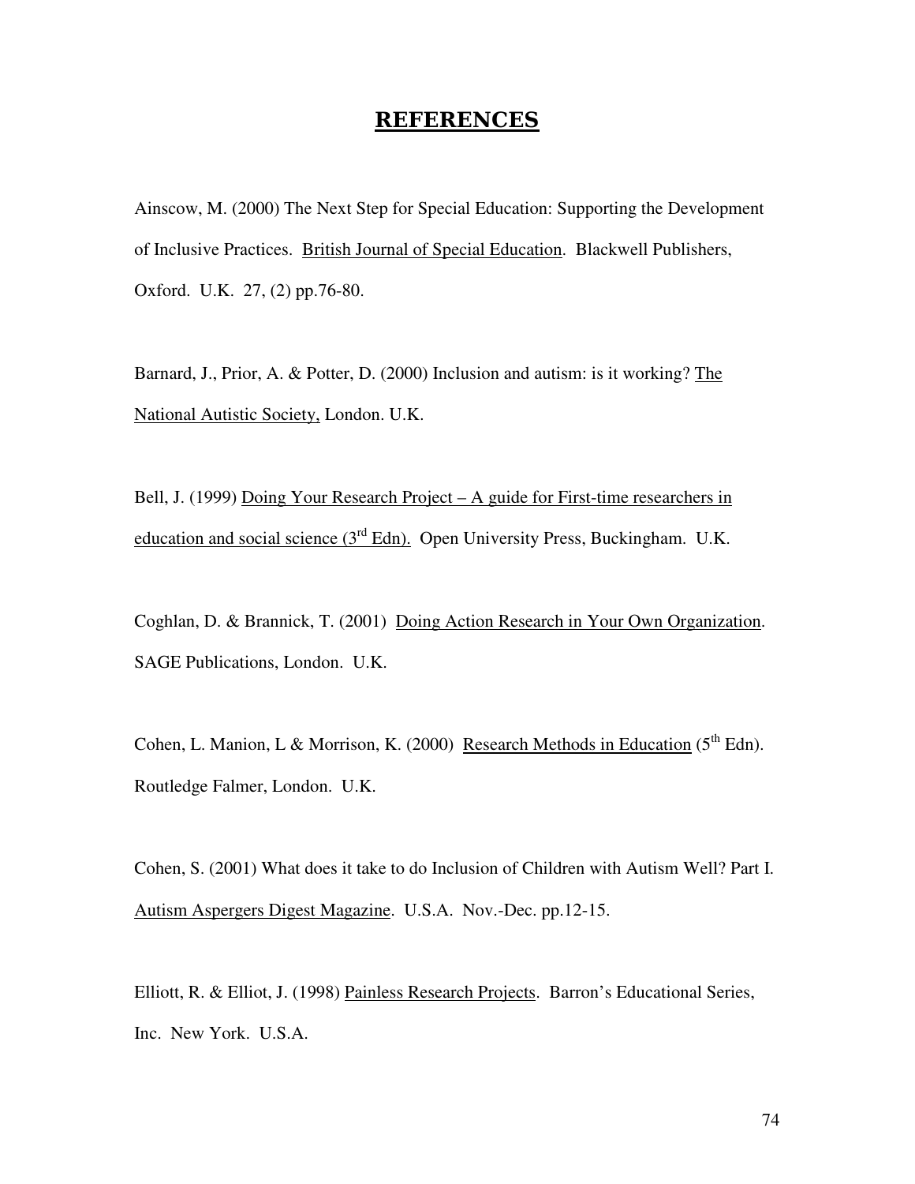# REFERENCES

Ainscow, M. (2000) The Next Step for Special Education: Supporting the Development of Inclusive Practices. British Journal of Special Education. Blackwell Publishers, Oxford. U.K. 27, (2) pp.76-80.

Barnard, J., Prior, A. & Potter, D. (2000) Inclusion and autism: is it working? The National Autistic Society, London. U.K.

Bell, J. (1999) Doing Your Research Project – A guide for First-time researchers in education and social science (3rd Edn). Open University Press, Buckingham. U.K.

Coghlan, D. & Brannick, T. (2001) Doing Action Research in Your Own Organization. SAGE Publications, London. U.K.

Cohen, L. Manion, L & Morrison, K. (2000) Research Methods in Education (5th Edn). Routledge Falmer, London. U.K.

Cohen, S. (2001) What does it take to do Inclusion of Children with Autism Well? Part I. Autism Aspergers Digest Magazine. U.S.A. Nov.-Dec. pp.12-15.

Elliott, R. & Elliot, J. (1998) Painless Research Projects. Barron's Educational Series, Inc. New York. U.S.A.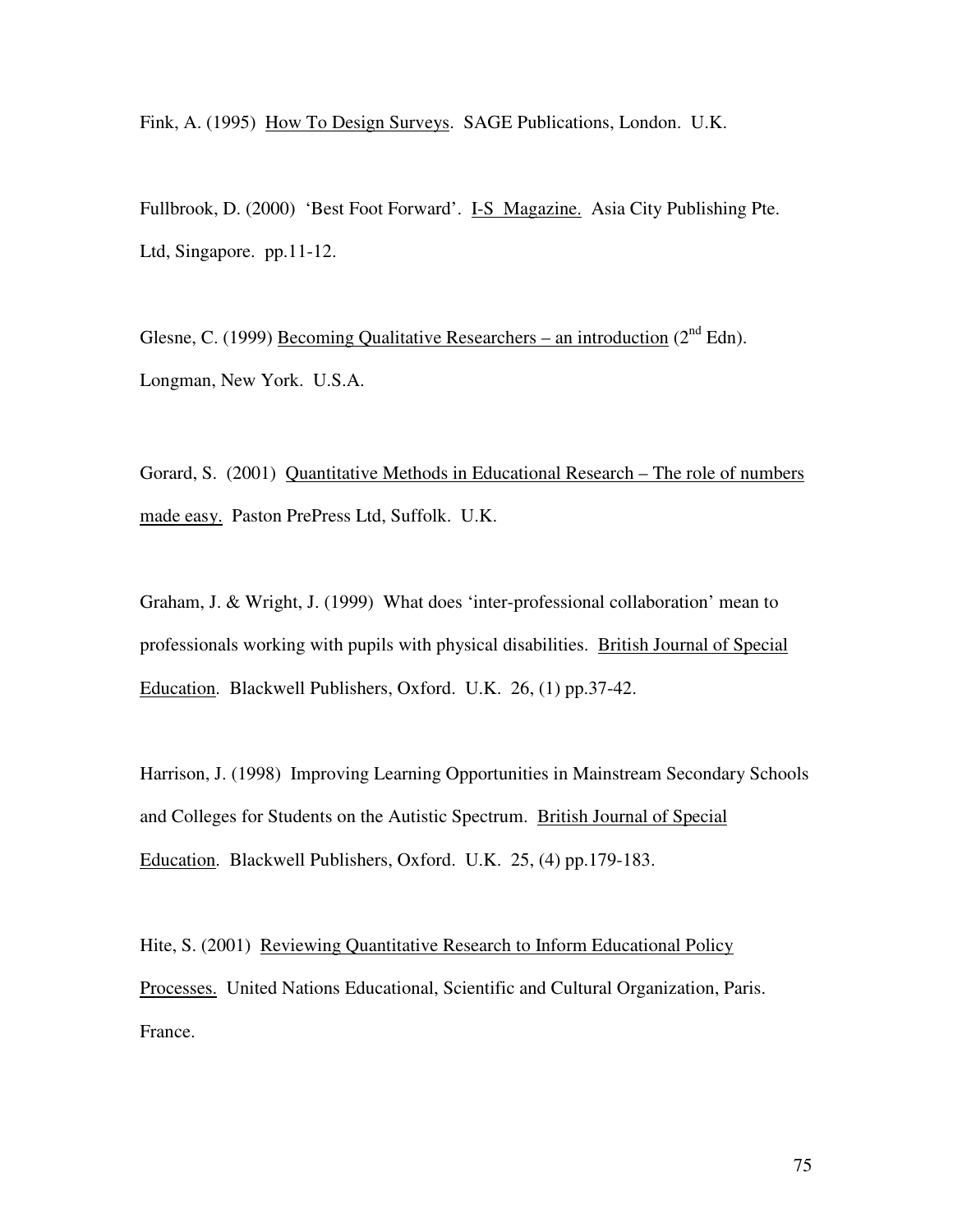Fink, A. (1995) How To Design Surveys. SAGE Publications, London. U.K.

Fullbrook, D. (2000) 'Best Foot Forward'. I-S Magazine. Asia City Publishing Pte. Ltd, Singapore. pp.11-12.

Glesne, C. (1999) Becoming Qualitative Researchers – an introduction (2nd Edn). Longman, New York. U.S.A.

Gorard, S. (2001) Quantitative Methods in Educational Research – The role of numbers made easy. Paston PrePress Ltd, Suffolk. U.K.

Graham, J. & Wright, J. (1999) What does 'inter-professional collaboration' mean to professionals working with pupils with physical disabilities. British Journal of Special Education. Blackwell Publishers, Oxford. U.K. 26, (1) pp.37-42.

Harrison, J. (1998) Improving Learning Opportunities in Mainstream Secondary Schools and Colleges for Students on the Autistic Spectrum. British Journal of Special Education. Blackwell Publishers, Oxford. U.K. 25, (4) pp.179-183.

Hite, S. (2001) Reviewing Quantitative Research to Inform Educational Policy Processes. United Nations Educational, Scientific and Cultural Organization, Paris. France.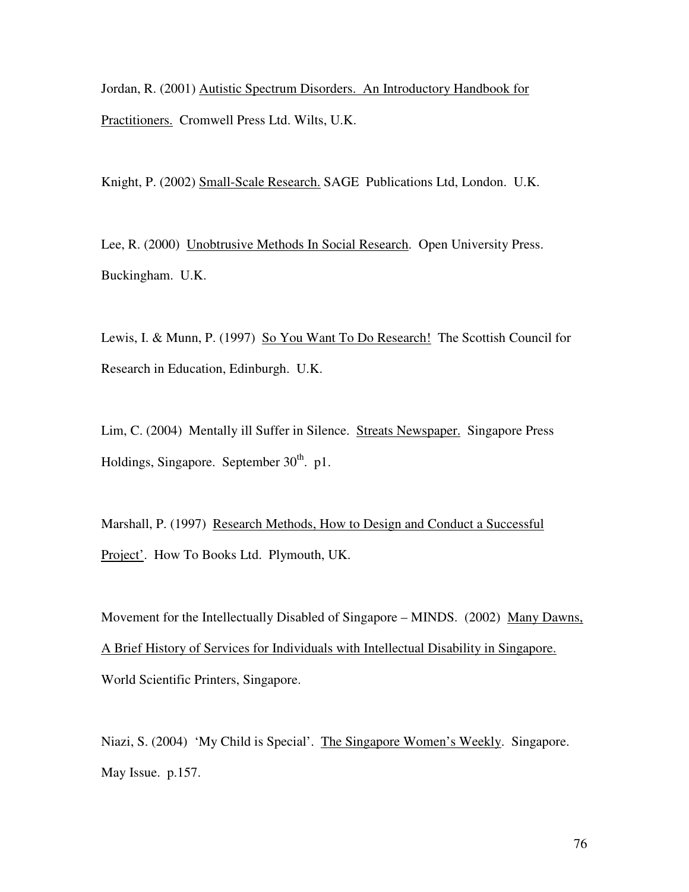Jordan, R. (2001) <u>Autistic Spectrum Disorders. An Introductory Handbook for Practitioners.</u> Cromwell Press Ltd. Wilts, U.K.

Knight, P. (2002) <u>Small-Scale Research.</u> SAGE Publications Ltd, London. U.K.

Lee, R. (2000) <u>Unobtrusive Methods In Social Research</u>. Open University Press. Buckingham. U.K.

Lewis, I. & Munn, P. (1997) <u>So You Want To Do Research!</u> The Scottish Council for Research in Education, Edinburgh. U.K.

Lim, C. (2004) Mentally ill Suffer in Silence. <u>Streats Newspaper.</u> Singapore Press Holdings, Singapore. September 30th. p1.

Marshall, P. (1997) <u>Research Methods, How to Design and Conduct a Successful Project'</u>. How To Books Ltd. Plymouth, UK.

Movement for the Intellectually Disabled of Singapore – MINDS. (2002) <u>Many Dawns, A Brief History of Services for Individuals with Intellectual Disability in Singapore.</u> World Scientific Printers, Singapore.

Niazi, S. (2004) 'My Child is Special'. <u>The Singapore Women's Weekly</u>. Singapore. May Issue. p.157.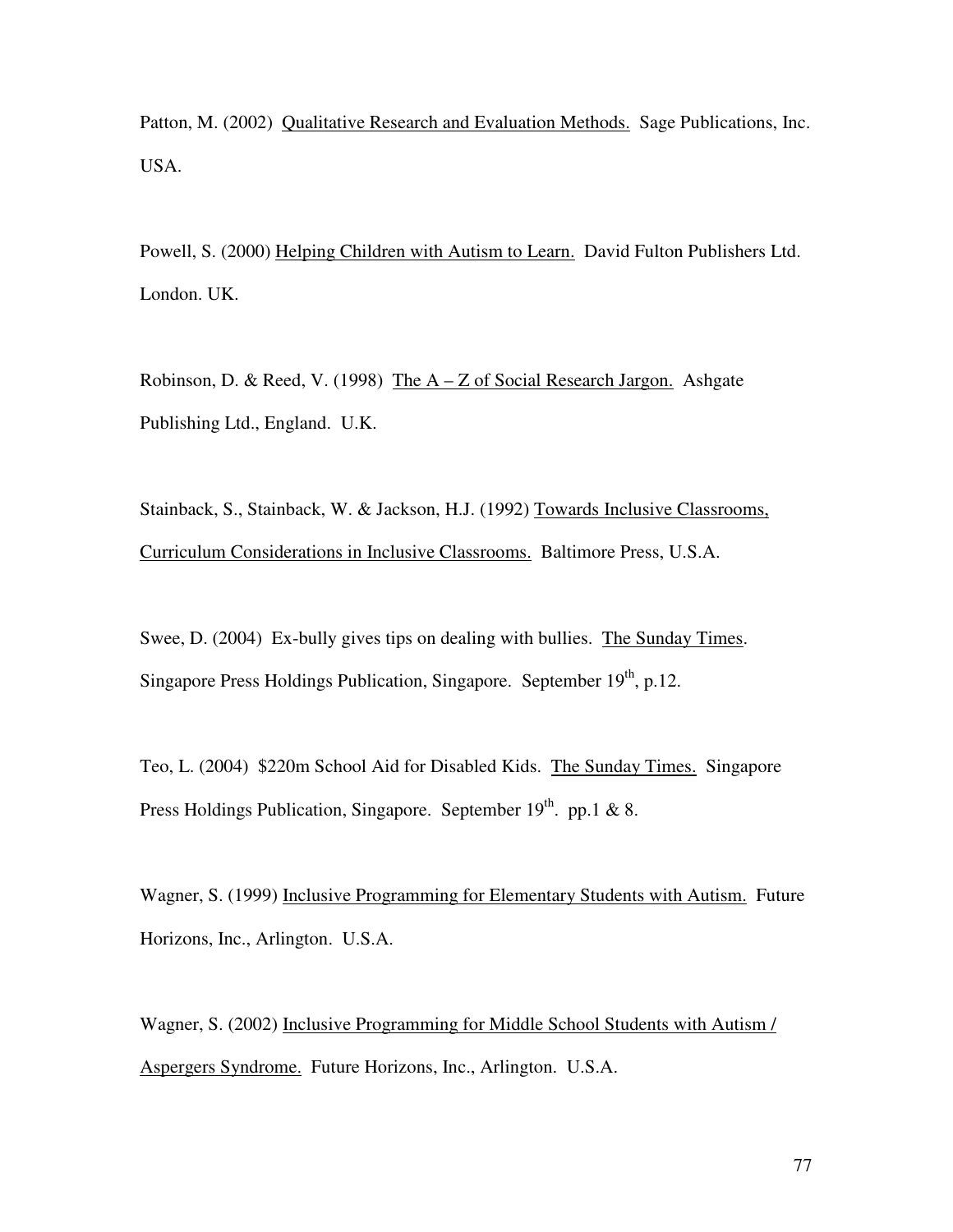Patton, M. (2002) Qualitative Research and Evaluation Methods. Sage Publications, Inc. USA.

Powell, S. (2000) Helping Children with Autism to Learn. David Fulton Publishers Ltd. London. UK.

Robinson, D. & Reed, V. (1998) The A – Z of Social Research Jargon. Ashgate Publishing Ltd., England. U.K.

Stainback, S., Stainback, W. & Jackson, H.J. (1992) Towards Inclusive Classrooms, Curriculum Considerations in Inclusive Classrooms. Baltimore Press, U.S.A.

Swee, D. (2004) Ex-bully gives tips on dealing with bullies. The Sunday Times. Singapore Press Holdings Publication, Singapore. September 19th, p.12.

Teo, L. (2004) $220m School Aid for Disabled Kids. The Sunday Times. Singapore Press Holdings Publication, Singapore. September 19th. pp.1 & 8.

Wagner, S. (1999) Inclusive Programming for Elementary Students with Autism. Future Horizons, Inc., Arlington. U.S.A.

Wagner, S. (2002) Inclusive Programming for Middle School Students with Autism / Aspergers Syndrome. Future Horizons, Inc., Arlington. U.S.A.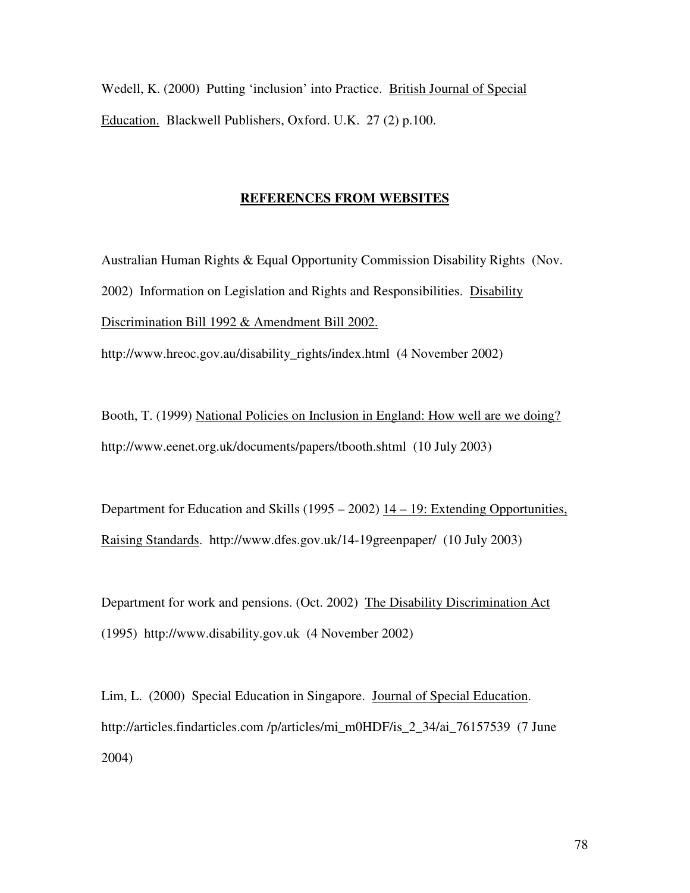Wedell, K. (2000) Putting 'inclusion' into Practice. British Journal of Special Education. Blackwell Publishers, Oxford. U.K. 27 (2) p.100.

## REFERENCES FROM WEBSITES

Australian Human Rights & Equal Opportunity Commission Disability Rights (Nov. 2002) Information on Legislation and Rights and Responsibilities. Disability Discrimination Bill 1992 & Amendment Bill 2002. http://www.hreoc.gov.au/disability_rights/index.html (4 November 2002)

Booth, T. (1999) National Policies on Inclusion in England: How well are we doing? http://www.eenet.org.uk/documents/papers/tbooth.shtml (10 July 2003)

Department for Education and Skills (1995 – 2002) 14 – 19: Extending Opportunities, Raising Standards. http://www.dfes.gov.uk/14-19greenpaper/ (10 July 2003)

Department for work and pensions. (Oct. 2002) The Disability Discrimination Act (1995) http://www.disability.gov.uk (4 November 2002)

Lim, L. (2000) Special Education in Singapore. Journal of Special Education. http://articles.findarticles.com /p/articles/mi_m0HDF/is_2_34/ai_76157539 (7 June 2004)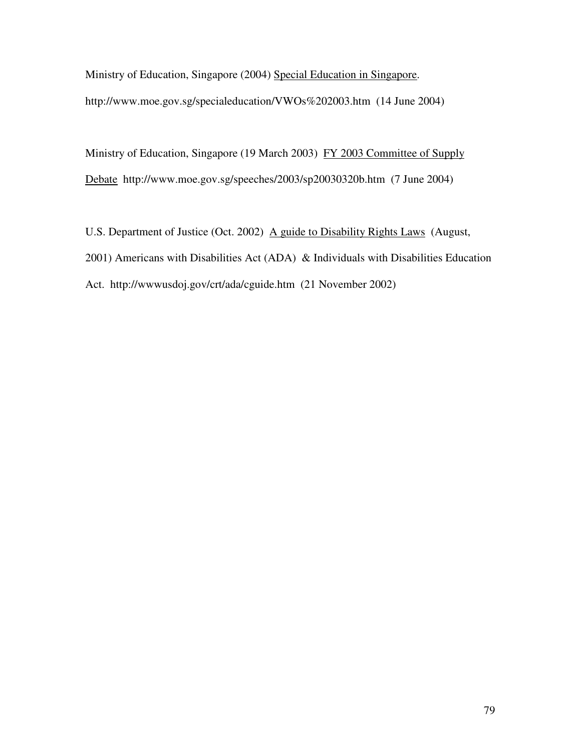Ministry of Education, Singapore (2004) <u>Special Education in Singapore</u>. http://www.moe.gov.sg/specialeducation/VWOs%202003.htm (14 June 2004)

Ministry of Education, Singapore (19 March 2003) <u>FY 2003 Committee of Supply Debate</u> http://www.moe.gov.sg/speeches/2003/sp20030320b.htm (7 June 2004)

U.S. Department of Justice (Oct. 2002) <u>A guide to Disability Rights Laws</u> (August, 2001) Americans with Disabilities Act (ADA) & Individuals with Disabilities Education Act. http://wwwusdoj.gov/crt/ada/cguide.htm (21 November 2002)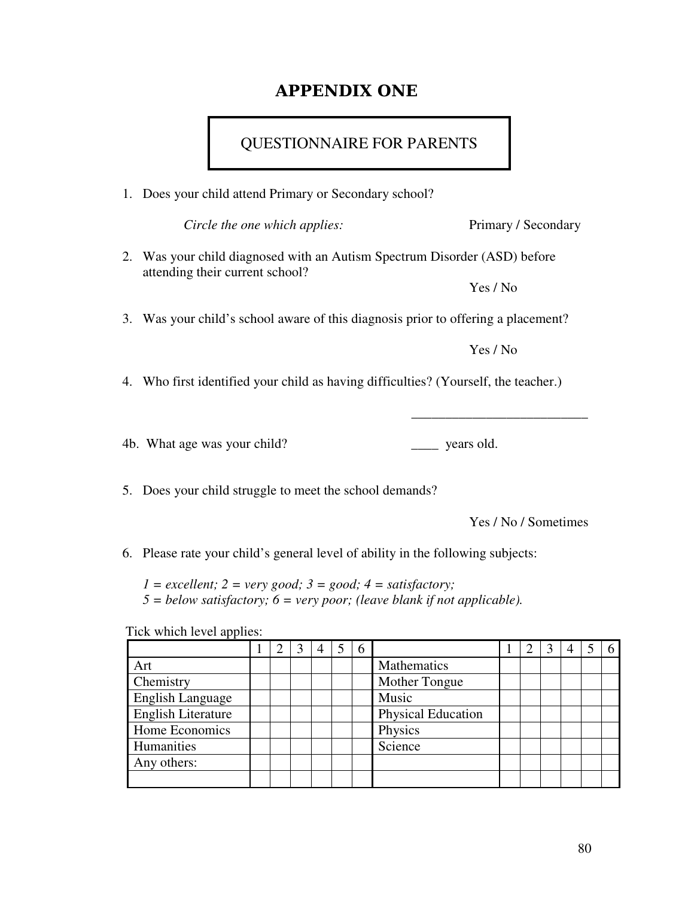# APPENDIX ONE

## QUESTIONNAIRE FOR PARENTS

1. Does your child attend Primary or Secondary school?

   *Circle the one which applies:* Primary / Secondary

2. Was your child diagnosed with an Autism Spectrum Disorder (ASD) before attending their current school?

   Yes / No

3. Was your child's school aware of this diagnosis prior to offering a placement?

   Yes / No

4. Who first identified your child as having difficulties? (Yourself, the teacher.)

   ___________________________

4b. What age was your child? ____ years old.

5. Does your child struggle to meet the school demands?

   Yes / No / Sometimes

6. Please rate your child's general level of ability in the following subjects:

   *1 = excellent; 2 = very good; 3 = good; 4 = satisfactory;*
   *5 = below satisfactory; 6 = very poor; (leave blank if not applicable).*

Tick which level applies:

| | 1 | 2 | 3 | 4 | 5 | 6 | | 1 | 2 | 3 | 4 | 5 | 6 |
|---|---|---|---|---|---|---|---|---|---|---|---|---|---|
| Art | | | | | | | Mathematics | | | | | | |
| Chemistry | | | | | | | Mother Tongue | | | | | | |
| English Language | | | | | | | Music | | | | | | |
| English Literature | | | | | | | Physical Education | | | | | | |
| Home Economics | | | | | | | Physics | | | | | | |
| Humanities | | | | | | | Science | | | | | | |
| Any others: | | | | | | | | | | | | | |
| | | | | | | | | | | | | | |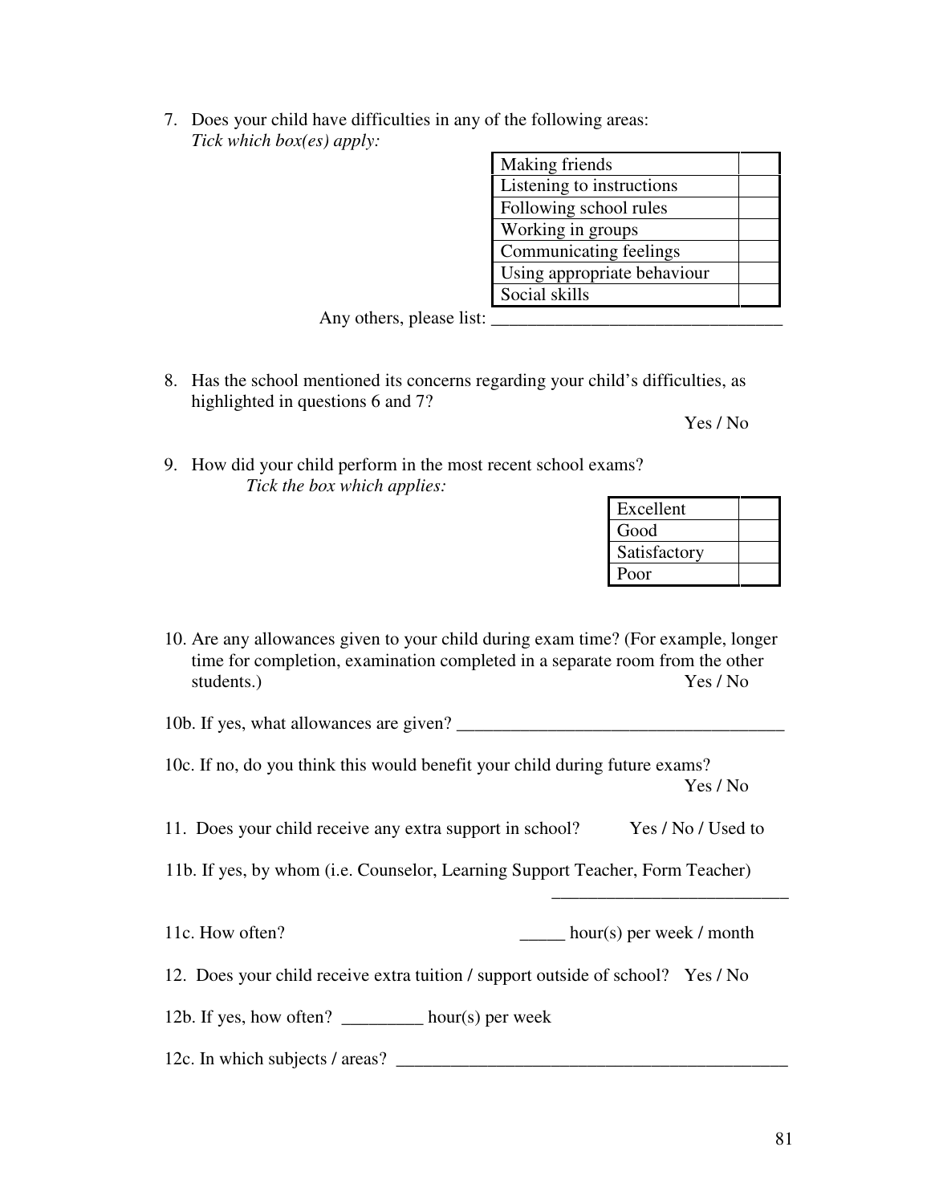7. Does your child have difficulties in any of the following areas:
   *Tick which box(es) apply:*

| | |
|---|---|
| Making friends | |
| Listening to instructions | |
| Following school rules | |
| Working in groups | |
| Communicating feelings | |
| Using appropriate behaviour | |
| Social skills | |

Any others, please list: ________________________________

8. Has the school mentioned its concerns regarding your child's difficulties, as highlighted in questions 6 and 7?

   Yes / No

9. How did your child perform in the most recent school exams?
   *Tick the box which applies:*

| | |
|---|---|
| Excellent | |
| Good | |
| Satisfactory | |
| Poor | |

10. Are any allowances given to your child during exam time? (For example, longer time for completion, examination completed in a separate room from the other students.) Yes / No

10b. If yes, what allowances are given? ____________________________________

10c. If no, do you think this would benefit your child during future exams?

Yes / No

11. Does your child receive any extra support in school? Yes / No / Used to

11b. If yes, by whom (i.e. Counselor, Learning Support Teacher, Form Teacher)

__________________________

11c. How often? _____ hour(s) per week / month

12. Does your child receive extra tuition / support outside of school? Yes / No

12b. If yes, how often? _________ hour(s) per week

12c. In which subjects / areas? ____________________________________________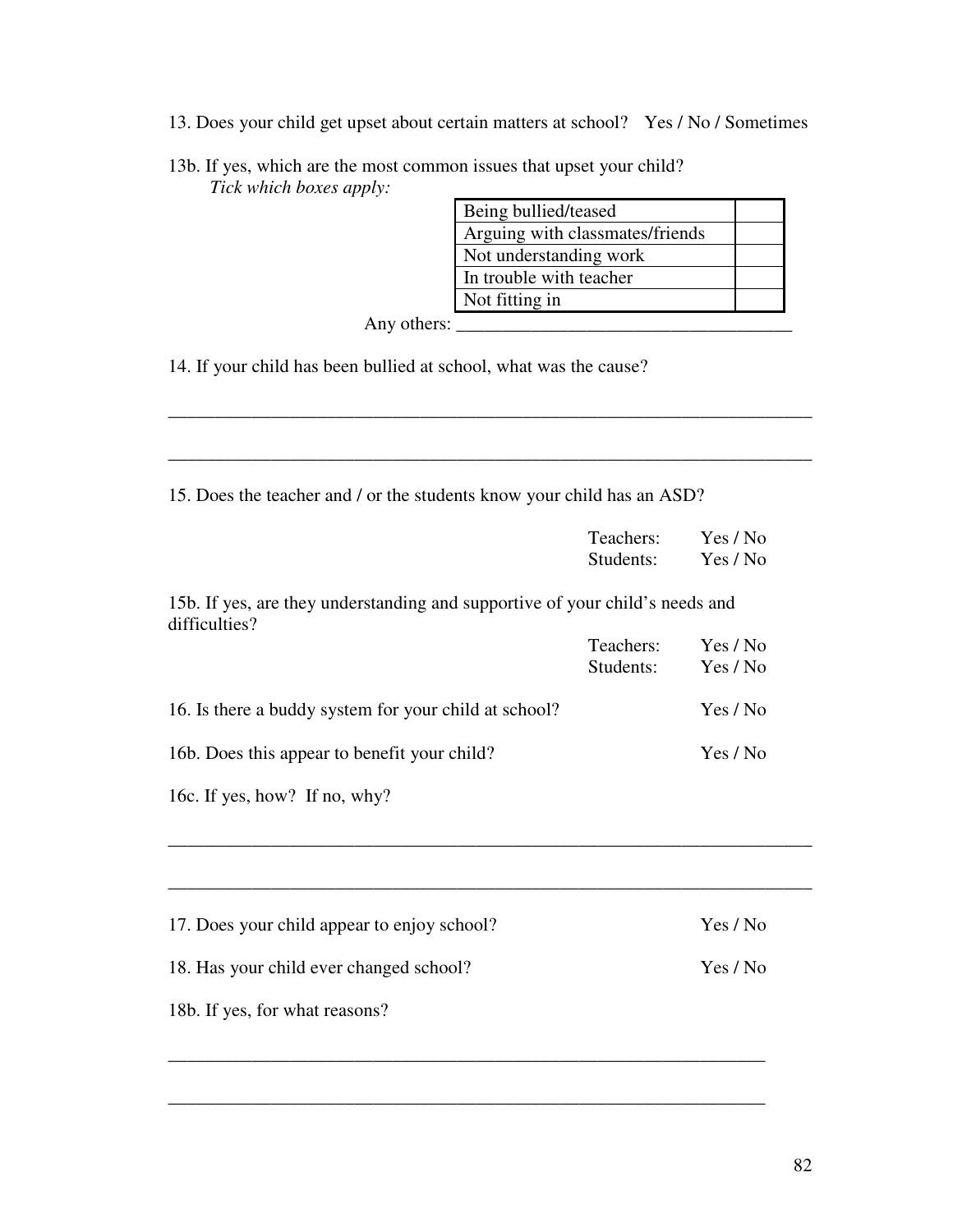13. Does your child get upset about certain matters at school? Yes / No / Sometimes

13b. If yes, which are the most common issues that upset your child?
*Tick which boxes apply:*

| | |
|---|---|
| Being bullied/teased | |
| Arguing with classmates/friends | |
| Not understanding work | |
| In trouble with teacher | |
| Not fitting in | |

Any others: ____________________________________

14. If your child has been bullied at school, what was the cause?

______________________________________________________________________

______________________________________________________________________

15. Does the teacher and / or the students know your child has an ASD?

Teachers: Yes / No
Students: Yes / No

15b. If yes, are they understanding and supportive of your child's needs and difficulties?

Teachers: Yes / No
Students: Yes / No

16. Is there a buddy system for your child at school? Yes / No

16b. Does this appear to benefit your child? Yes / No

16c. If yes, how? If no, why?

______________________________________________________________________

______________________________________________________________________

17. Does your child appear to enjoy school? Yes / No

18. Has your child ever changed school? Yes / No

18b. If yes, for what reasons?

_________________________________________________________________

_________________________________________________________________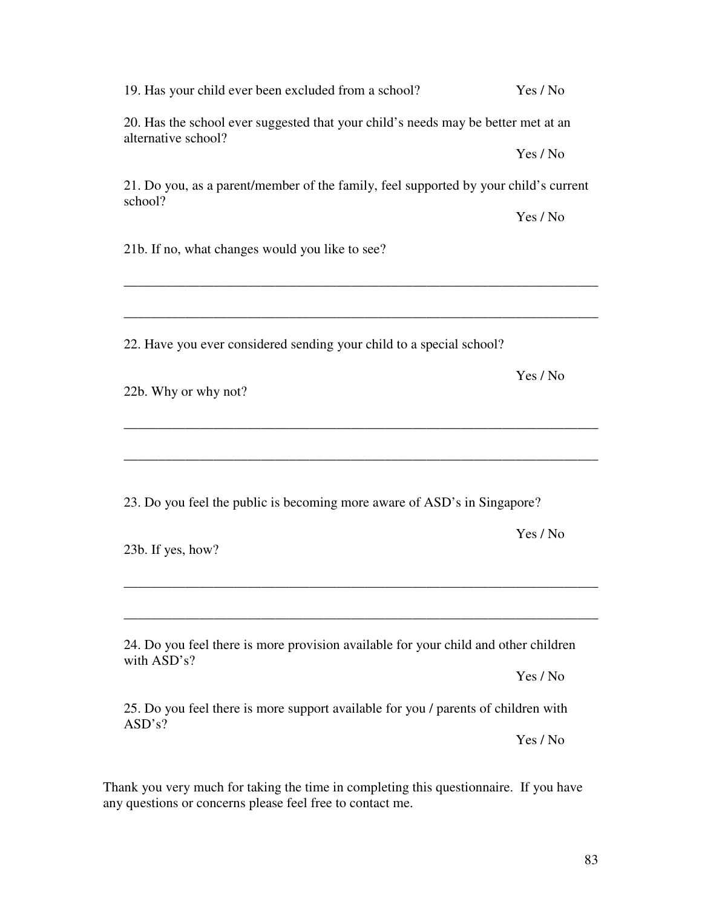19. Has your child ever been excluded from a school? Yes / No

20. Has the school ever suggested that your child's needs may be better met at an alternative school?

Yes / No

21. Do you, as a parent/member of the family, feel supported by your child's current school?

Yes / No

21b. If no, what changes would you like to see?

______________________________________________________________________

______________________________________________________________________

22. Have you ever considered sending your child to a special school?

Yes / No

22b. Why or why not?

______________________________________________________________________

______________________________________________________________________

23. Do you feel the public is becoming more aware of ASD's in Singapore?

Yes / No

23b. If yes, how?

______________________________________________________________________

______________________________________________________________________

24. Do you feel there is more provision available for your child and other children with ASD's?

Yes / No

25. Do you feel there is more support available for you / parents of children with ASD's?

Yes / No

Thank you very much for taking the time in completing this questionnaire. If you have any questions or concerns please feel free to contact me.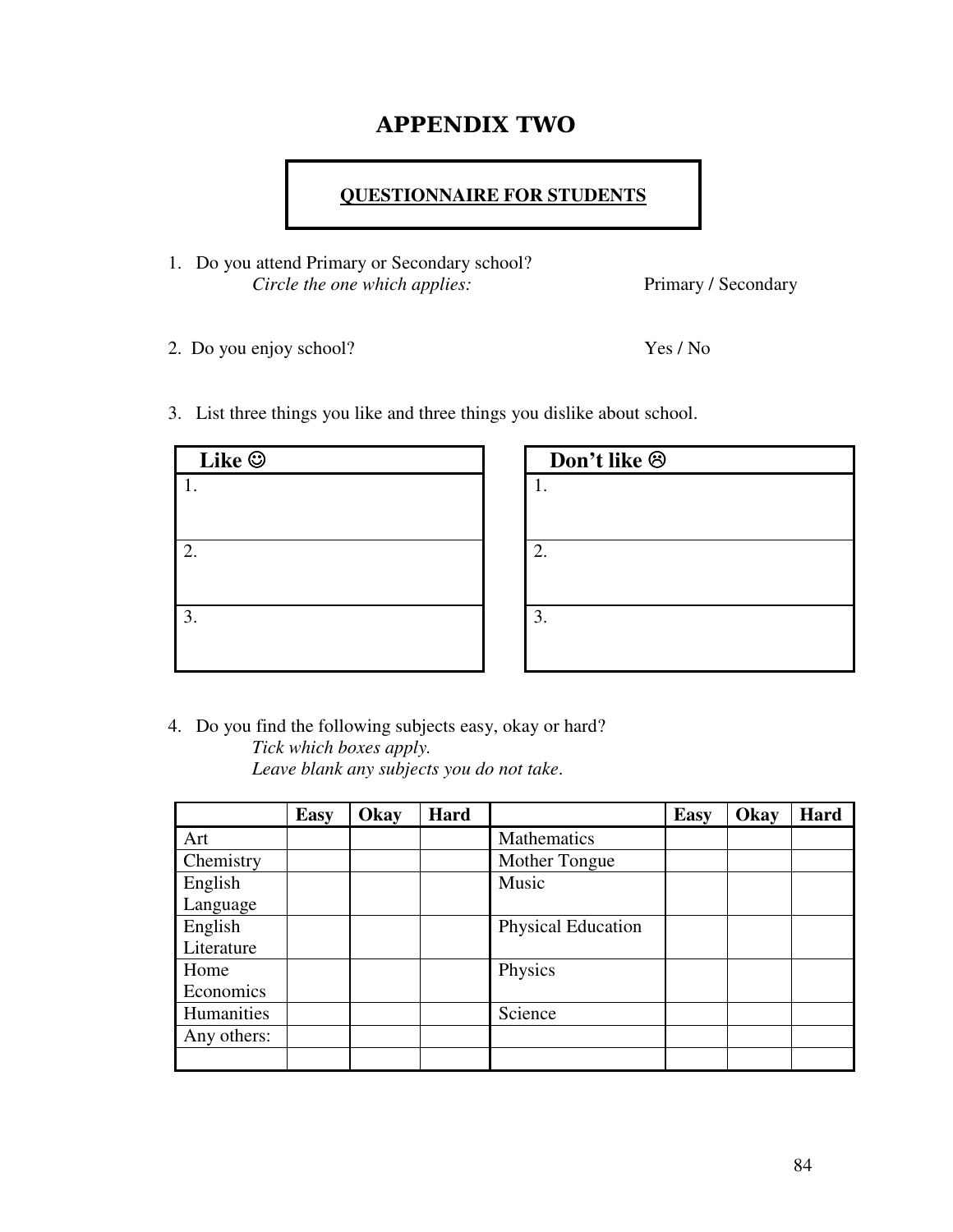# APPENDIX TWO

**QUESTIONNAIRE FOR STUDENTS**

1. Do you attend Primary or Secondary school?
   *Circle the one which applies:* Primary / Secondary

2. Do you enjoy school? Yes / No

3. List three things you like and three things you dislike about school.

| Like ☺ |
|---|
| 1. |
| 2. |
| 3. |

| Don't like ☹ |
|---|
| 1. |
| 2. |
| 3. |

4. Do you find the following subjects easy, okay or hard?
   *Tick which boxes apply.*
   *Leave blank any subjects you do not take.*

| | Easy | Okay | Hard | | Easy | Okay | Hard |
|---|---|---|---|---|---|---|---|
| Art | | | | Mathematics | | | |
| Chemistry | | | | Mother Tongue | | | |
| English Language | | | | Music | | | |
| English Literature | | | | Physical Education | | | |
| Home Economics | | | | Physics | | | |
| Humanities | | | | Science | | | |
| Any others: | | | | | | | |
| | | | | | | | |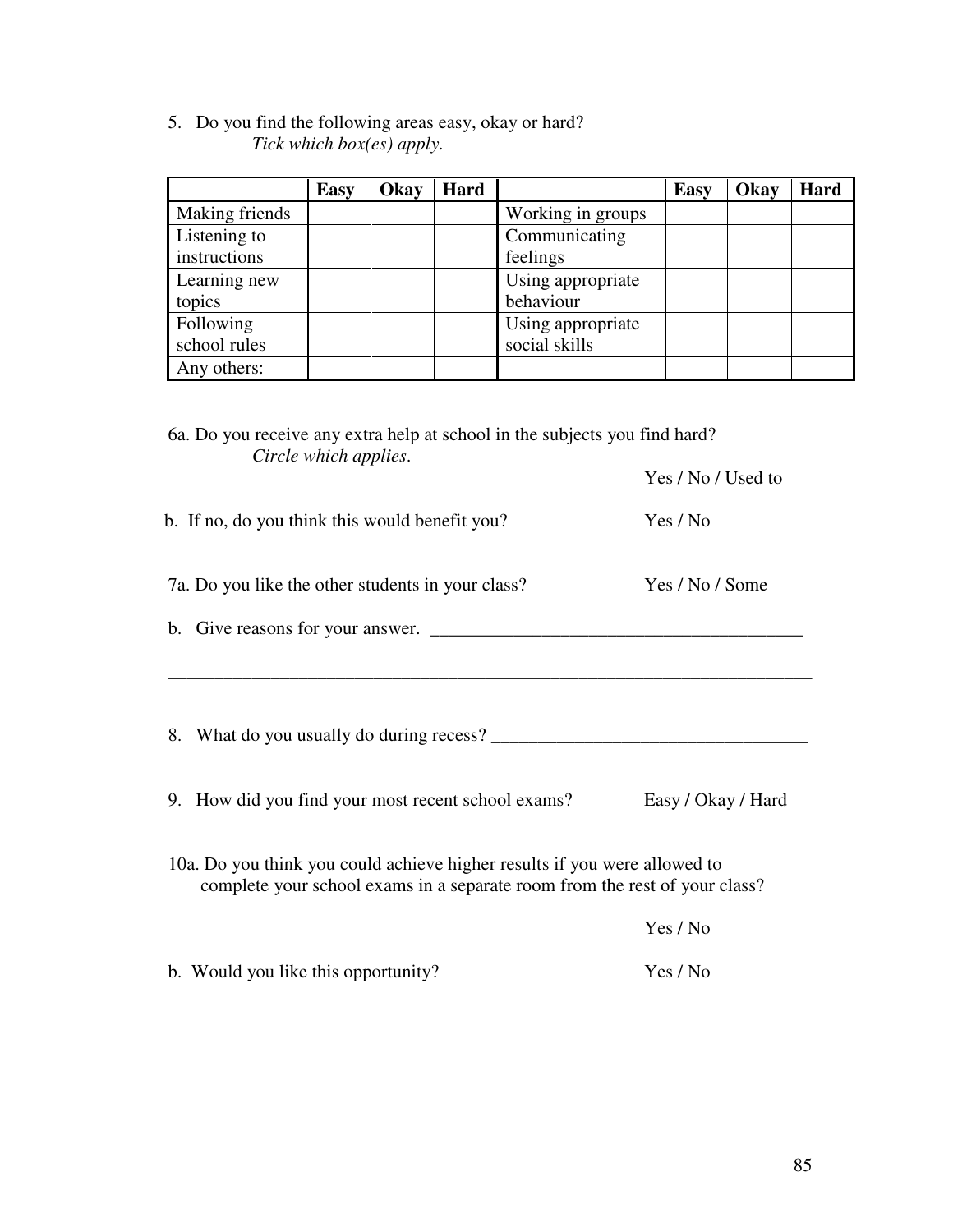5. Do you find the following areas easy, okay or hard?
   *Tick which box(es) apply.*

| | Easy | Okay | Hard | | Easy | Okay | Hard |
|---|---|---|---|---|---|---|---|
| Making friends | | | | Working in groups | | | |
| Listening to instructions | | | | Communicating feelings | | | |
| Learning new topics | | | | Using appropriate behaviour | | | |
| Following school rules | | | | Using appropriate social skills | | | |
| Any others: | | | | | | | |

6a. Do you receive any extra help at school in the subjects you find hard?
   *Circle which applies.*

Yes / No / Used to

b. If no, do you think this would benefit you? Yes / No

7a. Do you like the other students in your class? Yes / No / Some

b. Give reasons for your answer. ________________________________________

___________________________________________________________________________

8. What do you usually do during recess? __________________________________

9. How did you find your most recent school exams? Easy / Okay / Hard

10a. Do you think you could achieve higher results if you were allowed to complete your school exams in a separate room from the rest of your class?

Yes / No

b. Would you like this opportunity? Yes / No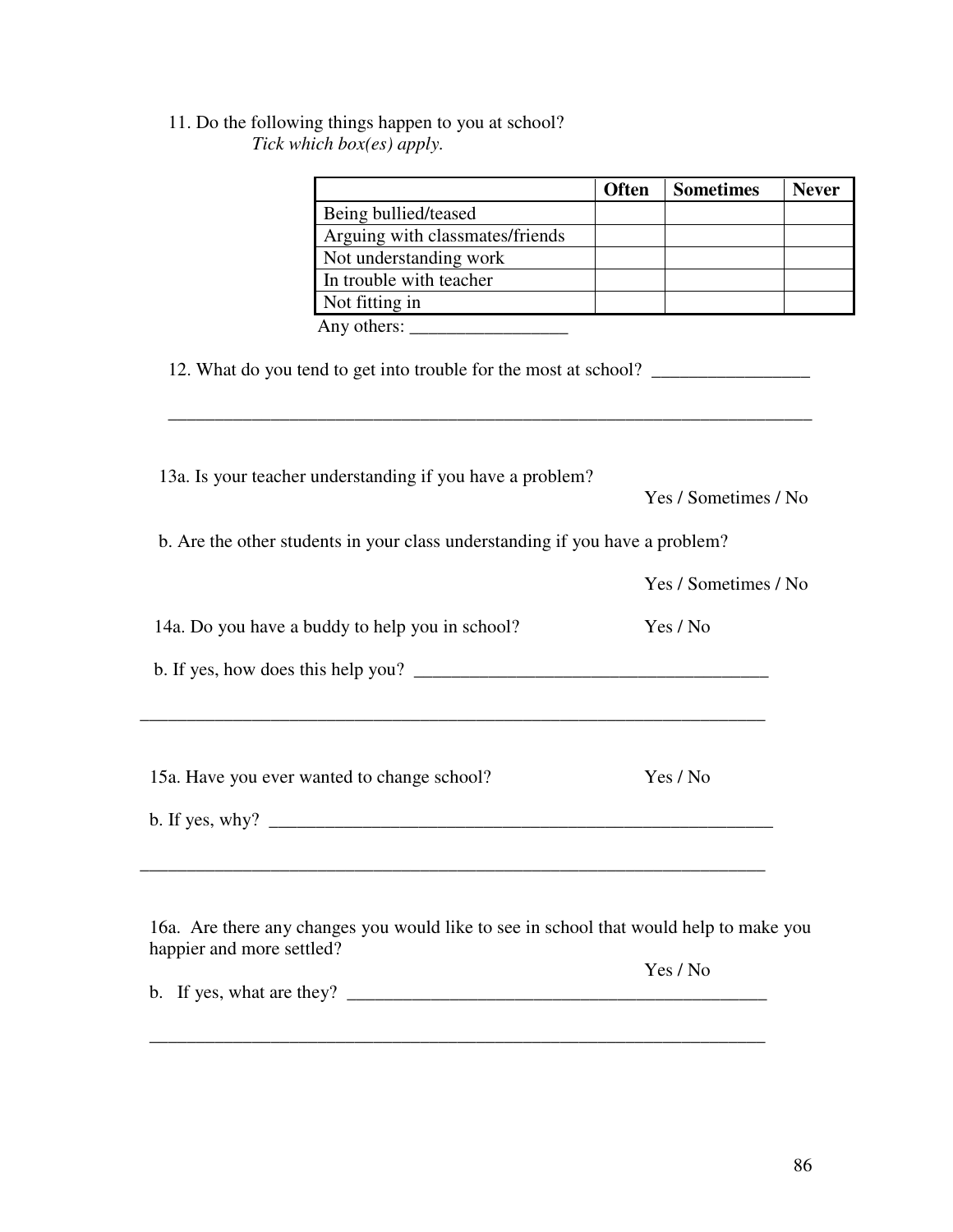11. Do the following things happen to you at school?
*Tick which box(es) apply.*

| | Often | Sometimes | Never |
|---|---|---|---|
| Being bullied/teased | | | |
| Arguing with classmates/friends | | | |
| Not understanding work | | | |
| In trouble with teacher | | | |
| Not fitting in | | | |

Any others: _________________

12. What do you tend to get into trouble for the most at school? _________________

_______________________________________________________________________

13a. Is your teacher understanding if you have a problem?

Yes / Sometimes / No

b. Are the other students in your class understanding if you have a problem?

Yes / Sometimes / No

14a. Do you have a buddy to help you in school? Yes / No

b. If yes, how does this help you? ______________________________________

_______________________________________________________________________

15a. Have you ever wanted to change school? Yes / No

b. If yes, why? _________________________________________________________

_______________________________________________________________________

16a. Are there any changes you would like to see in school that would help to make you happier and more settled?

Yes / No

b. If yes, what are they? _______________________________________________

_______________________________________________________________________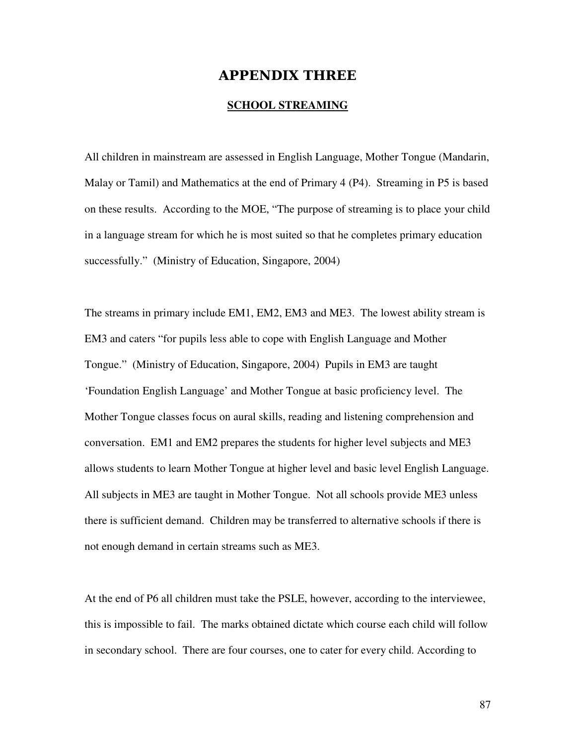# APPENDIX THREE

## SCHOOL STREAMING

All children in mainstream are assessed in English Language, Mother Tongue (Mandarin, Malay or Tamil) and Mathematics at the end of Primary 4 (P4). Streaming in P5 is based on these results. According to the MOE, "The purpose of streaming is to place your child in a language stream for which he is most suited so that he completes primary education successfully." (Ministry of Education, Singapore, 2004)

The streams in primary include EM1, EM2, EM3 and ME3. The lowest ability stream is EM3 and caters "for pupils less able to cope with English Language and Mother Tongue." (Ministry of Education, Singapore, 2004) Pupils in EM3 are taught 'Foundation English Language' and Mother Tongue at basic proficiency level. The Mother Tongue classes focus on aural skills, reading and listening comprehension and conversation. EM1 and EM2 prepares the students for higher level subjects and ME3 allows students to learn Mother Tongue at higher level and basic level English Language. All subjects in ME3 are taught in Mother Tongue. Not all schools provide ME3 unless there is sufficient demand. Children may be transferred to alternative schools if there is not enough demand in certain streams such as ME3.

At the end of P6 all children must take the PSLE, however, according to the interviewee, this is impossible to fail. The marks obtained dictate which course each child will follow in secondary school. There are four courses, one to cater for every child. According to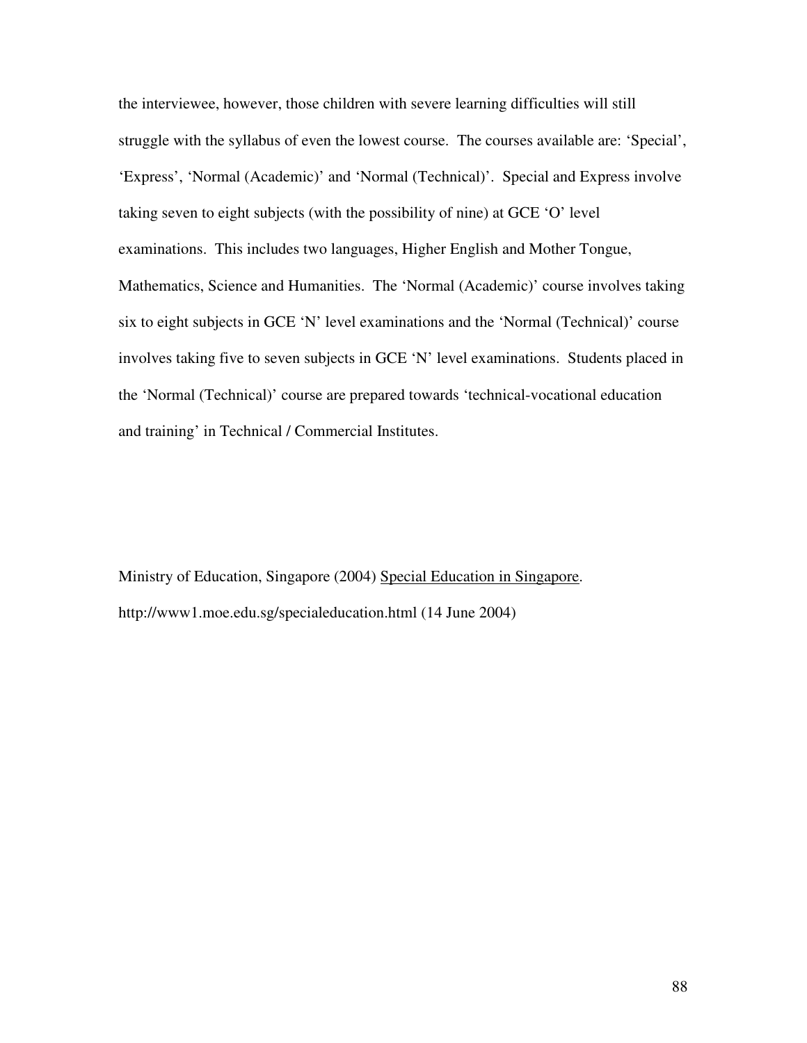the interviewee, however, those children with severe learning difficulties will still struggle with the syllabus of even the lowest course. The courses available are: 'Special', 'Express', 'Normal (Academic)' and 'Normal (Technical)'. Special and Express involve taking seven to eight subjects (with the possibility of nine) at GCE 'O' level examinations. This includes two languages, Higher English and Mother Tongue, Mathematics, Science and Humanities. The 'Normal (Academic)' course involves taking six to eight subjects in GCE 'N' level examinations and the 'Normal (Technical)' course involves taking five to seven subjects in GCE 'N' level examinations. Students placed in the 'Normal (Technical)' course are prepared towards 'technical-vocational education and training' in Technical / Commercial Institutes.

Ministry of Education, Singapore (2004) <u>Special Education in Singapore</u>. http://www1.moe.edu.sg/specialeducation.html (14 June 2004)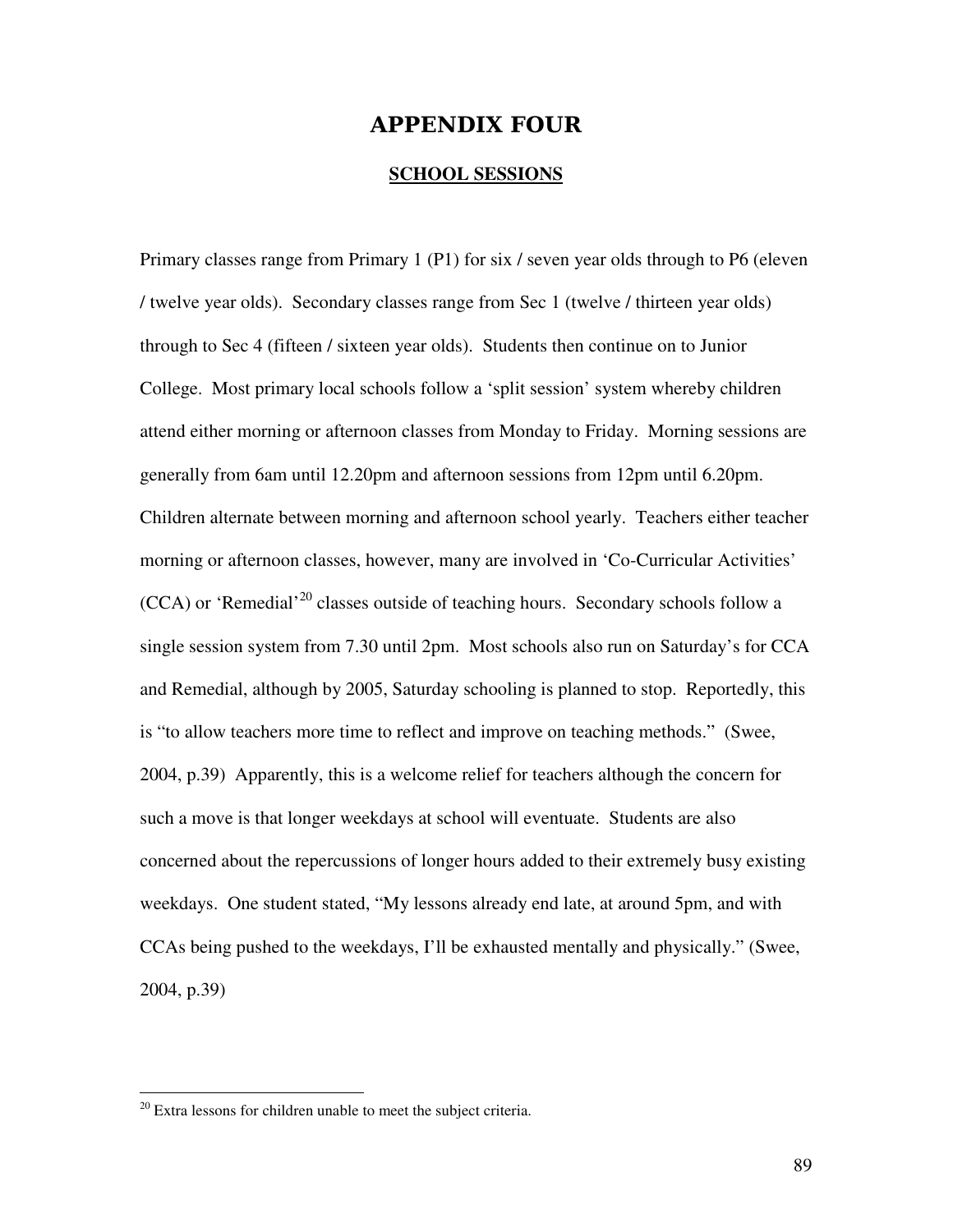# APPENDIX FOUR

## SCHOOL SESSIONS

Primary classes range from Primary 1 (P1) for six / seven year olds through to P6 (eleven / twelve year olds). Secondary classes range from Sec 1 (twelve / thirteen year olds) through to Sec 4 (fifteen / sixteen year olds). Students then continue on to Junior College. Most primary local schools follow a 'split session' system whereby children attend either morning or afternoon classes from Monday to Friday. Morning sessions are generally from 6am until 12.20pm and afternoon sessions from 12pm until 6.20pm. Children alternate between morning and afternoon school yearly. Teachers either teacher morning or afternoon classes, however, many are involved in 'Co-Curricular Activities' (CCA) or 'Remedial'[20] classes outside of teaching hours. Secondary schools follow a single session system from 7.30 until 2pm. Most schools also run on Saturday's for CCA and Remedial, although by 2005, Saturday schooling is planned to stop. Reportedly, this is "to allow teachers more time to reflect and improve on teaching methods." (Swee, 2004, p.39) Apparently, this is a welcome relief for teachers although the concern for such a move is that longer weekdays at school will eventuate. Students are also concerned about the repercussions of longer hours added to their extremely busy existing weekdays. One student stated, "My lessons already end late, at around 5pm, and with CCAs being pushed to the weekdays, I'll be exhausted mentally and physically." (Swee, 2004, p.39)

---

[20] Extra lessons for children unable to meet the subject criteria.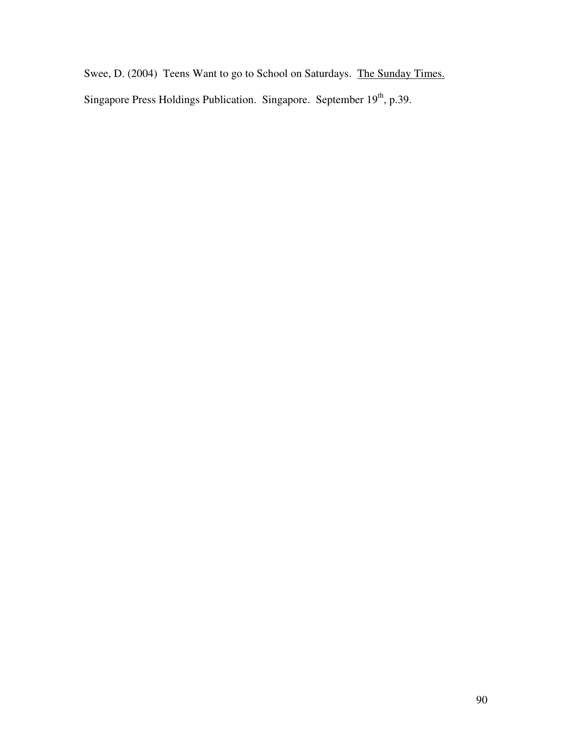Swee, D. (2004) Teens Want to go to School on Saturdays. <u>The Sunday Times.</u> Singapore Press Holdings Publication. Singapore. September 19th, p.39.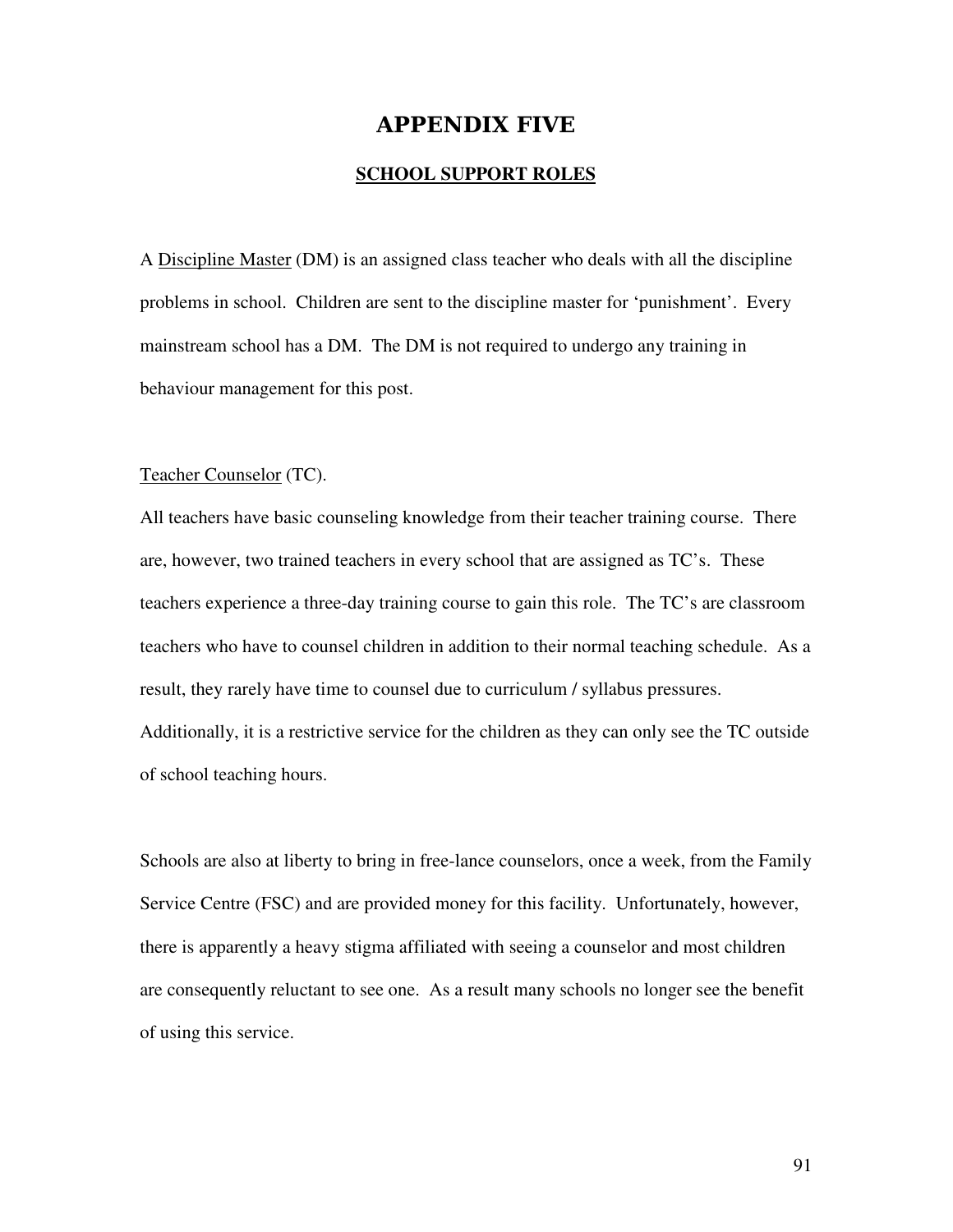# APPENDIX FIVE

## SCHOOL SUPPORT ROLES

A Discipline Master (DM) is an assigned class teacher who deals with all the discipline problems in school. Children are sent to the discipline master for 'punishment'. Every mainstream school has a DM. The DM is not required to undergo any training in behaviour management for this post.

Teacher Counselor (TC).

All teachers have basic counseling knowledge from their teacher training course. There are, however, two trained teachers in every school that are assigned as TC's. These teachers experience a three-day training course to gain this role. The TC's are classroom teachers who have to counsel children in addition to their normal teaching schedule. As a result, they rarely have time to counsel due to curriculum / syllabus pressures. Additionally, it is a restrictive service for the children as they can only see the TC outside of school teaching hours.

Schools are also at liberty to bring in free-lance counselors, once a week, from the Family Service Centre (FSC) and are provided money for this facility. Unfortunately, however, there is apparently a heavy stigma affiliated with seeing a counselor and most children are consequently reluctant to see one. As a result many schools no longer see the benefit of using this service.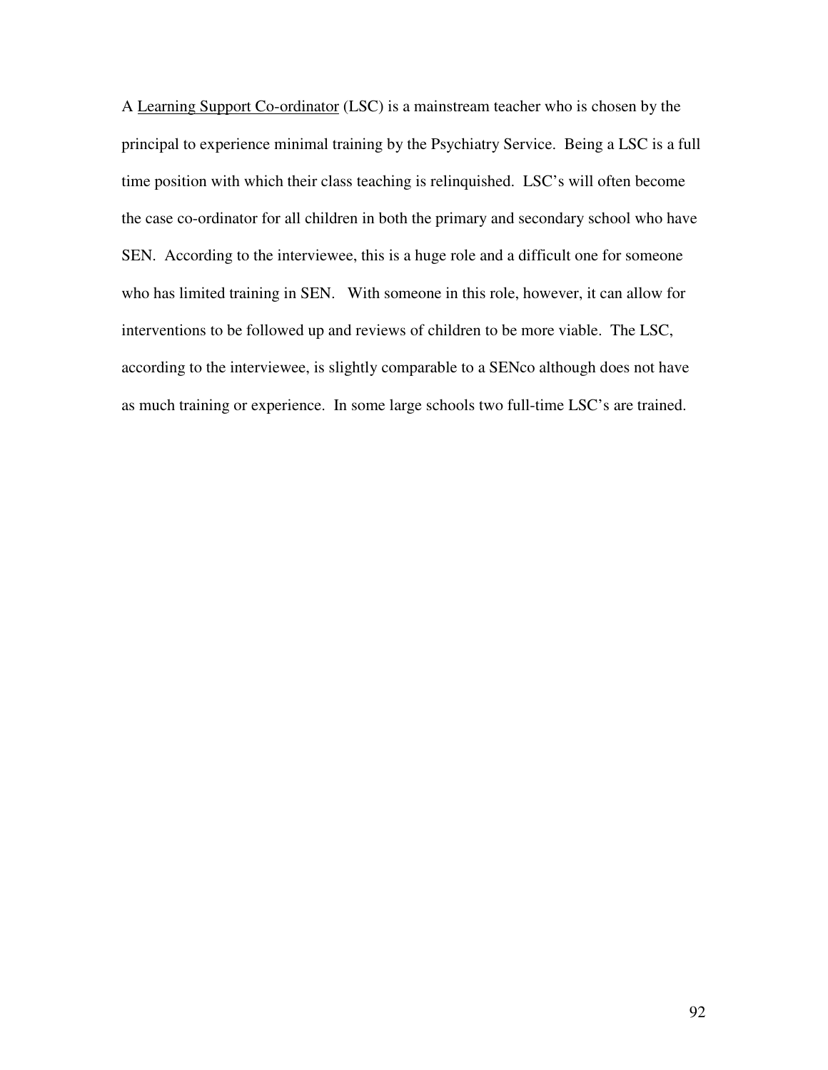A <u>Learning Support Co-ordinator</u> (LSC) is a mainstream teacher who is chosen by the principal to experience minimal training by the Psychiatry Service. Being a LSC is a full time position with which their class teaching is relinquished. LSC's will often become the case co-ordinator for all children in both the primary and secondary school who have SEN. According to the interviewee, this is a huge role and a difficult one for someone who has limited training in SEN. With someone in this role, however, it can allow for interventions to be followed up and reviews of children to be more viable. The LSC, according to the interviewee, is slightly comparable to a SENco although does not have as much training or experience. In some large schools two full-time LSC's are trained.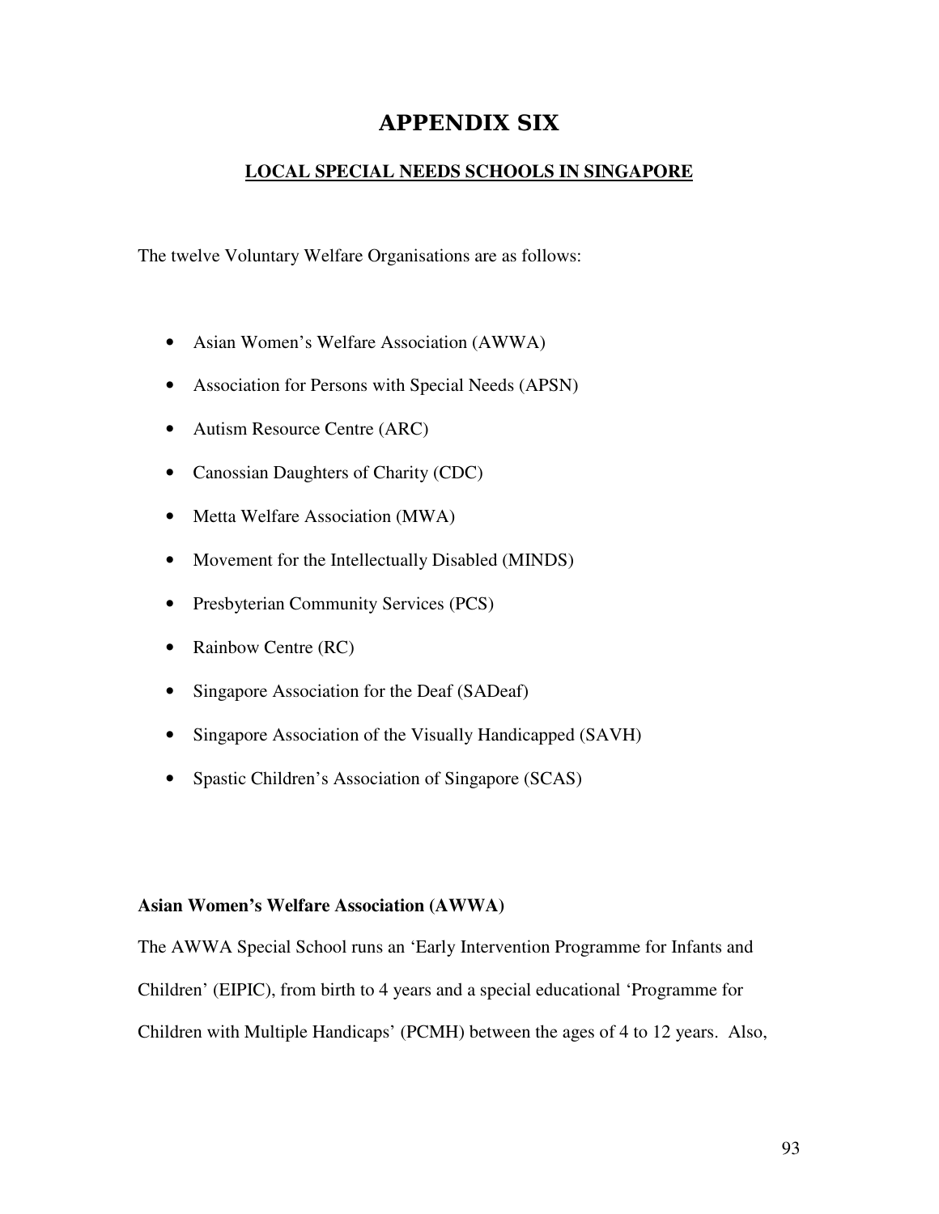# APPENDIX SIX

## LOCAL SPECIAL NEEDS SCHOOLS IN SINGAPORE

The twelve Voluntary Welfare Organisations are as follows:

- Asian Women's Welfare Association (AWWA)
- Association for Persons with Special Needs (APSN)
- Autism Resource Centre (ARC)
- Canossian Daughters of Charity (CDC)
- Metta Welfare Association (MWA)
- Movement for the Intellectually Disabled (MINDS)
- Presbyterian Community Services (PCS)
- Rainbow Centre (RC)
- Singapore Association for the Deaf (SADeaf)
- Singapore Association of the Visually Handicapped (SAVH)
- Spastic Children's Association of Singapore (SCAS)

**Asian Women's Welfare Association (AWWA)**

The AWWA Special School runs an 'Early Intervention Programme for Infants and Children' (EIPIC), from birth to 4 years and a special educational 'Programme for Children with Multiple Handicaps' (PCMH) between the ages of 4 to 12 years. Also,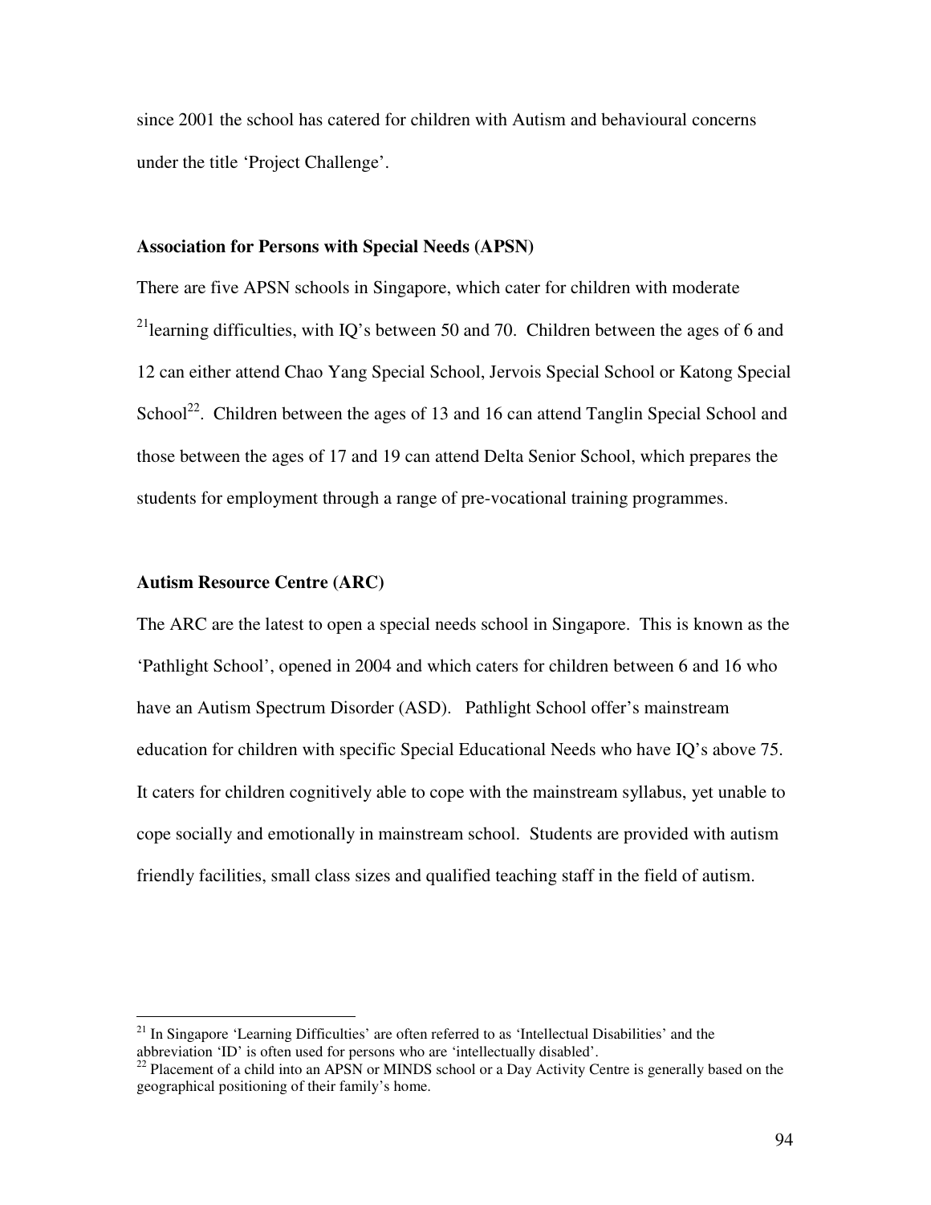since 2001 the school has catered for children with Autism and behavioural concerns under the title 'Project Challenge'.

**Association for Persons with Special Needs (APSN)**

There are five APSN schools in Singapore, which cater for children with moderate [21]learning difficulties, with IQ's between 50 and 70. Children between the ages of 6 and 12 can either attend Chao Yang Special School, Jervois Special School or Katong Special School[22]. Children between the ages of 13 and 16 can attend Tanglin Special School and those between the ages of 17 and 19 can attend Delta Senior School, which prepares the students for employment through a range of pre-vocational training programmes.

**Autism Resource Centre (ARC)**

The ARC are the latest to open a special needs school in Singapore. This is known as the 'Pathlight School', opened in 2004 and which caters for children between 6 and 16 who have an Autism Spectrum Disorder (ASD). Pathlight School offer's mainstream education for children with specific Special Educational Needs who have IQ's above 75. It caters for children cognitively able to cope with the mainstream syllabus, yet unable to cope socially and emotionally in mainstream school. Students are provided with autism friendly facilities, small class sizes and qualified teaching staff in the field of autism.

---

[21] In Singapore 'Learning Difficulties' are often referred to as 'Intellectual Disabilities' and the abbreviation 'ID' is often used for persons who are 'intellectually disabled'.

[22] Placement of a child into an APSN or MINDS school or a Day Activity Centre is generally based on the geographical positioning of their family's home.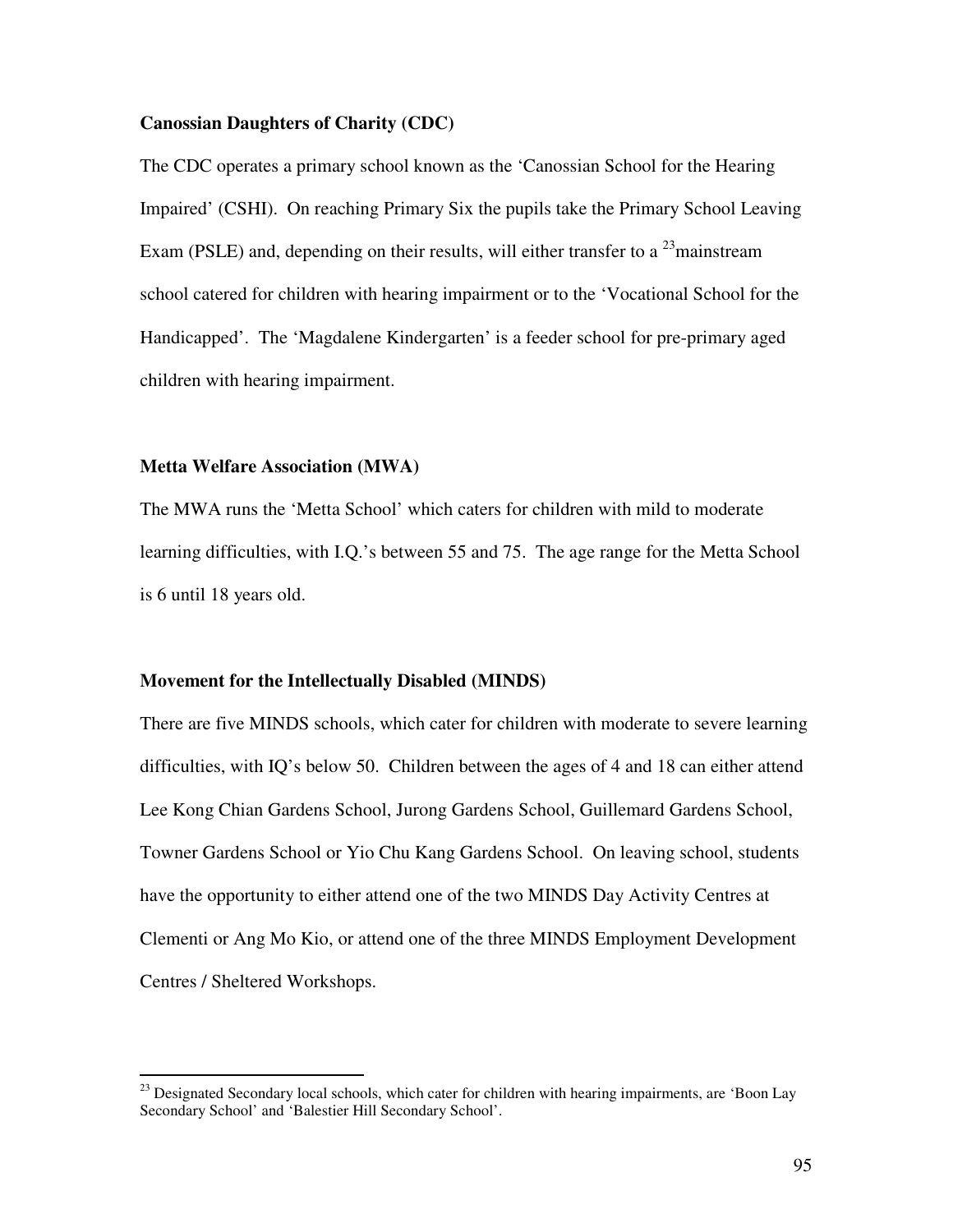**Canossian Daughters of Charity (CDC)**

The CDC operates a primary school known as the 'Canossian School for the Hearing Impaired' (CSHI). On reaching Primary Six the pupils take the Primary School Leaving Exam (PSLE) and, depending on their results, will either transfer to a [23]mainstream school catered for children with hearing impairment or to the 'Vocational School for the Handicapped'. The 'Magdalene Kindergarten' is a feeder school for pre-primary aged children with hearing impairment.

**Metta Welfare Association (MWA)**

The MWA runs the 'Metta School' which caters for children with mild to moderate learning difficulties, with I.Q.'s between 55 and 75. The age range for the Metta School is 6 until 18 years old.

**Movement for the Intellectually Disabled (MINDS)**

There are five MINDS schools, which cater for children with moderate to severe learning difficulties, with IQ's below 50. Children between the ages of 4 and 18 can either attend Lee Kong Chian Gardens School, Jurong Gardens School, Guillemard Gardens School, Towner Gardens School or Yio Chu Kang Gardens School. On leaving school, students have the opportunity to either attend one of the two MINDS Day Activity Centres at Clementi or Ang Mo Kio, or attend one of the three MINDS Employment Development Centres / Sheltered Workshops.

---

[23] Designated Secondary local schools, which cater for children with hearing impairments, are 'Boon Lay Secondary School' and 'Balestier Hill Secondary School'.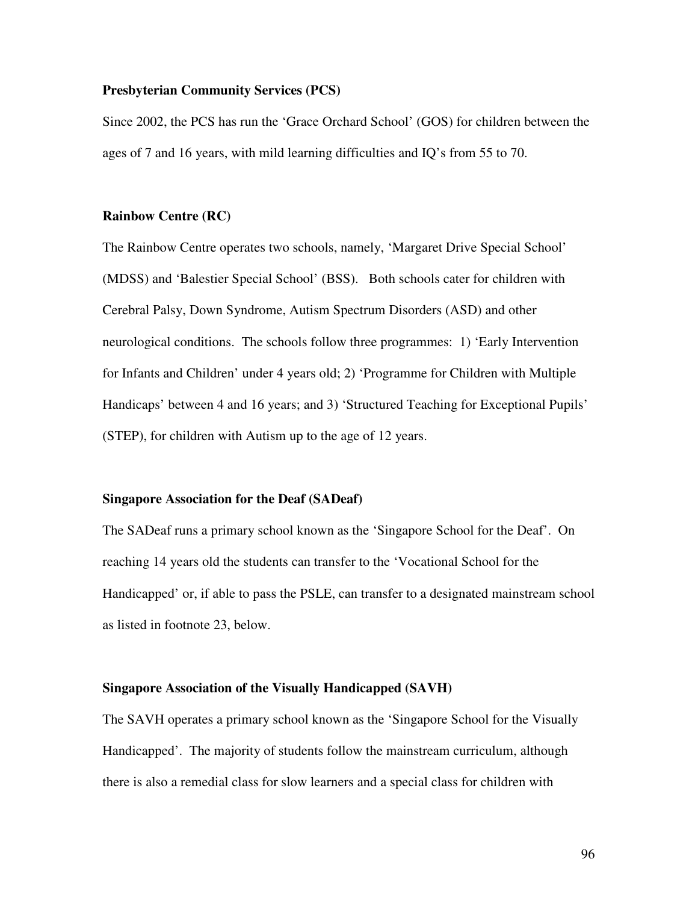**Presbyterian Community Services (PCS)**

Since 2002, the PCS has run the 'Grace Orchard School' (GOS) for children between the ages of 7 and 16 years, with mild learning difficulties and IQ's from 55 to 70.

**Rainbow Centre (RC)**

The Rainbow Centre operates two schools, namely, 'Margaret Drive Special School' (MDSS) and 'Balestier Special School' (BSS). Both schools cater for children with Cerebral Palsy, Down Syndrome, Autism Spectrum Disorders (ASD) and other neurological conditions. The schools follow three programmes: 1) 'Early Intervention for Infants and Children' under 4 years old; 2) 'Programme for Children with Multiple Handicaps' between 4 and 16 years; and 3) 'Structured Teaching for Exceptional Pupils' (STEP), for children with Autism up to the age of 12 years.

**Singapore Association for the Deaf (SADeaf)**

The SADeaf runs a primary school known as the 'Singapore School for the Deaf'. On reaching 14 years old the students can transfer to the 'Vocational School for the Handicapped' or, if able to pass the PSLE, can transfer to a designated mainstream school as listed in footnote 23, below.

**Singapore Association of the Visually Handicapped (SAVH)**

The SAVH operates a primary school known as the 'Singapore School for the Visually Handicapped'. The majority of students follow the mainstream curriculum, although there is also a remedial class for slow learners and a special class for children with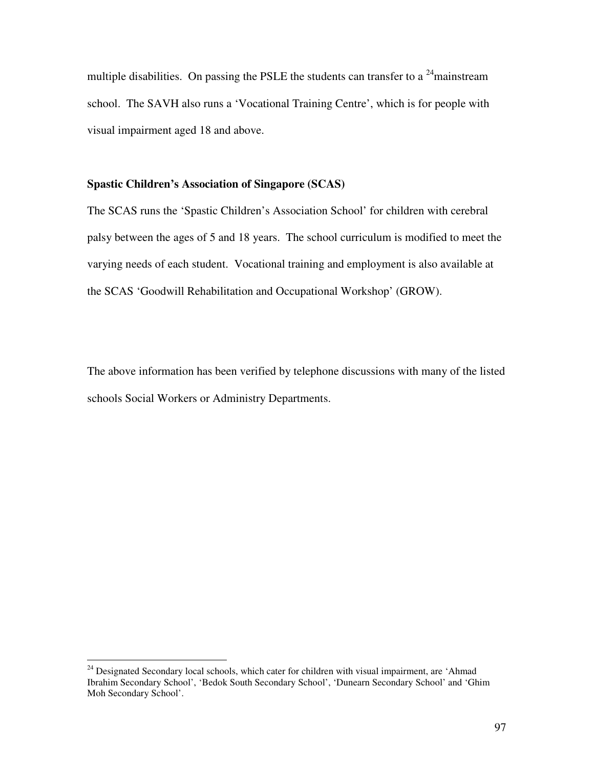multiple disabilities. On passing the PSLE the students can transfer to a [24]mainstream school. The SAVH also runs a 'Vocational Training Centre', which is for people with visual impairment aged 18 and above.

**Spastic Children's Association of Singapore (SCAS)**

The SCAS runs the 'Spastic Children's Association School' for children with cerebral palsy between the ages of 5 and 18 years. The school curriculum is modified to meet the varying needs of each student. Vocational training and employment is also available at the SCAS 'Goodwill Rehabilitation and Occupational Workshop' (GROW).

The above information has been verified by telephone discussions with many of the listed schools Social Workers or Administry Departments.

---

[24] Designated Secondary local schools, which cater for children with visual impairment, are 'Ahmad Ibrahim Secondary School', 'Bedok South Secondary School', 'Dunearn Secondary School' and 'Ghim Moh Secondary School'.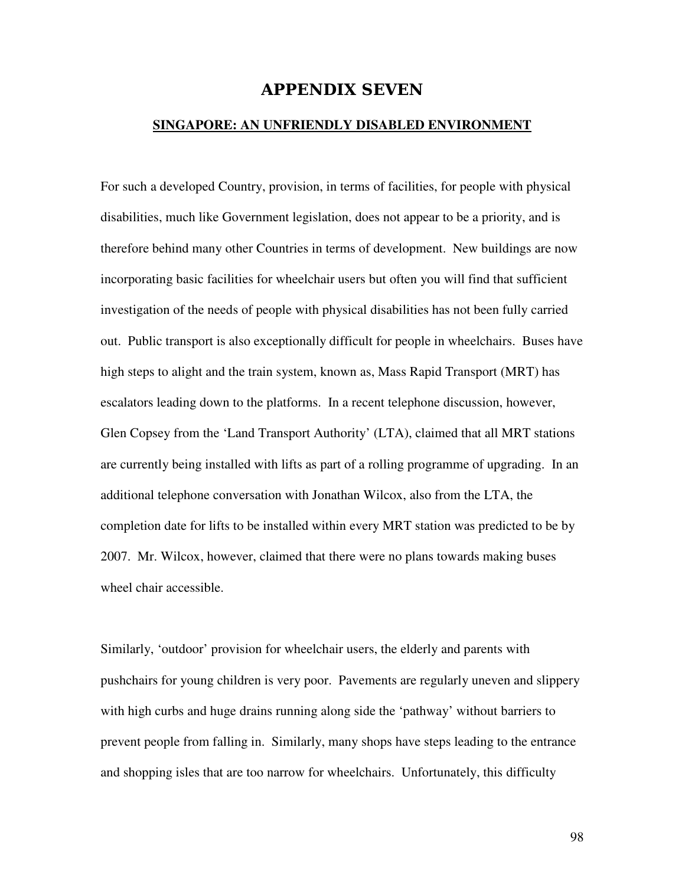# APPENDIX SEVEN

## SINGAPORE: AN UNFRIENDLY DISABLED ENVIRONMENT

For such a developed Country, provision, in terms of facilities, for people with physical disabilities, much like Government legislation, does not appear to be a priority, and is therefore behind many other Countries in terms of development. New buildings are now incorporating basic facilities for wheelchair users but often you will find that sufficient investigation of the needs of people with physical disabilities has not been fully carried out. Public transport is also exceptionally difficult for people in wheelchairs. Buses have high steps to alight and the train system, known as, Mass Rapid Transport (MRT) has escalators leading down to the platforms. In a recent telephone discussion, however, Glen Copsey from the 'Land Transport Authority' (LTA), claimed that all MRT stations are currently being installed with lifts as part of a rolling programme of upgrading. In an additional telephone conversation with Jonathan Wilcox, also from the LTA, the completion date for lifts to be installed within every MRT station was predicted to be by 2007. Mr. Wilcox, however, claimed that there were no plans towards making buses wheel chair accessible.

Similarly, 'outdoor' provision for wheelchair users, the elderly and parents with pushchairs for young children is very poor. Pavements are regularly uneven and slippery with high curbs and huge drains running along side the 'pathway' without barriers to prevent people from falling in. Similarly, many shops have steps leading to the entrance and shopping isles that are too narrow for wheelchairs. Unfortunately, this difficulty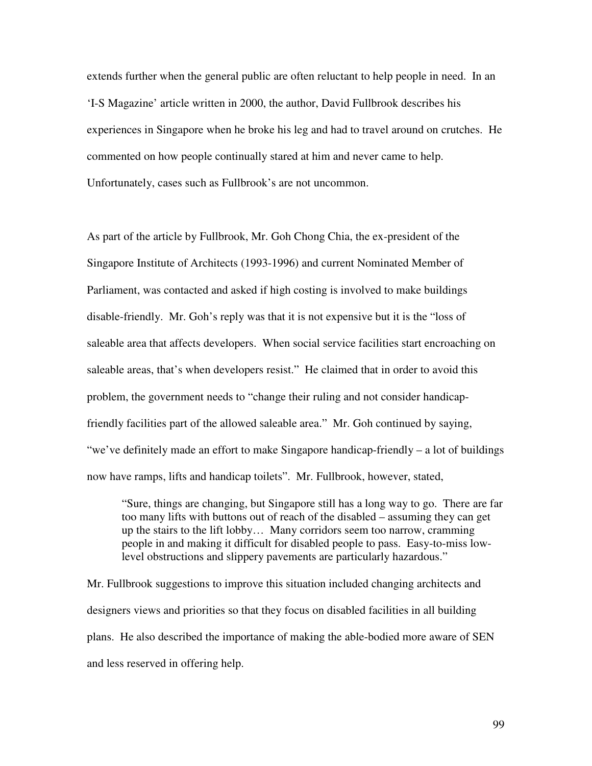extends further when the general public are often reluctant to help people in need. In an 'I-S Magazine' article written in 2000, the author, David Fullbrook describes his experiences in Singapore when he broke his leg and had to travel around on crutches. He commented on how people continually stared at him and never came to help. Unfortunately, cases such as Fullbrook's are not uncommon.

As part of the article by Fullbrook, Mr. Goh Chong Chia, the ex-president of the Singapore Institute of Architects (1993-1996) and current Nominated Member of Parliament, was contacted and asked if high costing is involved to make buildings disable-friendly. Mr. Goh's reply was that it is not expensive but it is the "loss of saleable area that affects developers. When social service facilities start encroaching on saleable areas, that's when developers resist." He claimed that in order to avoid this problem, the government needs to "change their ruling and not consider handicap-friendly facilities part of the allowed saleable area." Mr. Goh continued by saying, "we've definitely made an effort to make Singapore handicap-friendly – a lot of buildings now have ramps, lifts and handicap toilets". Mr. Fullbrook, however, stated,

> "Sure, things are changing, but Singapore still has a long way to go. There are far too many lifts with buttons out of reach of the disabled – assuming they can get up the stairs to the lift lobby… Many corridors seem too narrow, cramming people in and making it difficult for disabled people to pass. Easy-to-miss low-level obstructions and slippery pavements are particularly hazardous."

Mr. Fullbrook suggestions to improve this situation included changing architects and designers views and priorities so that they focus on disabled facilities in all building plans. He also described the importance of making the able-bodied more aware of SEN and less reserved in offering help.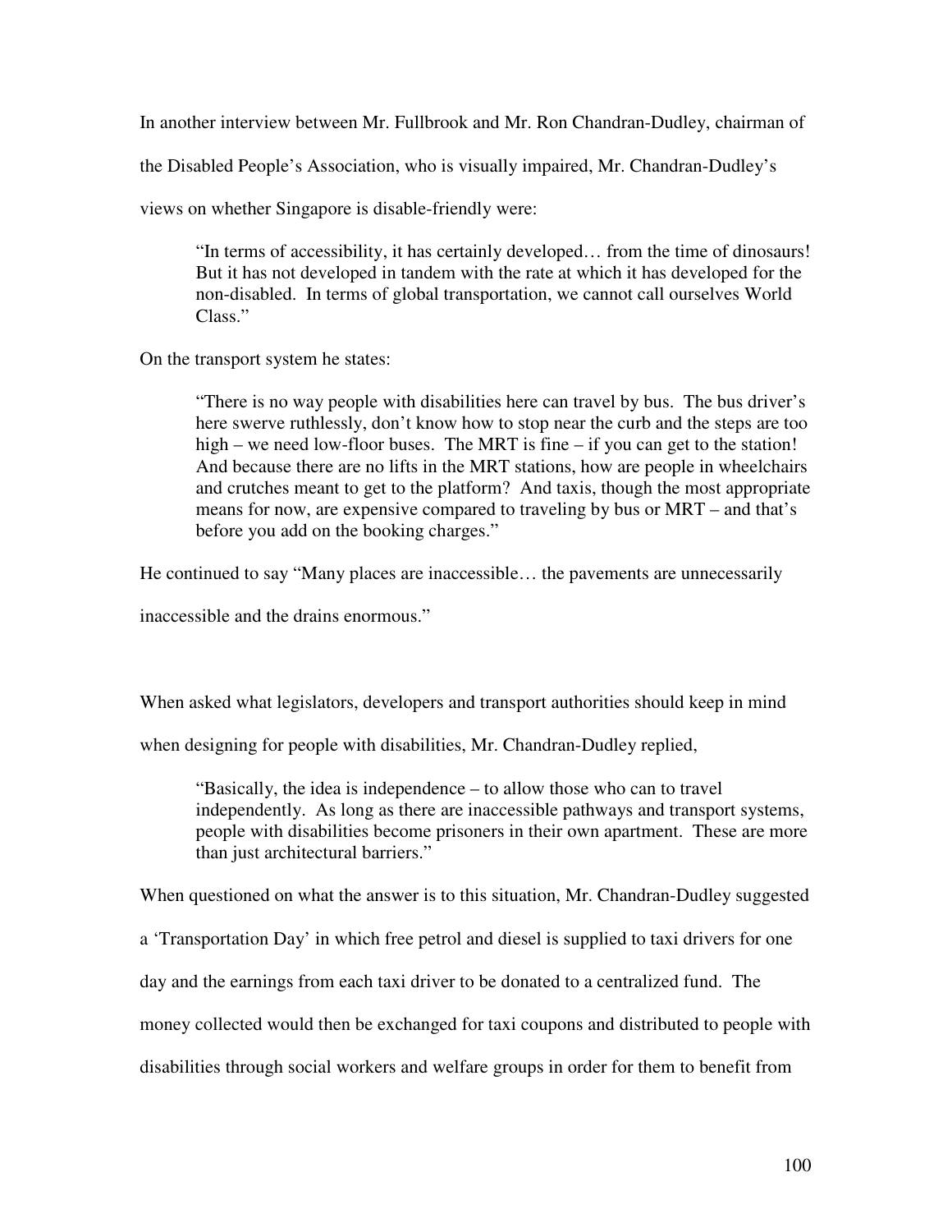In another interview between Mr. Fullbrook and Mr. Ron Chandran-Dudley, chairman of the Disabled People's Association, who is visually impaired, Mr. Chandran-Dudley's views on whether Singapore is disable-friendly were:

> "In terms of accessibility, it has certainly developed… from the time of dinosaurs! But it has not developed in tandem with the rate at which it has developed for the non-disabled. In terms of global transportation, we cannot call ourselves World Class."

On the transport system he states:

> "There is no way people with disabilities here can travel by bus. The bus driver's here swerve ruthlessly, don't know how to stop near the curb and the steps are too high – we need low-floor buses. The MRT is fine – if you can get to the station! And because there are no lifts in the MRT stations, how are people in wheelchairs and crutches meant to get to the platform? And taxis, though the most appropriate means for now, are expensive compared to traveling by bus or MRT – and that's before you add on the booking charges."

He continued to say "Many places are inaccessible… the pavements are unnecessarily inaccessible and the drains enormous."

When asked what legislators, developers and transport authorities should keep in mind when designing for people with disabilities, Mr. Chandran-Dudley replied,

> "Basically, the idea is independence – to allow those who can to travel independently. As long as there are inaccessible pathways and transport systems, people with disabilities become prisoners in their own apartment. These are more than just architectural barriers."

When questioned on what the answer is to this situation, Mr. Chandran-Dudley suggested a 'Transportation Day' in which free petrol and diesel is supplied to taxi drivers for one day and the earnings from each taxi driver to be donated to a centralized fund. The money collected would then be exchanged for taxi coupons and distributed to people with disabilities through social workers and welfare groups in order for them to benefit from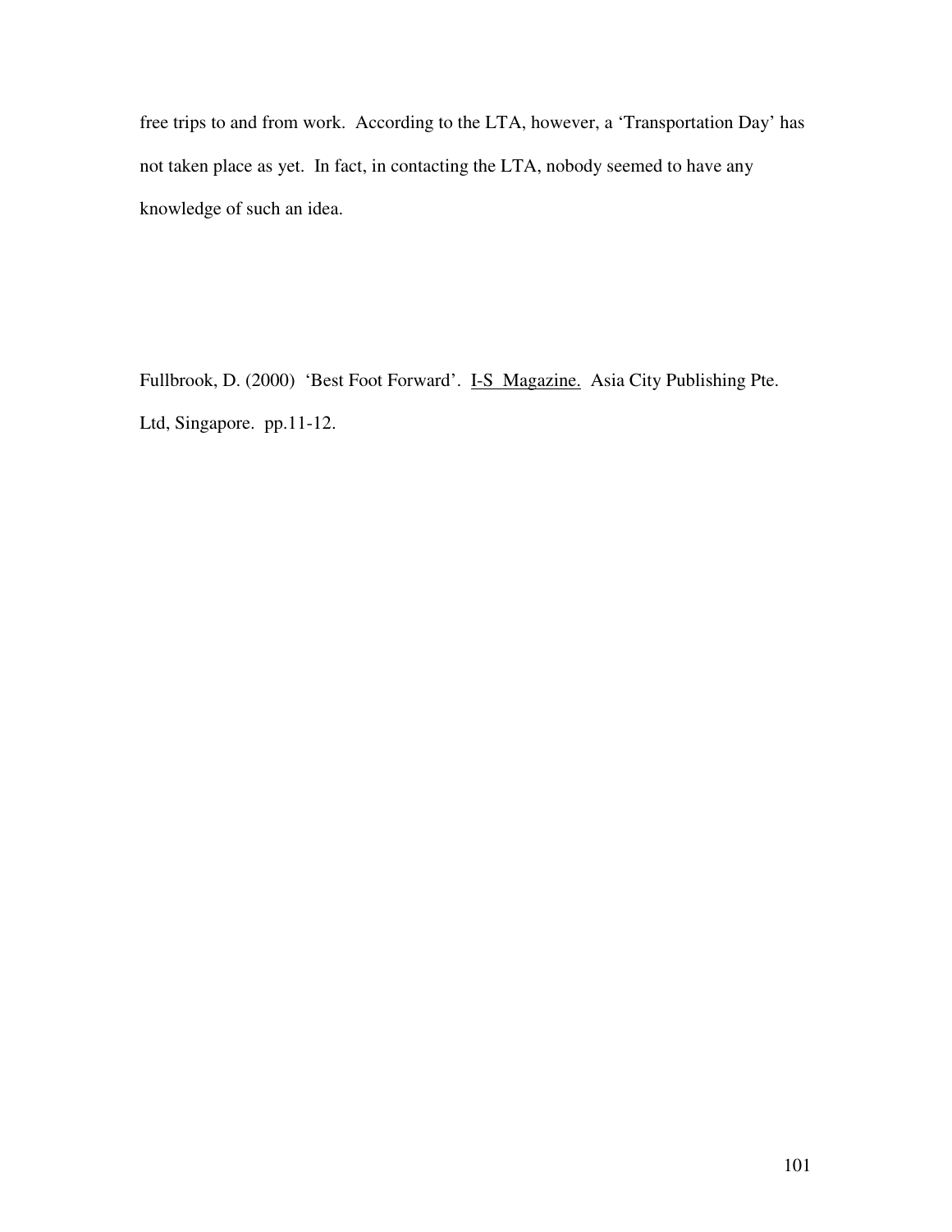free trips to and from work. According to the LTA, however, a 'Transportation Day' has not taken place as yet. In fact, in contacting the LTA, nobody seemed to have any knowledge of such an idea.

Fullbrook, D. (2000) 'Best Foot Forward'. <u>I-S Magazine.</u> Asia City Publishing Pte. Ltd, Singapore. pp.11-12.